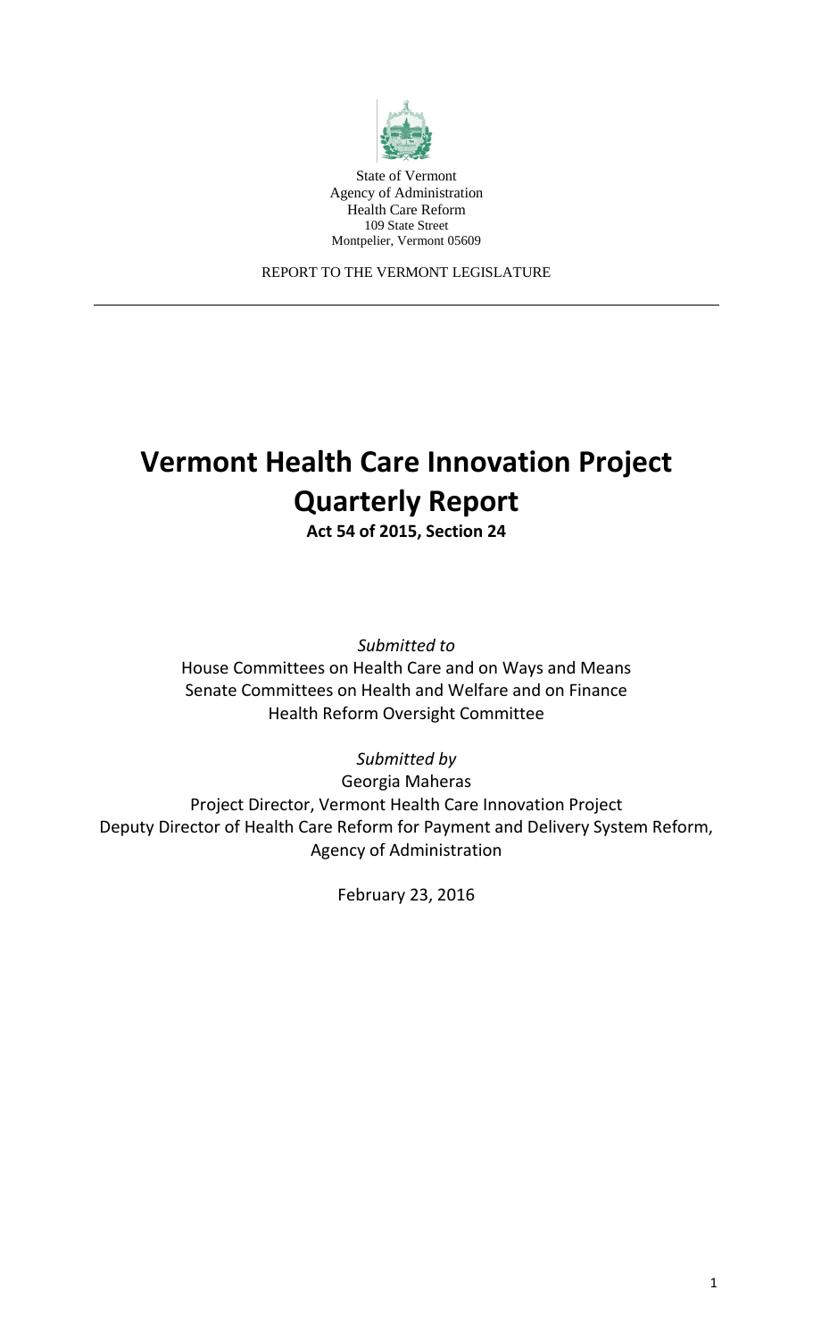State of Vermont
Agency of Administration
Health Care Reform
109 State Street
Montpelier, Vermont 05609

REPORT TO THE VERMONT LEGISLATURE

---

# Vermont Health Care Innovation Project Quarterly Report

**Act 54 of 2015, Section 24**

*Submitted to*

House Committees on Health Care and on Ways and Means
Senate Committees on Health and Welfare and on Finance
Health Reform Oversight Committee

*Submitted by*

Georgia Maheras
Project Director, Vermont Health Care Innovation Project
Deputy Director of Health Care Reform for Payment and Delivery System Reform, Agency of Administration

February 23, 2016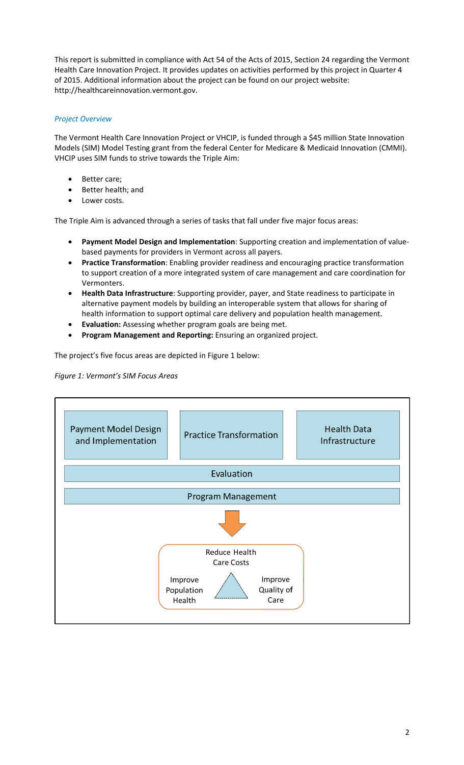This report is submitted in compliance with Act 54 of the Acts of 2015, Section 24 regarding the Vermont Health Care Innovation Project. It provides updates on activities performed by this project in Quarter 4 of 2015. Additional information about the project can be found on our project website: http://healthcareinnovation.vermont.gov.

### *Project Overview*

The Vermont Health Care Innovation Project or VHCIP, is funded through a $45 million State Innovation Models (SIM) Model Testing grant from the federal Center for Medicare & Medicaid Innovation (CMMI). VHCIP uses SIM funds to strive towards the Triple Aim:

- Better care;
- Better health; and
- Lower costs.

The Triple Aim is advanced through a series of tasks that fall under five major focus areas:

- **Payment Model Design and Implementation**: Supporting creation and implementation of value-based payments for providers in Vermont across all payers.
- **Practice Transformation**: Enabling provider readiness and encouraging practice transformation to support creation of a more integrated system of care management and care coordination for Vermonters.
- **Health Data Infrastructure**: Supporting provider, payer, and State readiness to participate in alternative payment models by building an interoperable system that allows for sharing of health information to support optimal care delivery and population health management.
- **Evaluation:** Assessing whether program goals are being met.
- **Program Management and Reporting:** Ensuring an organized project.

The project's five focus areas are depicted in Figure 1 below:

*Figure 1: Vermont's SIM Focus Areas*

Payment Model Design and Implementation | Practice Transformation | Health Data Infrastructure

Evaluation

Program Management

Reduce Health Care Costs

Improve Population Health

Improve Quality of Care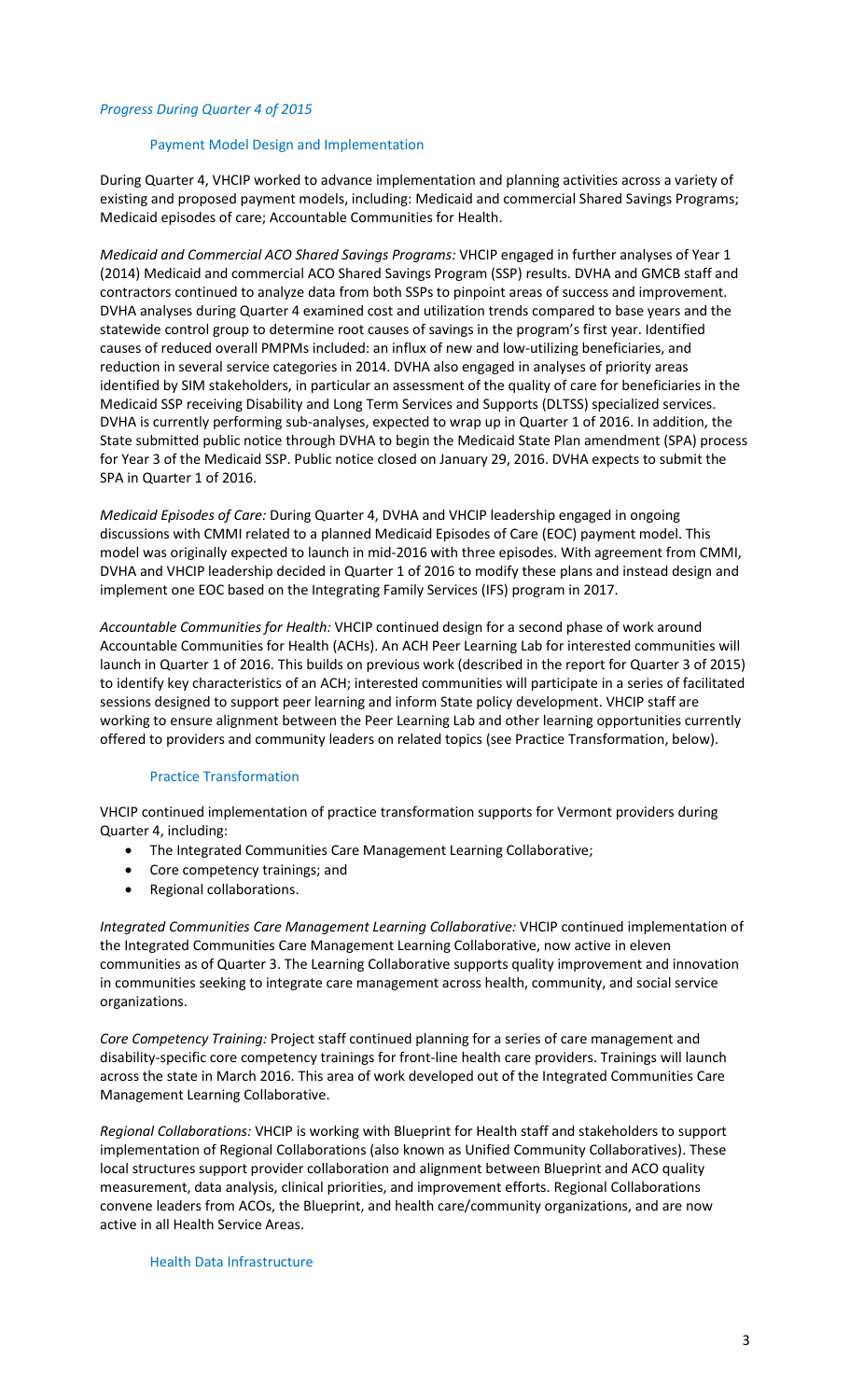### *Progress During Quarter 4 of 2015*

#### Payment Model Design and Implementation

During Quarter 4, VHCIP worked to advance implementation and planning activities across a variety of existing and proposed payment models, including: Medicaid and commercial Shared Savings Programs; Medicaid episodes of care; Accountable Communities for Health.

*Medicaid and Commercial ACO Shared Savings Programs:* VHCIP engaged in further analyses of Year 1 (2014) Medicaid and commercial ACO Shared Savings Program (SSP) results. DVHA and GMCB staff and contractors continued to analyze data from both SSPs to pinpoint areas of success and improvement. DVHA analyses during Quarter 4 examined cost and utilization trends compared to base years and the statewide control group to determine root causes of savings in the program's first year. Identified causes of reduced overall PMPMs included: an influx of new and low-utilizing beneficiaries, and reduction in several service categories in 2014. DVHA also engaged in analyses of priority areas identified by SIM stakeholders, in particular an assessment of the quality of care for beneficiaries in the Medicaid SSP receiving Disability and Long Term Services and Supports (DLTSS) specialized services. DVHA is currently performing sub-analyses, expected to wrap up in Quarter 1 of 2016. In addition, the State submitted public notice through DVHA to begin the Medicaid State Plan amendment (SPA) process for Year 3 of the Medicaid SSP. Public notice closed on January 29, 2016. DVHA expects to submit the SPA in Quarter 1 of 2016.

*Medicaid Episodes of Care:* During Quarter 4, DVHA and VHCIP leadership engaged in ongoing discussions with CMMI related to a planned Medicaid Episodes of Care (EOC) payment model. This model was originally expected to launch in mid-2016 with three episodes. With agreement from CMMI, DVHA and VHCIP leadership decided in Quarter 1 of 2016 to modify these plans and instead design and implement one EOC based on the Integrating Family Services (IFS) program in 2017.

*Accountable Communities for Health:* VHCIP continued design for a second phase of work around Accountable Communities for Health (ACHs). An ACH Peer Learning Lab for interested communities will launch in Quarter 1 of 2016. This builds on previous work (described in the report for Quarter 3 of 2015) to identify key characteristics of an ACH; interested communities will participate in a series of facilitated sessions designed to support peer learning and inform State policy development. VHCIP staff are working to ensure alignment between the Peer Learning Lab and other learning opportunities currently offered to providers and community leaders on related topics (see Practice Transformation, below).

#### Practice Transformation

VHCIP continued implementation of practice transformation supports for Vermont providers during Quarter 4, including:

- The Integrated Communities Care Management Learning Collaborative;
- Core competency trainings; and
- Regional collaborations.

*Integrated Communities Care Management Learning Collaborative:* VHCIP continued implementation of the Integrated Communities Care Management Learning Collaborative, now active in eleven communities as of Quarter 3. The Learning Collaborative supports quality improvement and innovation in communities seeking to integrate care management across health, community, and social service organizations.

*Core Competency Training:* Project staff continued planning for a series of care management and disability-specific core competency trainings for front-line health care providers. Trainings will launch across the state in March 2016. This area of work developed out of the Integrated Communities Care Management Learning Collaborative.

*Regional Collaborations:* VHCIP is working with Blueprint for Health staff and stakeholders to support implementation of Regional Collaborations (also known as Unified Community Collaboratives). These local structures support provider collaboration and alignment between Blueprint and ACO quality measurement, data analysis, clinical priorities, and improvement efforts. Regional Collaborations convene leaders from ACOs, the Blueprint, and health care/community organizations, and are now active in all Health Service Areas.

#### Health Data Infrastructure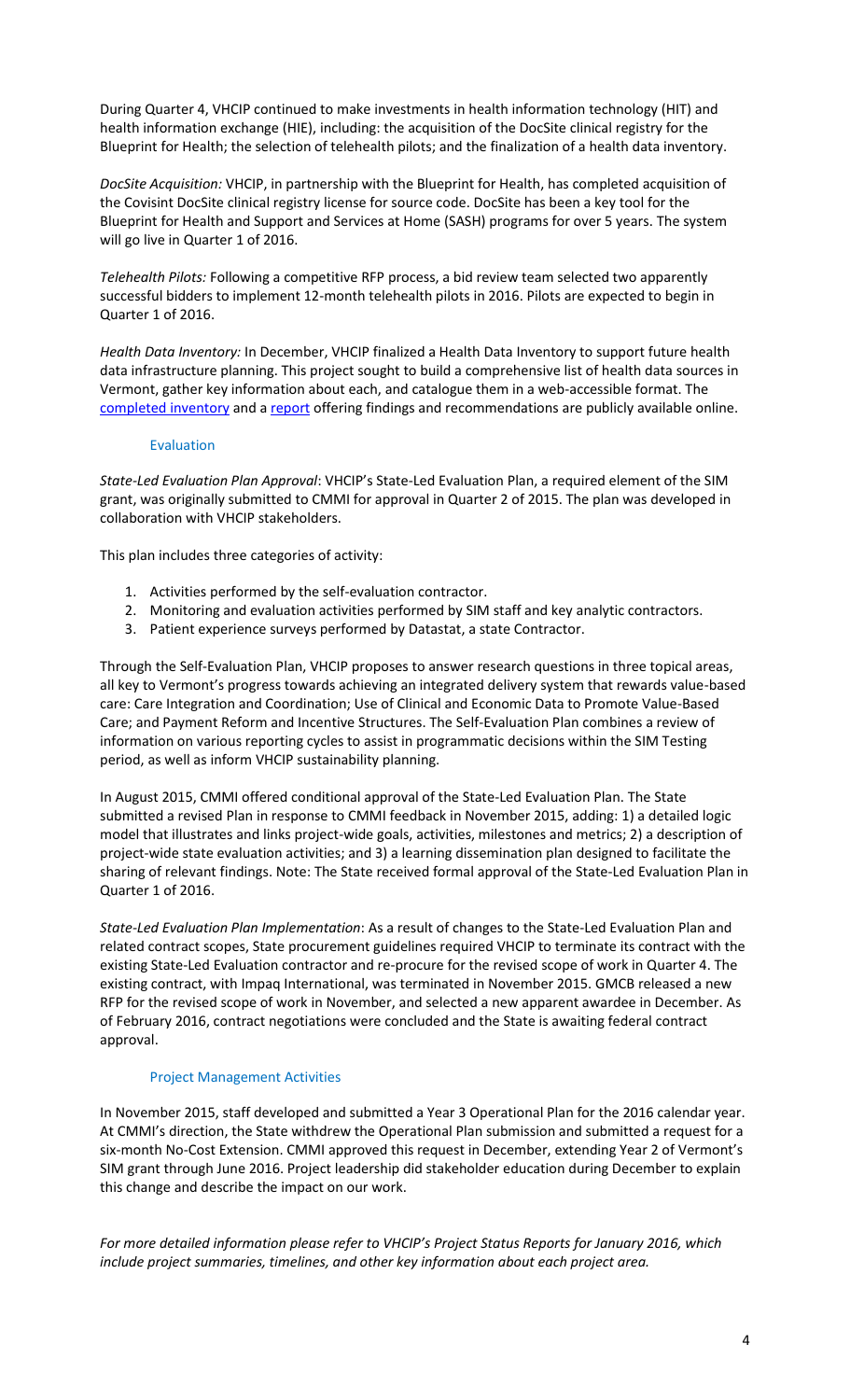During Quarter 4, VHCIP continued to make investments in health information technology (HIT) and health information exchange (HIE), including: the acquisition of the DocSite clinical registry for the Blueprint for Health; the selection of telehealth pilots; and the finalization of a health data inventory.

*DocSite Acquisition:* VHCIP, in partnership with the Blueprint for Health, has completed acquisition of the Covisint DocSite clinical registry license for source code. DocSite has been a key tool for the Blueprint for Health and Support and Services at Home (SASH) programs for over 5 years. The system will go live in Quarter 1 of 2016.

*Telehealth Pilots:* Following a competitive RFP process, a bid review team selected two apparently successful bidders to implement 12-month telehealth pilots in 2016. Pilots are expected to begin in Quarter 1 of 2016.

*Health Data Inventory:* In December, VHCIP finalized a Health Data Inventory to support future health data infrastructure planning. This project sought to build a comprehensive list of health data sources in Vermont, gather key information about each, and catalogue them in a web-accessible format. The completed inventory and a report offering findings and recommendations are publicly available online.

### Evaluation

*State-Led Evaluation Plan Approval*: VHCIP's State-Led Evaluation Plan, a required element of the SIM grant, was originally submitted to CMMI for approval in Quarter 2 of 2015. The plan was developed in collaboration with VHCIP stakeholders.

This plan includes three categories of activity:

1. Activities performed by the self-evaluation contractor.
2. Monitoring and evaluation activities performed by SIM staff and key analytic contractors.
3. Patient experience surveys performed by Datastat, a state Contractor.

Through the Self-Evaluation Plan, VHCIP proposes to answer research questions in three topical areas, all key to Vermont's progress towards achieving an integrated delivery system that rewards value-based care: Care Integration and Coordination; Use of Clinical and Economic Data to Promote Value-Based Care; and Payment Reform and Incentive Structures. The Self-Evaluation Plan combines a review of information on various reporting cycles to assist in programmatic decisions within the SIM Testing period, as well as inform VHCIP sustainability planning.

In August 2015, CMMI offered conditional approval of the State-Led Evaluation Plan. The State submitted a revised Plan in response to CMMI feedback in November 2015, adding: 1) a detailed logic model that illustrates and links project-wide goals, activities, milestones and metrics; 2) a description of project-wide state evaluation activities; and 3) a learning dissemination plan designed to facilitate the sharing of relevant findings. Note: The State received formal approval of the State-Led Evaluation Plan in Quarter 1 of 2016.

*State-Led Evaluation Plan Implementation*: As a result of changes to the State-Led Evaluation Plan and related contract scopes, State procurement guidelines required VHCIP to terminate its contract with the existing State-Led Evaluation contractor and re-procure for the revised scope of work in Quarter 4. The existing contract, with Impaq International, was terminated in November 2015. GMCB released a new RFP for the revised scope of work in November, and selected a new apparent awardee in December. As of February 2016, contract negotiations were concluded and the State is awaiting federal contract approval.

### Project Management Activities

In November 2015, staff developed and submitted a Year 3 Operational Plan for the 2016 calendar year. At CMMI's direction, the State withdrew the Operational Plan submission and submitted a request for a six-month No-Cost Extension. CMMI approved this request in December, extending Year 2 of Vermont's SIM grant through June 2016. Project leadership did stakeholder education during December to explain this change and describe the impact on our work.

*For more detailed information please refer to VHCIP's Project Status Reports for January 2016, which include project summaries, timelines, and other key information about each project area.*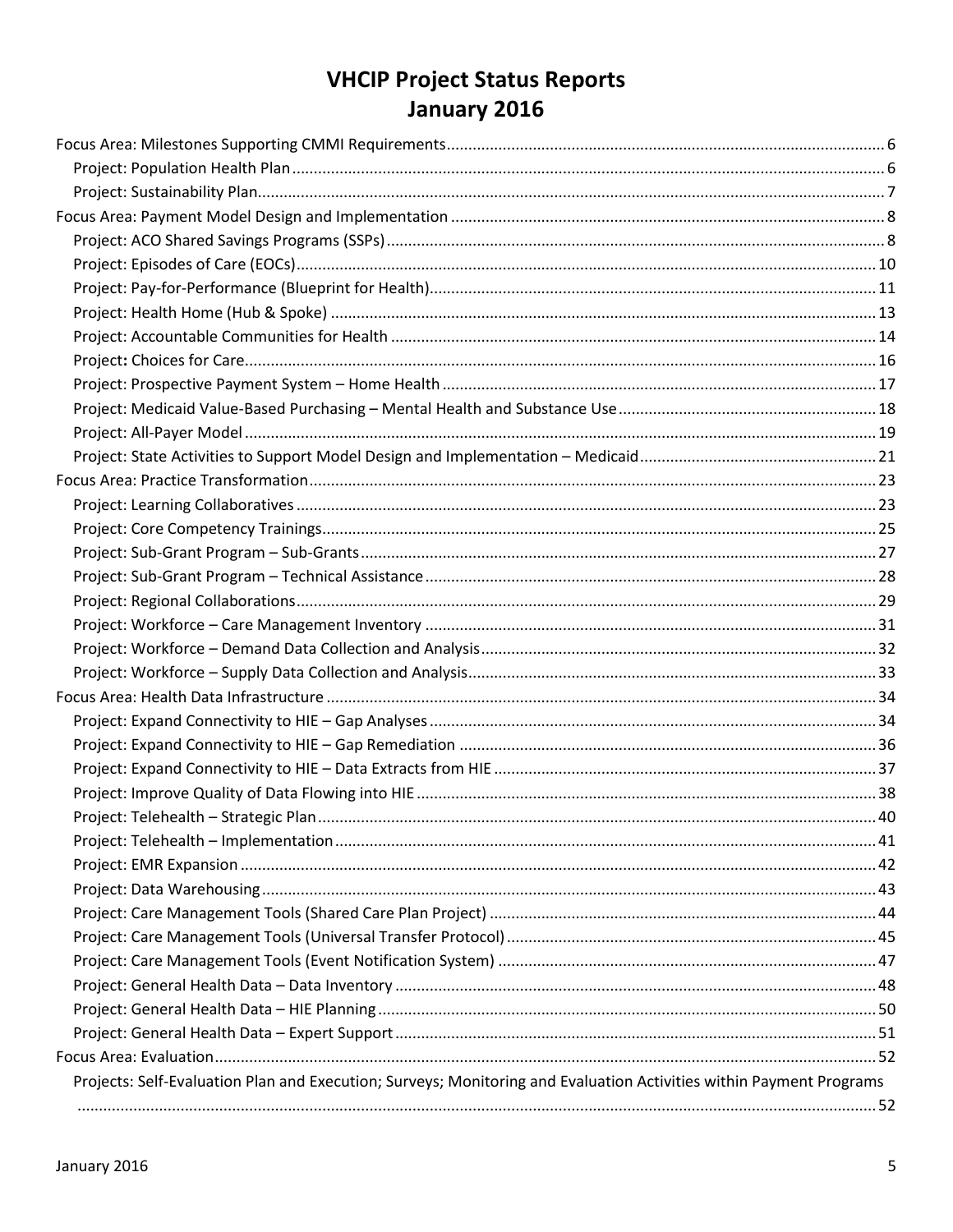# VHCIP Project Status Reports
# January 2016

- Focus Area: Milestones Supporting CMMI Requirements .......... 6
  - Project: Population Health Plan .......... 6
  - Project: Sustainability Plan .......... 7
- Focus Area: Payment Model Design and Implementation .......... 8
  - Project: ACO Shared Savings Programs (SSPs) .......... 8
  - Project: Episodes of Care (EOCs) .......... 10
  - Project: Pay-for-Performance (Blueprint for Health) .......... 11
  - Project: Health Home (Hub & Spoke) .......... 13
  - Project: Accountable Communities for Health .......... 14
  - Project**:** Choices for Care .......... 16
  - Project: Prospective Payment System – Home Health .......... 17
  - Project: Medicaid Value-Based Purchasing – Mental Health and Substance Use .......... 18
  - Project: All-Payer Model .......... 19
  - Project: State Activities to Support Model Design and Implementation – Medicaid .......... 21
- Focus Area: Practice Transformation .......... 23
  - Project: Learning Collaboratives .......... 23
  - Project: Core Competency Trainings .......... 25
  - Project: Sub-Grant Program – Sub-Grants .......... 27
  - Project: Sub-Grant Program – Technical Assistance .......... 28
  - Project: Regional Collaborations .......... 29
  - Project: Workforce – Care Management Inventory .......... 31
  - Project: Workforce – Demand Data Collection and Analysis .......... 32
  - Project: Workforce – Supply Data Collection and Analysis .......... 33
- Focus Area: Health Data Infrastructure .......... 34
  - Project: Expand Connectivity to HIE – Gap Analyses .......... 34
  - Project: Expand Connectivity to HIE – Gap Remediation .......... 36
  - Project: Expand Connectivity to HIE – Data Extracts from HIE .......... 37
  - Project: Improve Quality of Data Flowing into HIE .......... 38
  - Project: Telehealth – Strategic Plan .......... 40
  - Project: Telehealth – Implementation .......... 41
  - Project: EMR Expansion .......... 42
  - Project: Data Warehousing .......... 43
  - Project: Care Management Tools (Shared Care Plan Project) .......... 44
  - Project: Care Management Tools (Universal Transfer Protocol) .......... 45
  - Project: Care Management Tools (Event Notification System) .......... 47
  - Project: General Health Data – Data Inventory .......... 48
  - Project: General Health Data – HIE Planning .......... 50
  - Project: General Health Data – Expert Support .......... 51
- Focus Area: Evaluation .......... 52
  - Projects: Self-Evaluation Plan and Execution; Surveys; Monitoring and Evaluation Activities within Payment Programs .......... 52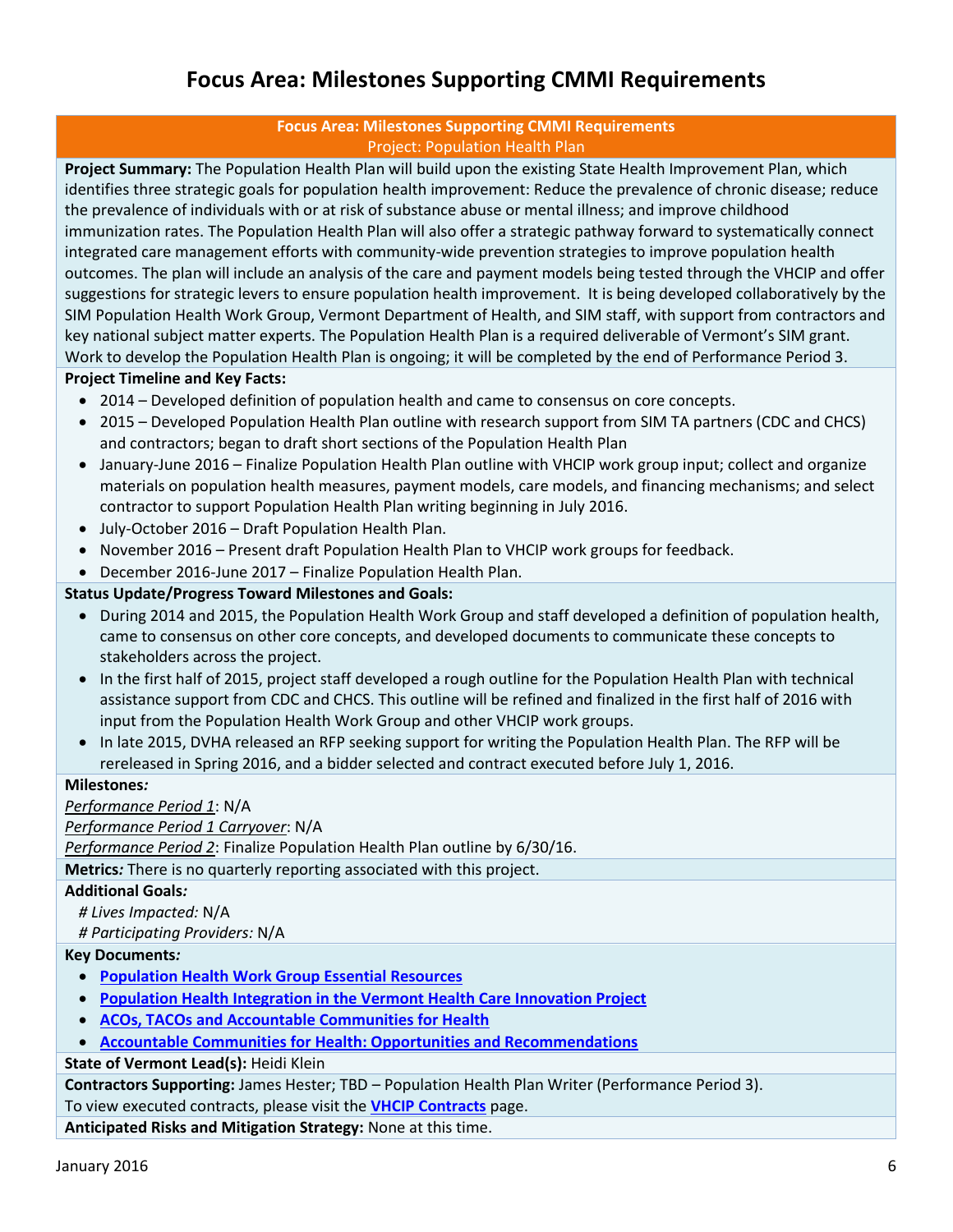# Focus Area: Milestones Supporting CMMI Requirements

**Focus Area: Milestones Supporting CMMI Requirements**
Project: Population Health Plan

**Project Summary:** The Population Health Plan will build upon the existing State Health Improvement Plan, which identifies three strategic goals for population health improvement: Reduce the prevalence of chronic disease; reduce the prevalence of individuals with or at risk of substance abuse or mental illness; and improve childhood immunization rates. The Population Health Plan will also offer a strategic pathway forward to systematically connect integrated care management efforts with community-wide prevention strategies to improve population health outcomes. The plan will include an analysis of the care and payment models being tested through the VHCIP and offer suggestions for strategic levers to ensure population health improvement. It is being developed collaboratively by the SIM Population Health Work Group, Vermont Department of Health, and SIM staff, with support from contractors and key national subject matter experts. The Population Health Plan is a required deliverable of Vermont's SIM grant. Work to develop the Population Health Plan is ongoing; it will be completed by the end of Performance Period 3.

**Project Timeline and Key Facts:**

- 2014 – Developed definition of population health and came to consensus on core concepts.
- 2015 – Developed Population Health Plan outline with research support from SIM TA partners (CDC and CHCS) and contractors; began to draft short sections of the Population Health Plan
- January-June 2016 – Finalize Population Health Plan outline with VHCIP work group input; collect and organize materials on population health measures, payment models, care models, and financing mechanisms; and select contractor to support Population Health Plan writing beginning in July 2016.
- July-October 2016 – Draft Population Health Plan.
- November 2016 – Present draft Population Health Plan to VHCIP work groups for feedback.
- December 2016-June 2017 – Finalize Population Health Plan.

**Status Update/Progress Toward Milestones and Goals:**

- During 2014 and 2015, the Population Health Work Group and staff developed a definition of population health, came to consensus on other core concepts, and developed documents to communicate these concepts to stakeholders across the project.
- In the first half of 2015, project staff developed a rough outline for the Population Health Plan with technical assistance support from CDC and CHCS. This outline will be refined and finalized in the first half of 2016 with input from the Population Health Work Group and other VHCIP work groups.
- In late 2015, DVHA released an RFP seeking support for writing the Population Health Plan. The RFP will be rereleased in Spring 2016, and a bidder selected and contract executed before July 1, 2016.

**Milestones***:*

*Performance Period 1*: N/A
*Performance Period 1 Carryover*: N/A
*Performance Period 2*: Finalize Population Health Plan outline by 6/30/16.

**Metrics***:* There is no quarterly reporting associated with this project.

**Additional Goals***:*

*# Lives Impacted:* N/A
*# Participating Providers:* N/A

**Key Documents***:*

- **Population Health Work Group Essential Resources**
- **Population Health Integration in the Vermont Health Care Innovation Project**
- **ACOs, TACOs and Accountable Communities for Health**
- **Accountable Communities for Health: Opportunities and Recommendations**

**State of Vermont Lead(s):** Heidi Klein

**Contractors Supporting:** James Hester; TBD – Population Health Plan Writer (Performance Period 3).
To view executed contracts, please visit the **VHCIP Contracts** page.

**Anticipated Risks and Mitigation Strategy:** None at this time.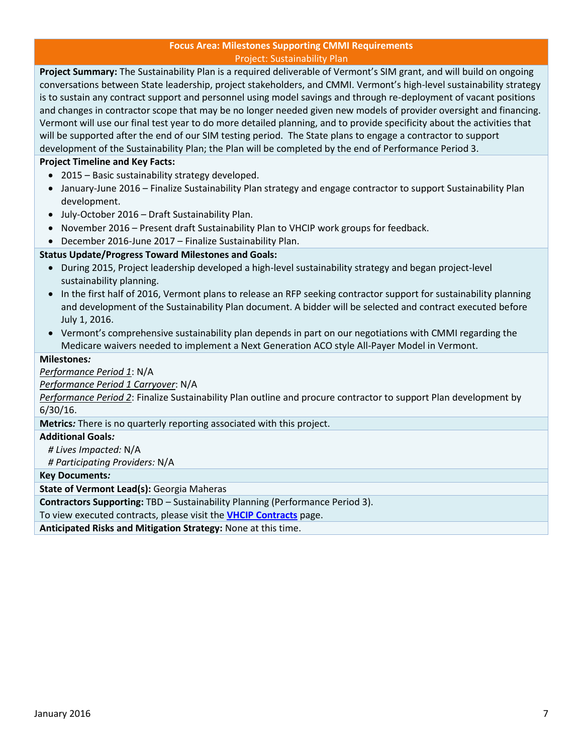## Focus Area: Milestones Supporting CMMI Requirements

### Project: Sustainability Plan

**Project Summary:** The Sustainability Plan is a required deliverable of Vermont's SIM grant, and will build on ongoing conversations between State leadership, project stakeholders, and CMMI. Vermont's high-level sustainability strategy is to sustain any contract support and personnel using model savings and through re-deployment of vacant positions and changes in contractor scope that may be no longer needed given new models of provider oversight and financing. Vermont will use our final test year to do more detailed planning, and to provide specificity about the activities that will be supported after the end of our SIM testing period. The State plans to engage a contractor to support development of the Sustainability Plan; the Plan will be completed by the end of Performance Period 3.

**Project Timeline and Key Facts:**

- 2015 – Basic sustainability strategy developed.
- January-June 2016 – Finalize Sustainability Plan strategy and engage contractor to support Sustainability Plan development.
- July-October 2016 – Draft Sustainability Plan.
- November 2016 – Present draft Sustainability Plan to VHCIP work groups for feedback.
- December 2016-June 2017 – Finalize Sustainability Plan.

**Status Update/Progress Toward Milestones and Goals:**

- During 2015, Project leadership developed a high-level sustainability strategy and began project-level sustainability planning.
- In the first half of 2016, Vermont plans to release an RFP seeking contractor support for sustainability planning and development of the Sustainability Plan document. A bidder will be selected and contract executed before July 1, 2016.
- Vermont's comprehensive sustainability plan depends in part on our negotiations with CMMI regarding the Medicare waivers needed to implement a Next Generation ACO style All-Payer Model in Vermont.

**Milestones*:***

*Performance Period 1*: N/A

*Performance Period 1 Carryover*: N/A

*Performance Period 2*: Finalize Sustainability Plan outline and procure contractor to support Plan development by 6/30/16.

**Metrics*:*** There is no quarterly reporting associated with this project.

**Additional Goals*:***

*# Lives Impacted:* N/A

*# Participating Providers:* N/A

**Key Documents*:***

**State of Vermont Lead(s):** Georgia Maheras

**Contractors Supporting:** TBD – Sustainability Planning (Performance Period 3).

To view executed contracts, please visit the **VHCIP Contracts** page.

**Anticipated Risks and Mitigation Strategy:** None at this time.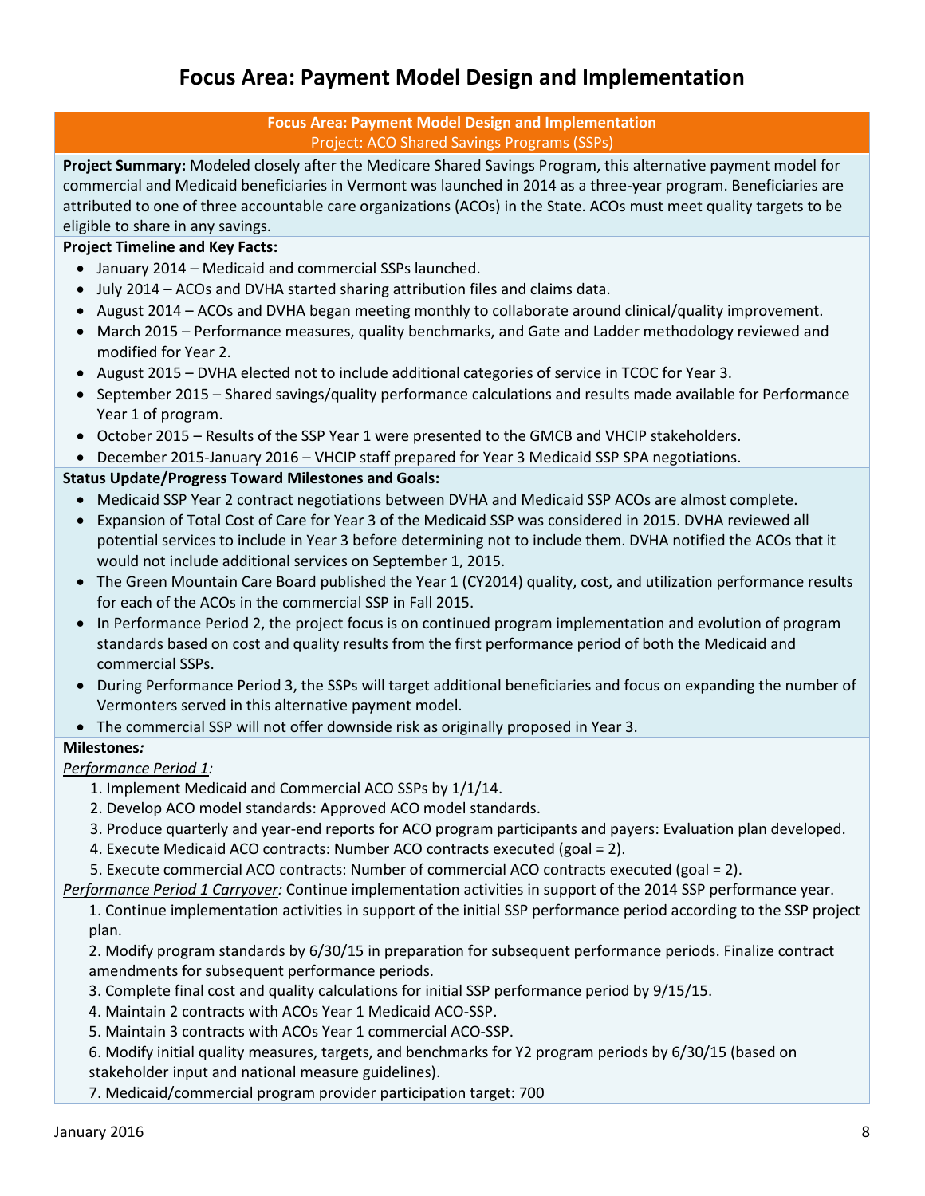# Focus Area: Payment Model Design and Implementation

**Focus Area: Payment Model Design and Implementation**
Project: ACO Shared Savings Programs (SSPs)

**Project Summary:** Modeled closely after the Medicare Shared Savings Program, this alternative payment model for commercial and Medicaid beneficiaries in Vermont was launched in 2014 as a three-year program. Beneficiaries are attributed to one of three accountable care organizations (ACOs) in the State. ACOs must meet quality targets to be eligible to share in any savings.

**Project Timeline and Key Facts:**

- January 2014 – Medicaid and commercial SSPs launched.
- July 2014 – ACOs and DVHA started sharing attribution files and claims data.
- August 2014 – ACOs and DVHA began meeting monthly to collaborate around clinical/quality improvement.
- March 2015 – Performance measures, quality benchmarks, and Gate and Ladder methodology reviewed and modified for Year 2.
- August 2015 – DVHA elected not to include additional categories of service in TCOC for Year 3.
- September 2015 – Shared savings/quality performance calculations and results made available for Performance Year 1 of program.
- October 2015 – Results of the SSP Year 1 were presented to the GMCB and VHCIP stakeholders.
- December 2015-January 2016 – VHCIP staff prepared for Year 3 Medicaid SSP SPA negotiations.

**Status Update/Progress Toward Milestones and Goals:**

- Medicaid SSP Year 2 contract negotiations between DVHA and Medicaid SSP ACOs are almost complete.
- Expansion of Total Cost of Care for Year 3 of the Medicaid SSP was considered in 2015. DVHA reviewed all potential services to include in Year 3 before determining not to include them. DVHA notified the ACOs that it would not include additional services on September 1, 2015.
- The Green Mountain Care Board published the Year 1 (CY2014) quality, cost, and utilization performance results for each of the ACOs in the commercial SSP in Fall 2015.
- In Performance Period 2, the project focus is on continued program implementation and evolution of program standards based on cost and quality results from the first performance period of both the Medicaid and commercial SSPs.
- During Performance Period 3, the SSPs will target additional beneficiaries and focus on expanding the number of Vermonters served in this alternative payment model.
- The commercial SSP will not offer downside risk as originally proposed in Year 3.

**Milestones*:***

*Performance Period 1:*

1. Implement Medicaid and Commercial ACO SSPs by 1/1/14.
2. Develop ACO model standards: Approved ACO model standards.
3. Produce quarterly and year-end reports for ACO program participants and payers: Evaluation plan developed.
4. Execute Medicaid ACO contracts: Number ACO contracts executed (goal = 2).
5. Execute commercial ACO contracts: Number of commercial ACO contracts executed (goal = 2).

*Performance Period 1 Carryover:* Continue implementation activities in support of the 2014 SSP performance year.

1. Continue implementation activities in support of the initial SSP performance period according to the SSP project plan.
2. Modify program standards by 6/30/15 in preparation for subsequent performance periods. Finalize contract amendments for subsequent performance periods.
3. Complete final cost and quality calculations for initial SSP performance period by 9/15/15.
4. Maintain 2 contracts with ACOs Year 1 Medicaid ACO-SSP.
5. Maintain 3 contracts with ACOs Year 1 commercial ACO-SSP.
6. Modify initial quality measures, targets, and benchmarks for Y2 program periods by 6/30/15 (based on stakeholder input and national measure guidelines).
7. Medicaid/commercial program provider participation target: 700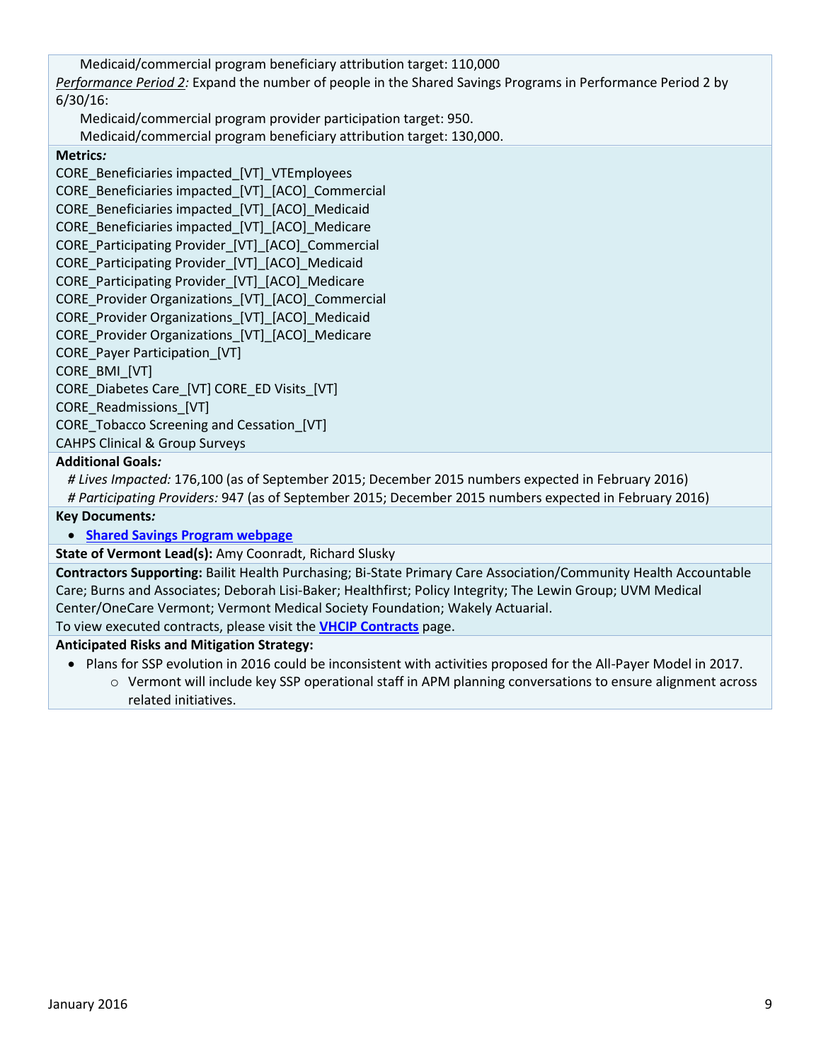Medicaid/commercial program beneficiary attribution target: 110,000

*Performance Period 2:* Expand the number of people in the Shared Savings Programs in Performance Period 2 by 6/30/16:

Medicaid/commercial program provider participation target: 950.

Medicaid/commercial program beneficiary attribution target: 130,000.

**Metrics*:***

CORE_Beneficiaries impacted_[VT]_VTEmployees
CORE_Beneficiaries impacted_[VT]_[ACO]_Commercial
CORE_Beneficiaries impacted_[VT]_[ACO]_Medicaid
CORE_Beneficiaries impacted_[VT]_[ACO]_Medicare
CORE_Participating Provider_[VT]_[ACO]_Commercial
CORE_Participating Provider_[VT]_[ACO]_Medicaid
CORE_Participating Provider_[VT]_[ACO]_Medicare
CORE_Provider Organizations_[VT]_[ACO]_Commercial
CORE_Provider Organizations_[VT]_[ACO]_Medicaid
CORE_Provider Organizations_[VT]_[ACO]_Medicare
CORE_Payer Participation_[VT]
CORE_BMI_[VT]
CORE_Diabetes Care_[VT] CORE_ED Visits_[VT]
CORE_Readmissions_[VT]
CORE_Tobacco Screening and Cessation_[VT]
CAHPS Clinical & Group Surveys

**Additional Goals*:***

*# Lives Impacted:* 176,100 (as of September 2015; December 2015 numbers expected in February 2016)

*# Participating Providers:* 947 (as of September 2015; December 2015 numbers expected in February 2016)

**Key Documents*:***

- **Shared Savings Program webpage**

**State of Vermont Lead(s):** Amy Coonradt, Richard Slusky

**Contractors Supporting:** Bailit Health Purchasing; Bi-State Primary Care Association/Community Health Accountable Care; Burns and Associates; Deborah Lisi-Baker; Healthfirst; Policy Integrity; The Lewin Group; UVM Medical Center/OneCare Vermont; Vermont Medical Society Foundation; Wakely Actuarial.

To view executed contracts, please visit the **VHCIP Contracts** page.

**Anticipated Risks and Mitigation Strategy:**

- Plans for SSP evolution in 2016 could be inconsistent with activities proposed for the All-Payer Model in 2017.
  - Vermont will include key SSP operational staff in APM planning conversations to ensure alignment across related initiatives.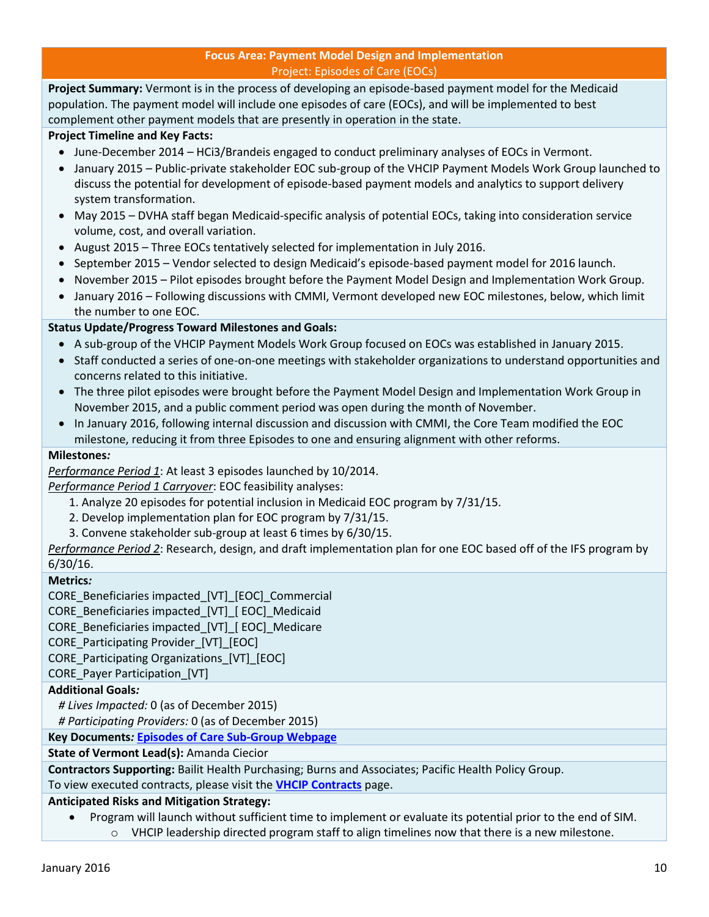## Focus Area: Payment Model Design and Implementation
### Project: Episodes of Care (EOCs)

**Project Summary:** Vermont is in the process of developing an episode-based payment model for the Medicaid population. The payment model will include one episodes of care (EOCs), and will be implemented to best complement other payment models that are presently in operation in the state.

**Project Timeline and Key Facts:**

- June-December 2014 – HCi3/Brandeis engaged to conduct preliminary analyses of EOCs in Vermont.
- January 2015 – Public-private stakeholder EOC sub-group of the VHCIP Payment Models Work Group launched to discuss the potential for development of episode-based payment models and analytics to support delivery system transformation.
- May 2015 – DVHA staff began Medicaid-specific analysis of potential EOCs, taking into consideration service volume, cost, and overall variation.
- August 2015 – Three EOCs tentatively selected for implementation in July 2016.
- September 2015 – Vendor selected to design Medicaid's episode-based payment model for 2016 launch.
- November 2015 – Pilot episodes brought before the Payment Model Design and Implementation Work Group.
- January 2016 – Following discussions with CMMI, Vermont developed new EOC milestones, below, which limit the number to one EOC.

**Status Update/Progress Toward Milestones and Goals:**

- A sub-group of the VHCIP Payment Models Work Group focused on EOCs was established in January 2015.
- Staff conducted a series of one-on-one meetings with stakeholder organizations to understand opportunities and concerns related to this initiative.
- The three pilot episodes were brought before the Payment Model Design and Implementation Work Group in November 2015, and a public comment period was open during the month of November.
- In January 2016, following internal discussion and discussion with CMMI, the Core Team modified the EOC milestone, reducing it from three Episodes to one and ensuring alignment with other reforms.

**Milestones*:***

*Performance Period 1*: At least 3 episodes launched by 10/2014.

*Performance Period 1 Carryover*: EOC feasibility analyses:

1. Analyze 20 episodes for potential inclusion in Medicaid EOC program by 7/31/15.
2. Develop implementation plan for EOC program by 7/31/15.
3. Convene stakeholder sub-group at least 6 times by 6/30/15.

*Performance Period 2*: Research, design, and draft implementation plan for one EOC based off of the IFS program by 6/30/16.

**Metrics*:***

CORE_Beneficiaries impacted_[VT]_[EOC]_Commercial
CORE_Beneficiaries impacted_[VT]_[ EOC]_Medicaid
CORE_Beneficiaries impacted_[VT]_[ EOC]_Medicare
CORE_Participating Provider_[VT]_[EOC]
CORE_Participating Organizations_[VT]_[EOC]
CORE_Payer Participation_[VT]

**Additional Goals*:***

*# Lives Impacted:* 0 (as of December 2015)
*# Participating Providers:* 0 (as of December 2015)

**Key Documents*:* Episodes of Care Sub-Group Webpage**

**State of Vermont Lead(s):** Amanda Ciecior

**Contractors Supporting:** Bailit Health Purchasing; Burns and Associates; Pacific Health Policy Group.
To view executed contracts, please visit the **VHCIP Contracts** page.

**Anticipated Risks and Mitigation Strategy:**

- Program will launch without sufficient time to implement or evaluate its potential prior to the end of SIM.
  - VHCIP leadership directed program staff to align timelines now that there is a new milestone.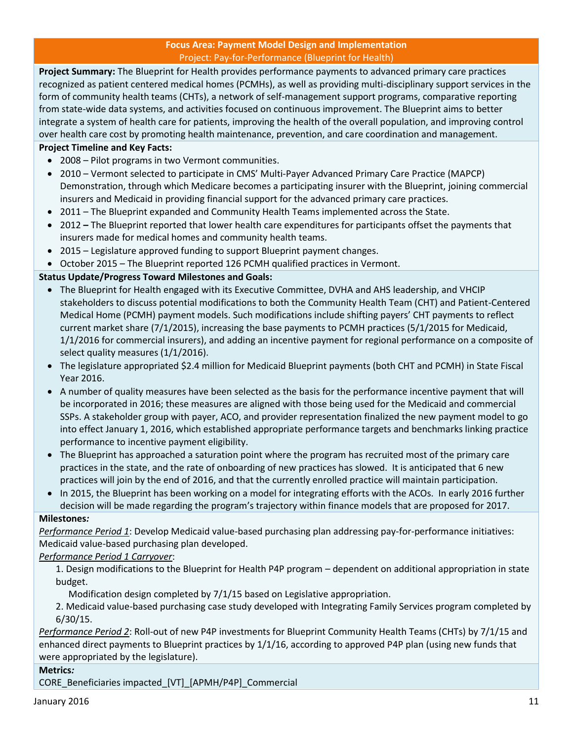## Focus Area: Payment Model Design and Implementation

### Project: Pay-for-Performance (Blueprint for Health)

**Project Summary:** The Blueprint for Health provides performance payments to advanced primary care practices recognized as patient centered medical homes (PCMHs), as well as providing multi-disciplinary support services in the form of community health teams (CHTs), a network of self-management support programs, comparative reporting from state-wide data systems, and activities focused on continuous improvement. The Blueprint aims to better integrate a system of health care for patients, improving the health of the overall population, and improving control over health care cost by promoting health maintenance, prevention, and care coordination and management.

**Project Timeline and Key Facts:**

- 2008 – Pilot programs in two Vermont communities.
- 2010 – Vermont selected to participate in CMS' Multi-Payer Advanced Primary Care Practice (MAPCP) Demonstration, through which Medicare becomes a participating insurer with the Blueprint, joining commercial insurers and Medicaid in providing financial support for the advanced primary care practices.
- 2011 – The Blueprint expanded and Community Health Teams implemented across the State.
- 2012 **–** The Blueprint reported that lower health care expenditures for participants offset the payments that insurers made for medical homes and community health teams.
- 2015 – Legislature approved funding to support Blueprint payment changes.
- October 2015 – The Blueprint reported 126 PCMH qualified practices in Vermont.

**Status Update/Progress Toward Milestones and Goals:**

- The Blueprint for Health engaged with its Executive Committee, DVHA and AHS leadership, and VHCIP stakeholders to discuss potential modifications to both the Community Health Team (CHT) and Patient-Centered Medical Home (PCMH) payment models. Such modifications include shifting payers' CHT payments to reflect current market share (7/1/2015), increasing the base payments to PCMH practices (5/1/2015 for Medicaid, 1/1/2016 for commercial insurers), and adding an incentive payment for regional performance on a composite of select quality measures (1/1/2016).
- The legislature appropriated $2.4 million for Medicaid Blueprint payments (both CHT and PCMH) in State Fiscal Year 2016.
- A number of quality measures have been selected as the basis for the performance incentive payment that will be incorporated in 2016; these measures are aligned with those being used for the Medicaid and commercial SSPs. A stakeholder group with payer, ACO, and provider representation finalized the new payment model to go into effect January 1, 2016, which established appropriate performance targets and benchmarks linking practice performance to incentive payment eligibility.
- The Blueprint has approached a saturation point where the program has recruited most of the primary care practices in the state, and the rate of onboarding of new practices has slowed. It is anticipated that 6 new practices will join by the end of 2016, and that the currently enrolled practice will maintain participation.
- In 2015, the Blueprint has been working on a model for integrating efforts with the ACOs. In early 2016 further decision will be made regarding the program's trajectory within finance models that are proposed for 2017.

**Milestones*:***

*Performance Period 1*: Develop Medicaid value-based purchasing plan addressing pay-for-performance initiatives: Medicaid value-based purchasing plan developed.

*Performance Period 1 Carryover*:

1. Design modifications to the Blueprint for Health P4P program – dependent on additional appropriation in state budget.

   Modification design completed by 7/1/15 based on Legislative appropriation.

2. Medicaid value-based purchasing case study developed with Integrating Family Services program completed by 6/30/15.

*Performance Period 2*: Roll-out of new P4P investments for Blueprint Community Health Teams (CHTs) by 7/1/15 and enhanced direct payments to Blueprint practices by 1/1/16, according to approved P4P plan (using new funds that were appropriated by the legislature).

**Metrics*:***

CORE_Beneficiaries impacted_[VT]_[APMH/P4P]_Commercial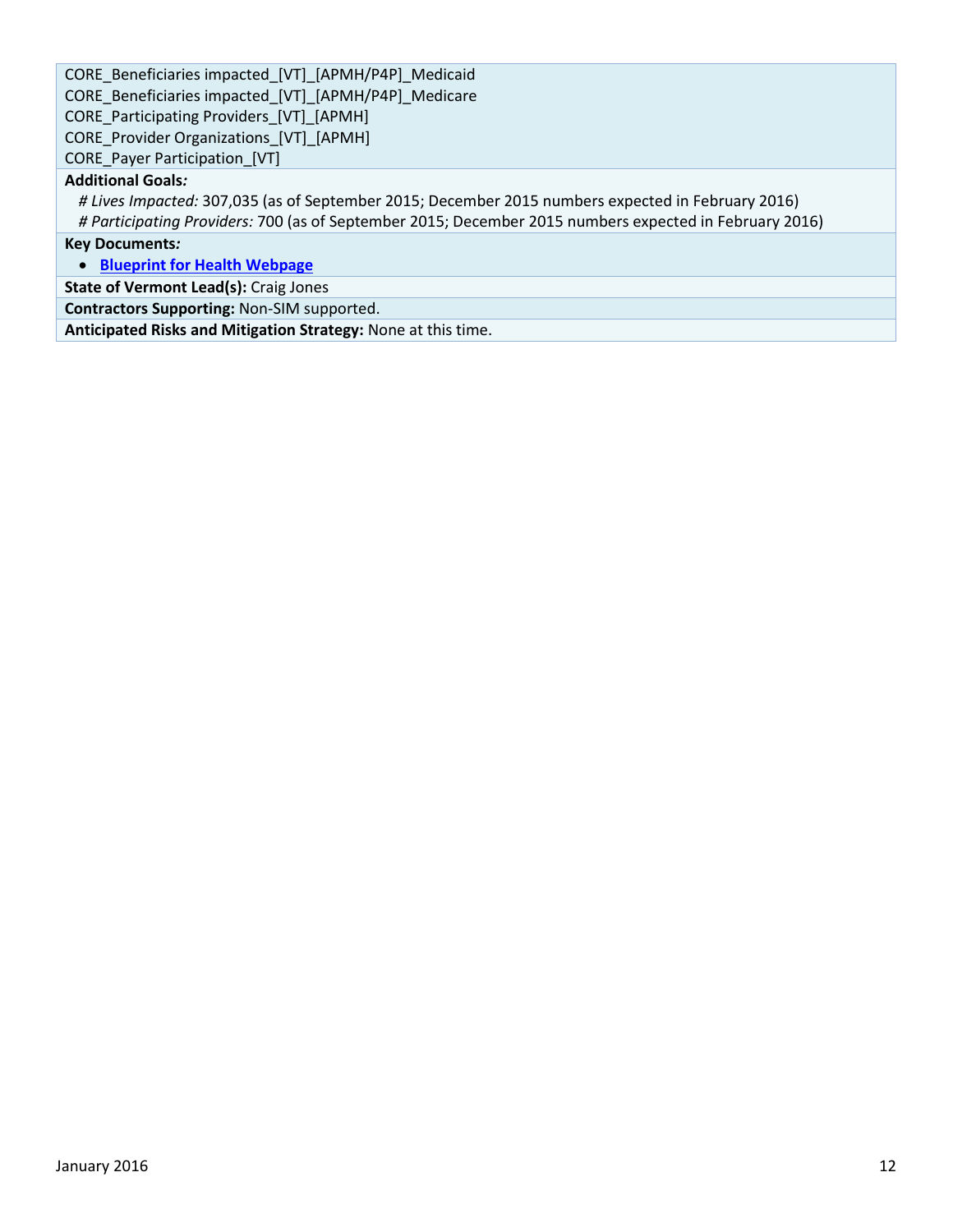CORE_Beneficiaries impacted_[VT]_[APMH/P4P]_Medicaid
CORE_Beneficiaries impacted_[VT]_[APMH/P4P]_Medicare
CORE_Participating Providers_[VT]_[APMH]
CORE_Provider Organizations_[VT]_[APMH]
CORE_Payer Participation_[VT]

**Additional Goals***:*

*# Lives Impacted:* 307,035 (as of September 2015; December 2015 numbers expected in February 2016)
*# Participating Providers:* 700 (as of September 2015; December 2015 numbers expected in February 2016)

**Key Documents***:*

- **Blueprint for Health Webpage**

**State of Vermont Lead(s):** Craig Jones

**Contractors Supporting:** Non-SIM supported.

**Anticipated Risks and Mitigation Strategy:** None at this time.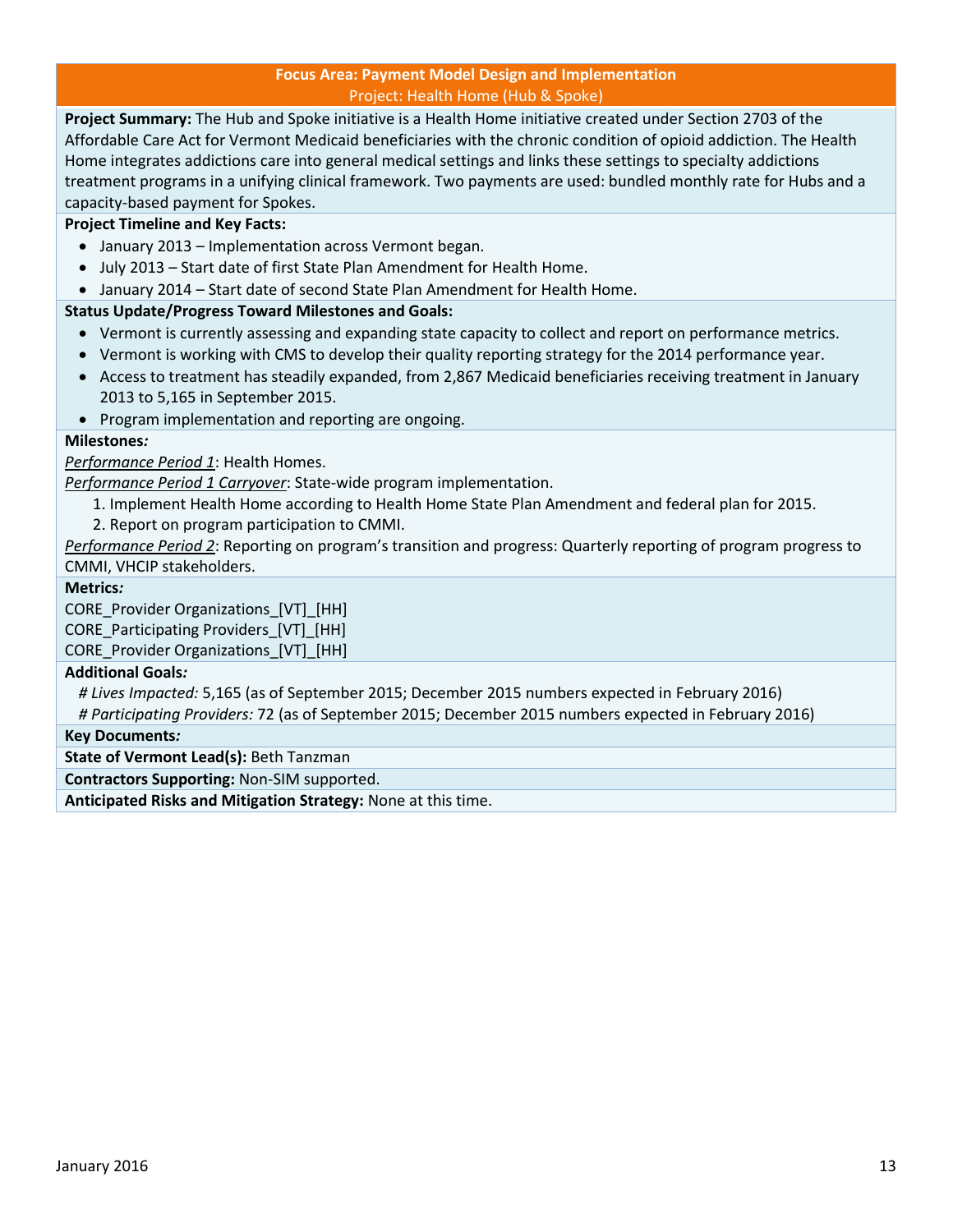## Focus Area: Payment Model Design and Implementation

### Project: Health Home (Hub & Spoke)

**Project Summary:** The Hub and Spoke initiative is a Health Home initiative created under Section 2703 of the Affordable Care Act for Vermont Medicaid beneficiaries with the chronic condition of opioid addiction. The Health Home integrates addictions care into general medical settings and links these settings to specialty addictions treatment programs in a unifying clinical framework. Two payments are used: bundled monthly rate for Hubs and a capacity-based payment for Spokes.

**Project Timeline and Key Facts:**

- January 2013 – Implementation across Vermont began.
- July 2013 – Start date of first State Plan Amendment for Health Home.
- January 2014 – Start date of second State Plan Amendment for Health Home.

**Status Update/Progress Toward Milestones and Goals:**

- Vermont is currently assessing and expanding state capacity to collect and report on performance metrics.
- Vermont is working with CMS to develop their quality reporting strategy for the 2014 performance year.
- Access to treatment has steadily expanded, from 2,867 Medicaid beneficiaries receiving treatment in January 2013 to 5,165 in September 2015.
- Program implementation and reporting are ongoing.

**Milestones*:***

_Performance Period 1_: Health Homes.

_Performance Period 1 Carryover_: State-wide program implementation.

1. Implement Health Home according to Health Home State Plan Amendment and federal plan for 2015.
2. Report on program participation to CMMI.

_Performance Period 2_: Reporting on program's transition and progress: Quarterly reporting of program progress to CMMI, VHCIP stakeholders.

**Metrics*:***

CORE_Provider Organizations_[VT]_[HH]

CORE_Participating Providers_[VT]_[HH]

CORE_Provider Organizations_[VT]_[HH]

**Additional Goals*:***

*# Lives Impacted:* 5,165 (as of September 2015; December 2015 numbers expected in February 2016)

*# Participating Providers:* 72 (as of September 2015; December 2015 numbers expected in February 2016)

**Key Documents*:***

**State of Vermont Lead(s):** Beth Tanzman

**Contractors Supporting:** Non-SIM supported.

**Anticipated Risks and Mitigation Strategy:** None at this time.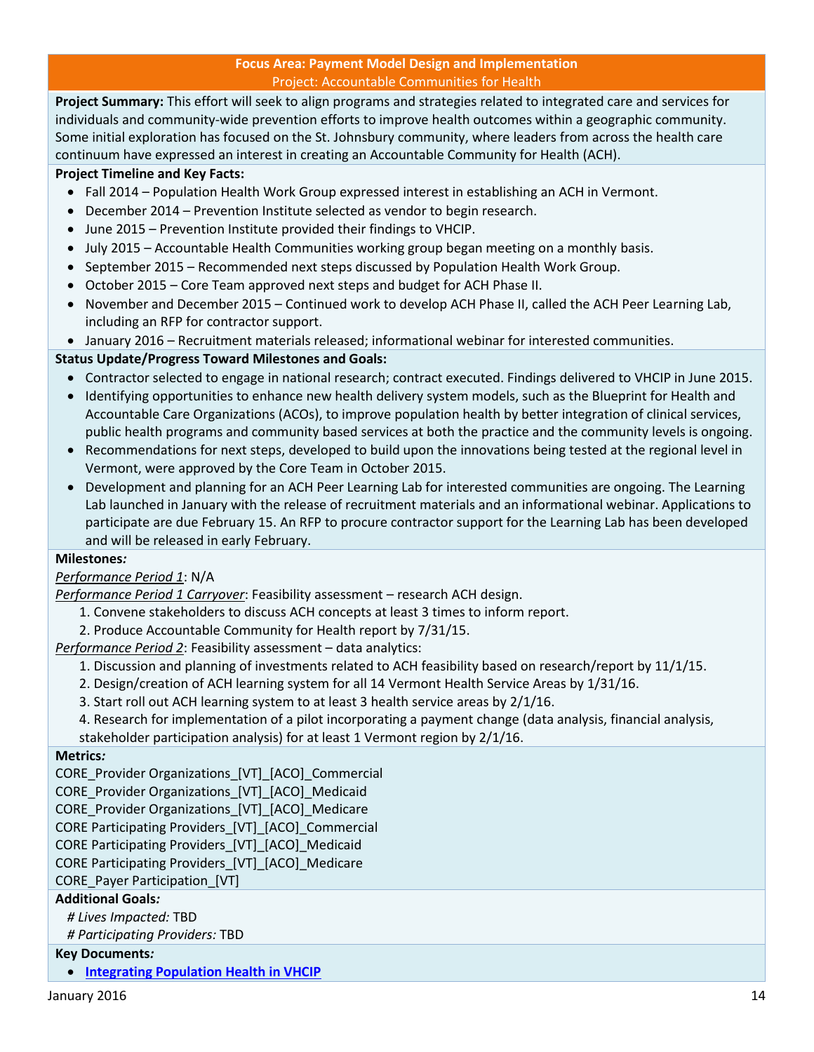## Focus Area: Payment Model Design and Implementation

### Project: Accountable Communities for Health

**Project Summary:** This effort will seek to align programs and strategies related to integrated care and services for individuals and community-wide prevention efforts to improve health outcomes within a geographic community. Some initial exploration has focused on the St. Johnsbury community, where leaders from across the health care continuum have expressed an interest in creating an Accountable Community for Health (ACH).

**Project Timeline and Key Facts:**

- Fall 2014 – Population Health Work Group expressed interest in establishing an ACH in Vermont.
- December 2014 – Prevention Institute selected as vendor to begin research.
- June 2015 – Prevention Institute provided their findings to VHCIP.
- July 2015 – Accountable Health Communities working group began meeting on a monthly basis.
- September 2015 – Recommended next steps discussed by Population Health Work Group.
- October 2015 – Core Team approved next steps and budget for ACH Phase II.
- November and December 2015 – Continued work to develop ACH Phase II, called the ACH Peer Learning Lab, including an RFP for contractor support.
- January 2016 – Recruitment materials released; informational webinar for interested communities.

**Status Update/Progress Toward Milestones and Goals:**

- Contractor selected to engage in national research; contract executed. Findings delivered to VHCIP in June 2015.
- Identifying opportunities to enhance new health delivery system models, such as the Blueprint for Health and Accountable Care Organizations (ACOs), to improve population health by better integration of clinical services, public health programs and community based services at both the practice and the community levels is ongoing.
- Recommendations for next steps, developed to build upon the innovations being tested at the regional level in Vermont, were approved by the Core Team in October 2015.
- Development and planning for an ACH Peer Learning Lab for interested communities are ongoing. The Learning Lab launched in January with the release of recruitment materials and an informational webinar. Applications to participate are due February 15. An RFP to procure contractor support for the Learning Lab has been developed and will be released in early February.

**Milestones*:***

*Performance Period 1*: N/A

*Performance Period 1 Carryover*: Feasibility assessment – research ACH design.

1. Convene stakeholders to discuss ACH concepts at least 3 times to inform report.
2. Produce Accountable Community for Health report by 7/31/15.

*Performance Period 2*: Feasibility assessment – data analytics:

1. Discussion and planning of investments related to ACH feasibility based on research/report by 11/1/15.
2. Design/creation of ACH learning system for all 14 Vermont Health Service Areas by 1/31/16.
3. Start roll out ACH learning system to at least 3 health service areas by 2/1/16.
4. Research for implementation of a pilot incorporating a payment change (data analysis, financial analysis, stakeholder participation analysis) for at least 1 Vermont region by 2/1/16.

**Metrics*:***

CORE_Provider Organizations_[VT]_[ACO]_Commercial
CORE_Provider Organizations_[VT]_[ACO]_Medicaid
CORE_Provider Organizations_[VT]_[ACO]_Medicare
CORE Participating Providers_[VT]_[ACO]_Commercial
CORE Participating Providers_[VT]_[ACO]_Medicaid
CORE Participating Providers_[VT]_[ACO]_Medicare
CORE_Payer Participation_[VT]

**Additional Goals*:***

*# Lives Impacted:* TBD
*# Participating Providers:* TBD

**Key Documents*:***

- **Integrating Population Health in VHCIP**

January 2016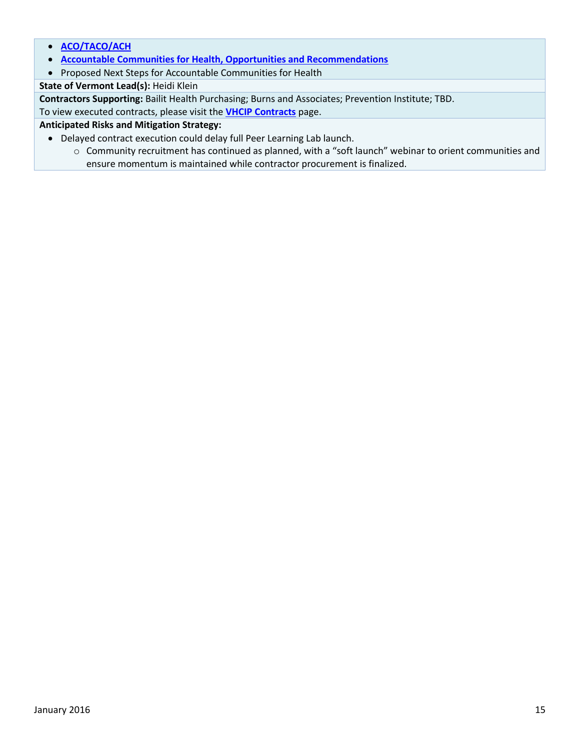- **ACO/TACO/ACH**
- **Accountable Communities for Health, Opportunities and Recommendations**
- Proposed Next Steps for Accountable Communities for Health

**State of Vermont Lead(s):** Heidi Klein

**Contractors Supporting:** Bailit Health Purchasing; Burns and Associates; Prevention Institute; TBD.
To view executed contracts, please visit the **VHCIP Contracts** page.

**Anticipated Risks and Mitigation Strategy:**

- Delayed contract execution could delay full Peer Learning Lab launch.
  - Community recruitment has continued as planned, with a "soft launch" webinar to orient communities and ensure momentum is maintained while contractor procurement is finalized.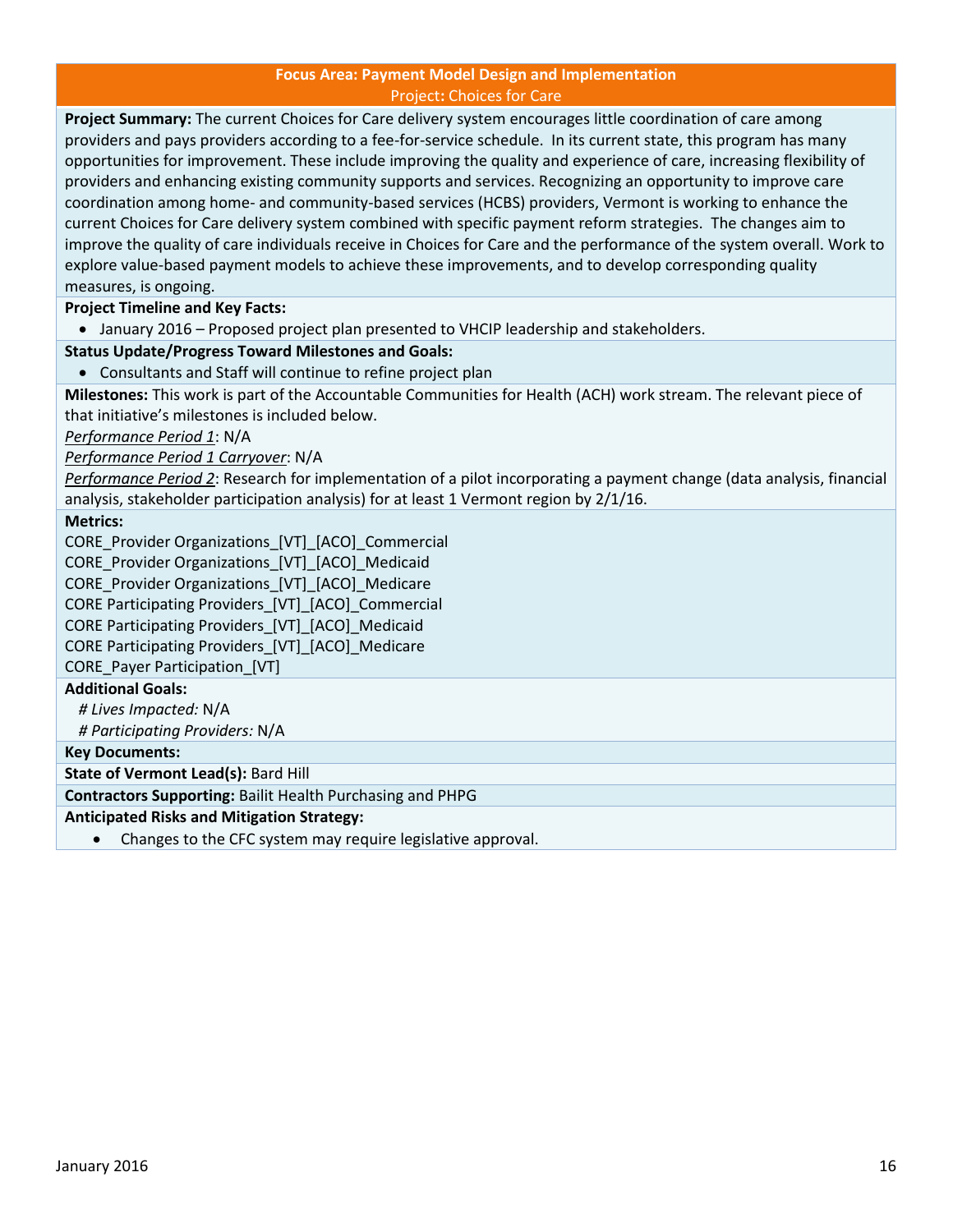## Focus Area: Payment Model Design and Implementation

### Project: Choices for Care

**Project Summary:** The current Choices for Care delivery system encourages little coordination of care among providers and pays providers according to a fee-for-service schedule. In its current state, this program has many opportunities for improvement. These include improving the quality and experience of care, increasing flexibility of providers and enhancing existing community supports and services. Recognizing an opportunity to improve care coordination among home- and community-based services (HCBS) providers, Vermont is working to enhance the current Choices for Care delivery system combined with specific payment reform strategies. The changes aim to improve the quality of care individuals receive in Choices for Care and the performance of the system overall. Work to explore value-based payment models to achieve these improvements, and to develop corresponding quality measures, is ongoing.

**Project Timeline and Key Facts:**

- January 2016 – Proposed project plan presented to VHCIP leadership and stakeholders.

**Status Update/Progress Toward Milestones and Goals:**

- Consultants and Staff will continue to refine project plan

**Milestones:** This work is part of the Accountable Communities for Health (ACH) work stream. The relevant piece of that initiative's milestones is included below.

*Performance Period 1*: N/A

*Performance Period 1 Carryover*: N/A

*Performance Period 2*: Research for implementation of a pilot incorporating a payment change (data analysis, financial analysis, stakeholder participation analysis) for at least 1 Vermont region by 2/1/16.

**Metrics:**

CORE_Provider Organizations_[VT]_[ACO]_Commercial
CORE_Provider Organizations_[VT]_[ACO]_Medicaid
CORE_Provider Organizations_[VT]_[ACO]_Medicare
CORE Participating Providers_[VT]_[ACO]_Commercial
CORE Participating Providers_[VT]_[ACO]_Medicaid
CORE Participating Providers_[VT]_[ACO]_Medicare
CORE_Payer Participation_[VT]

**Additional Goals:**

*# Lives Impacted:* N/A
*# Participating Providers:* N/A

**Key Documents:**

**State of Vermont Lead(s):** Bard Hill

**Contractors Supporting:** Bailit Health Purchasing and PHPG

**Anticipated Risks and Mitigation Strategy:**

- Changes to the CFC system may require legislative approval.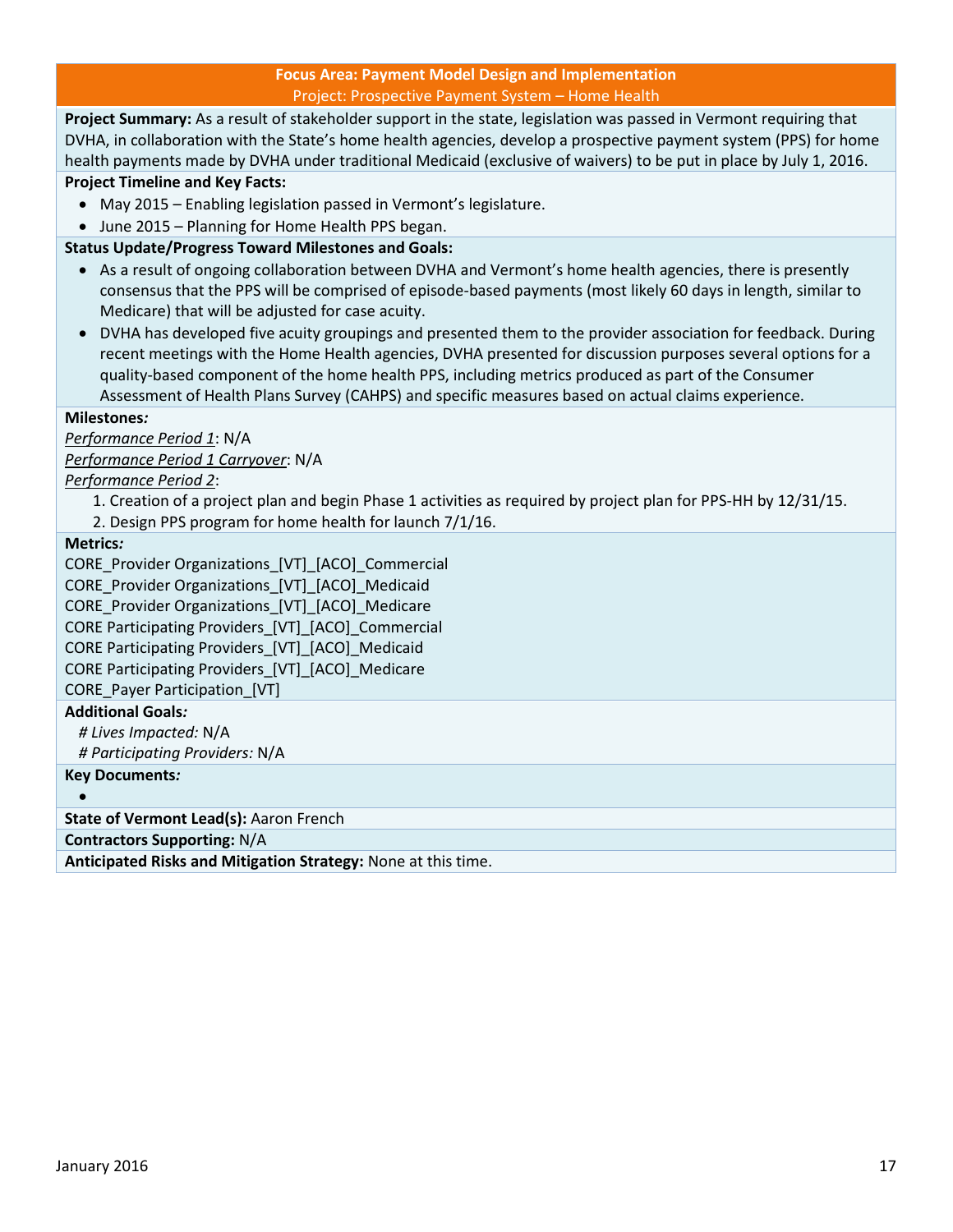## Focus Area: Payment Model Design and Implementation

### Project: Prospective Payment System – Home Health

**Project Summary:** As a result of stakeholder support in the state, legislation was passed in Vermont requiring that DVHA, in collaboration with the State's home health agencies, develop a prospective payment system (PPS) for home health payments made by DVHA under traditional Medicaid (exclusive of waivers) to be put in place by July 1, 2016.

**Project Timeline and Key Facts:**

- May 2015 – Enabling legislation passed in Vermont's legislature.
- June 2015 – Planning for Home Health PPS began.

**Status Update/Progress Toward Milestones and Goals:**

- As a result of ongoing collaboration between DVHA and Vermont's home health agencies, there is presently consensus that the PPS will be comprised of episode-based payments (most likely 60 days in length, similar to Medicare) that will be adjusted for case acuity.
- DVHA has developed five acuity groupings and presented them to the provider association for feedback. During recent meetings with the Home Health agencies, DVHA presented for discussion purposes several options for a quality-based component of the home health PPS, including metrics produced as part of the Consumer Assessment of Health Plans Survey (CAHPS) and specific measures based on actual claims experience.

**Milestones*:***

*Performance Period 1*: N/A

*Performance Period 1 Carryover*: N/A

*Performance Period 2*:

1. Creation of a project plan and begin Phase 1 activities as required by project plan for PPS-HH by 12/31/15.
2. Design PPS program for home health for launch 7/1/16.

**Metrics*:***

CORE_Provider Organizations_[VT]_[ACO]_Commercial
CORE_Provider Organizations_[VT]_[ACO]_Medicaid
CORE_Provider Organizations_[VT]_[ACO]_Medicare
CORE Participating Providers_[VT]_[ACO]_Commercial
CORE Participating Providers_[VT]_[ACO]_Medicaid
CORE Participating Providers_[VT]_[ACO]_Medicare
CORE_Payer Participation_[VT]

**Additional Goals*:***

*# Lives Impacted:* N/A
*# Participating Providers:* N/A

**Key Documents*:***

-

**State of Vermont Lead(s):** Aaron French

**Contractors Supporting:** N/A

**Anticipated Risks and Mitigation Strategy:** None at this time.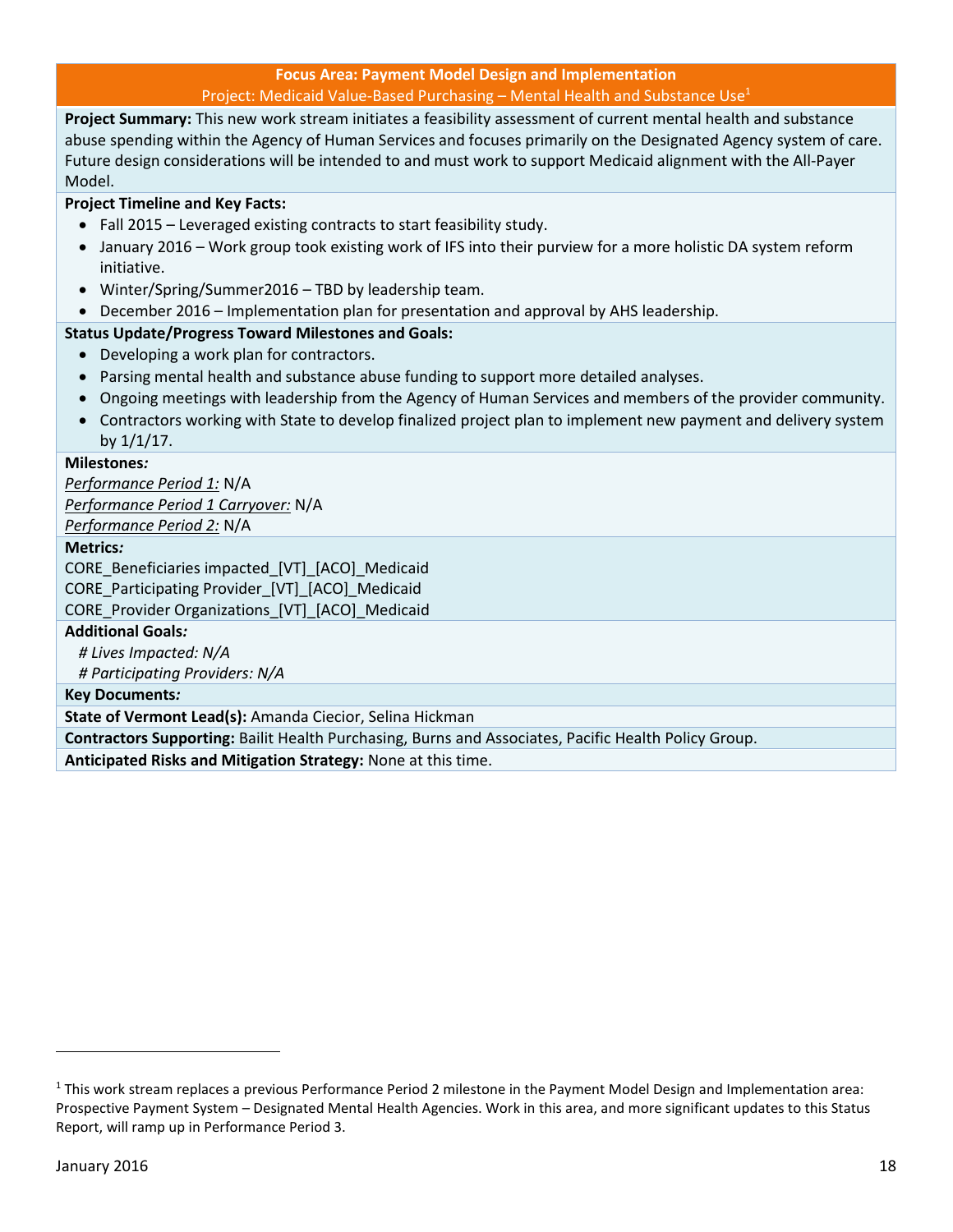**Focus Area: Payment Model Design and Implementation**

Project: Medicaid Value-Based Purchasing – Mental Health and Substance Use[1]

**Project Summary:** This new work stream initiates a feasibility assessment of current mental health and substance abuse spending within the Agency of Human Services and focuses primarily on the Designated Agency system of care. Future design considerations will be intended to and must work to support Medicaid alignment with the All-Payer Model.

**Project Timeline and Key Facts:**

- Fall 2015 – Leveraged existing contracts to start feasibility study.
- January 2016 – Work group took existing work of IFS into their purview for a more holistic DA system reform initiative.
- Winter/Spring/Summer2016 – TBD by leadership team.
- December 2016 – Implementation plan for presentation and approval by AHS leadership.

**Status Update/Progress Toward Milestones and Goals:**

- Developing a work plan for contractors.
- Parsing mental health and substance abuse funding to support more detailed analyses.
- Ongoing meetings with leadership from the Agency of Human Services and members of the provider community.
- Contractors working with State to develop finalized project plan to implement new payment and delivery system by 1/1/17.

**Milestones*:***

*Performance Period 1:* N/A
*Performance Period 1 Carryover:* N/A
*Performance Period 2:* N/A

**Metrics*:***

CORE_Beneficiaries impacted_[VT]_[ACO]_Medicaid
CORE_Participating Provider_[VT]_[ACO]_Medicaid
CORE_Provider Organizations_[VT]_[ACO]_Medicaid

**Additional Goals*:***

*# Lives Impacted: N/A*
*# Participating Providers: N/A*

**Key Documents*:***

**State of Vermont Lead(s):** Amanda Ciecior, Selina Hickman

**Contractors Supporting:** Bailit Health Purchasing, Burns and Associates, Pacific Health Policy Group.

**Anticipated Risks and Mitigation Strategy:** None at this time.

---

[1] This work stream replaces a previous Performance Period 2 milestone in the Payment Model Design and Implementation area: Prospective Payment System – Designated Mental Health Agencies. Work in this area, and more significant updates to this Status Report, will ramp up in Performance Period 3.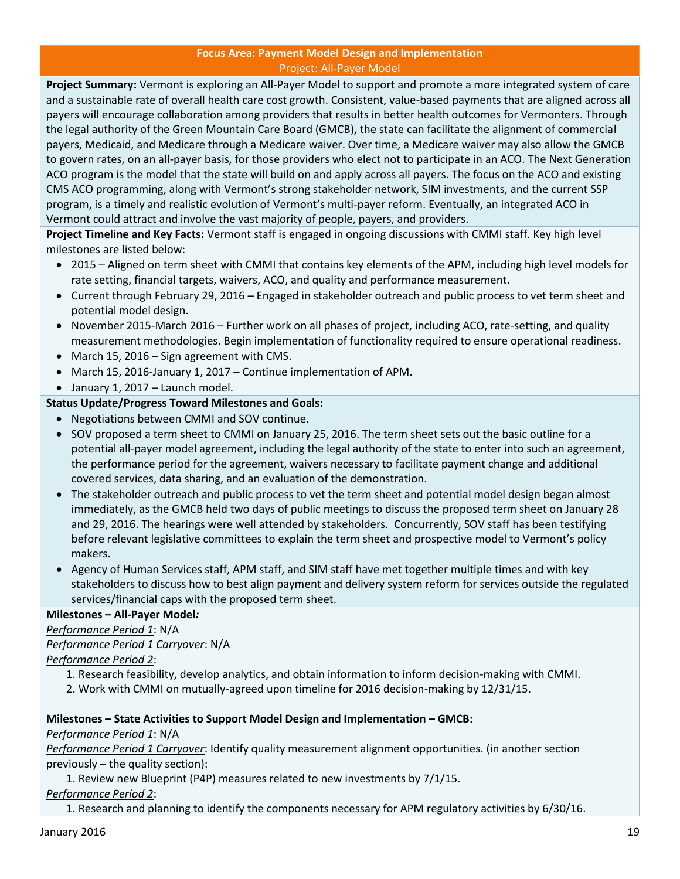**Focus Area: Payment Model Design and Implementation**
Project: All-Payer Model

**Project Summary:** Vermont is exploring an All-Payer Model to support and promote a more integrated system of care and a sustainable rate of overall health care cost growth. Consistent, value-based payments that are aligned across all payers will encourage collaboration among providers that results in better health outcomes for Vermonters. Through the legal authority of the Green Mountain Care Board (GMCB), the state can facilitate the alignment of commercial payers, Medicaid, and Medicare through a Medicare waiver. Over time, a Medicare waiver may also allow the GMCB to govern rates, on an all-payer basis, for those providers who elect not to participate in an ACO. The Next Generation ACO program is the model that the state will build on and apply across all payers. The focus on the ACO and existing CMS ACO programming, along with Vermont's strong stakeholder network, SIM investments, and the current SSP program, is a timely and realistic evolution of Vermont's multi-payer reform. Eventually, an integrated ACO in Vermont could attract and involve the vast majority of people, payers, and providers.

**Project Timeline and Key Facts:** Vermont staff is engaged in ongoing discussions with CMMI staff. Key high level milestones are listed below:

- 2015 – Aligned on term sheet with CMMI that contains key elements of the APM, including high level models for rate setting, financial targets, waivers, ACO, and quality and performance measurement.
- Current through February 29, 2016 – Engaged in stakeholder outreach and public process to vet term sheet and potential model design.
- November 2015-March 2016 – Further work on all phases of project, including ACO, rate-setting, and quality measurement methodologies. Begin implementation of functionality required to ensure operational readiness.
- March 15, 2016 – Sign agreement with CMS.
- March 15, 2016-January 1, 2017 – Continue implementation of APM.
- January 1, 2017 – Launch model.

**Status Update/Progress Toward Milestones and Goals:**

- Negotiations between CMMI and SOV continue.
- SOV proposed a term sheet to CMMI on January 25, 2016. The term sheet sets out the basic outline for a potential all-payer model agreement, including the legal authority of the state to enter into such an agreement, the performance period for the agreement, waivers necessary to facilitate payment change and additional covered services, data sharing, and an evaluation of the demonstration.
- The stakeholder outreach and public process to vet the term sheet and potential model design began almost immediately, as the GMCB held two days of public meetings to discuss the proposed term sheet on January 28 and 29, 2016. The hearings were well attended by stakeholders. Concurrently, SOV staff has been testifying before relevant legislative committees to explain the term sheet and prospective model to Vermont's policy makers.
- Agency of Human Services staff, APM staff, and SIM staff have met together multiple times and with key stakeholders to discuss how to best align payment and delivery system reform for services outside the regulated services/financial caps with the proposed term sheet.

**Milestones – All-Payer Model*:***

*Performance Period 1*: N/A

*Performance Period 1 Carryover*: N/A

*Performance Period 2*:

1. Research feasibility, develop analytics, and obtain information to inform decision-making with CMMI.
2. Work with CMMI on mutually-agreed upon timeline for 2016 decision-making by 12/31/15.

**Milestones – State Activities to Support Model Design and Implementation – GMCB:**

*Performance Period 1*: N/A

*Performance Period 1 Carryover*: Identify quality measurement alignment opportunities. (in another section previously – the quality section):

1. Review new Blueprint (P4P) measures related to new investments by 7/1/15.

*Performance Period 2*:

1. Research and planning to identify the components necessary for APM regulatory activities by 6/30/16.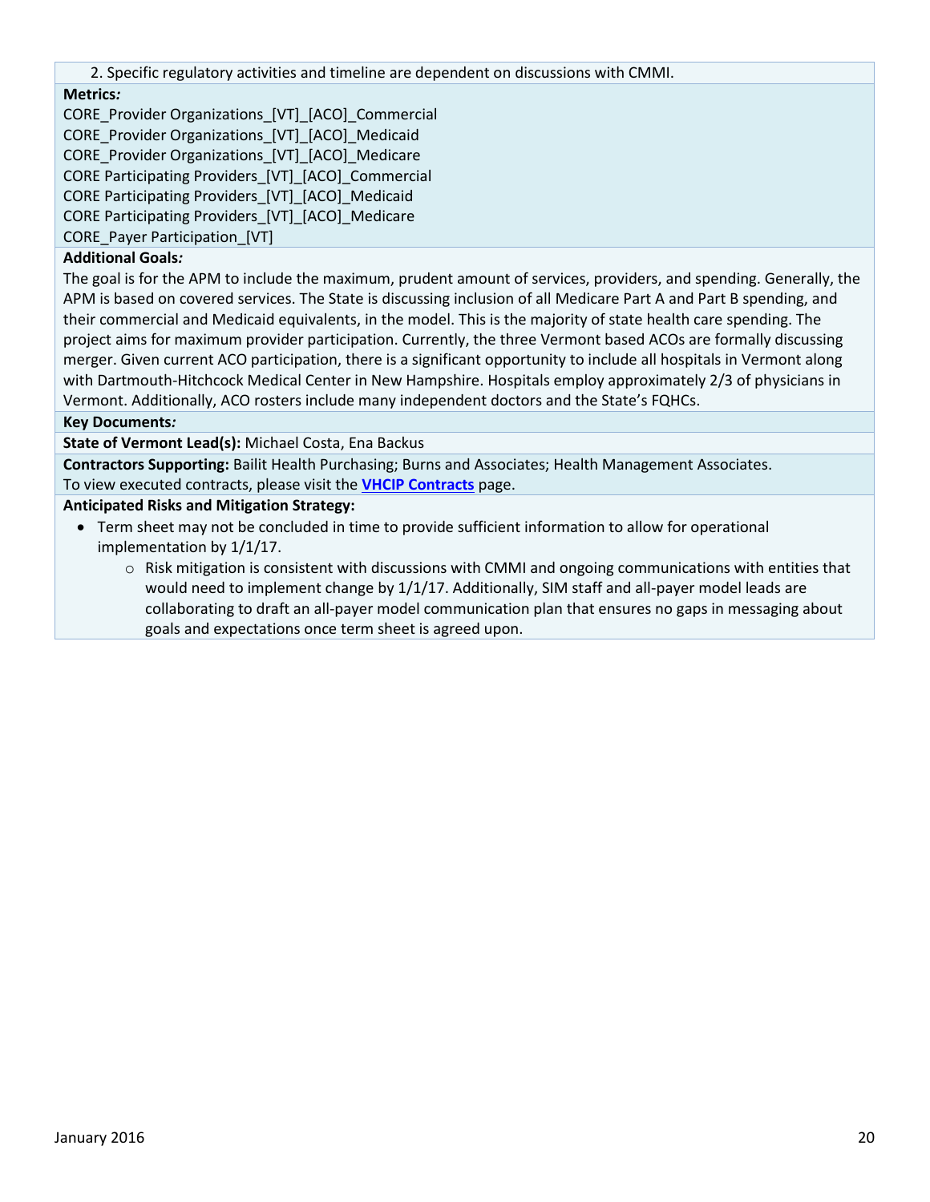2. Specific regulatory activities and timeline are dependent on discussions with CMMI.

**Metrics*:***

CORE_Provider Organizations_[VT]_[ACO]_Commercial
CORE_Provider Organizations_[VT]_[ACO]_Medicaid
CORE_Provider Organizations_[VT]_[ACO]_Medicare
CORE Participating Providers_[VT]_[ACO]_Commercial
CORE Participating Providers_[VT]_[ACO]_Medicaid
CORE Participating Providers_[VT]_[ACO]_Medicare
CORE_Payer Participation_[VT]

**Additional Goals*:***

The goal is for the APM to include the maximum, prudent amount of services, providers, and spending. Generally, the APM is based on covered services. The State is discussing inclusion of all Medicare Part A and Part B spending, and their commercial and Medicaid equivalents, in the model. This is the majority of state health care spending. The project aims for maximum provider participation. Currently, the three Vermont based ACOs are formally discussing merger. Given current ACO participation, there is a significant opportunity to include all hospitals in Vermont along with Dartmouth-Hitchcock Medical Center in New Hampshire. Hospitals employ approximately 2/3 of physicians in Vermont. Additionally, ACO rosters include many independent doctors and the State's FQHCs.

**Key Documents*:***

**State of Vermont Lead(s):** Michael Costa, Ena Backus

**Contractors Supporting:** Bailit Health Purchasing; Burns and Associates; Health Management Associates.
To view executed contracts, please visit the **VHCIP Contracts** page.

**Anticipated Risks and Mitigation Strategy:**

- Term sheet may not be concluded in time to provide sufficient information to allow for operational implementation by 1/1/17.
  - Risk mitigation is consistent with discussions with CMMI and ongoing communications with entities that would need to implement change by 1/1/17. Additionally, SIM staff and all-payer model leads are collaborating to draft an all-payer model communication plan that ensures no gaps in messaging about goals and expectations once term sheet is agreed upon.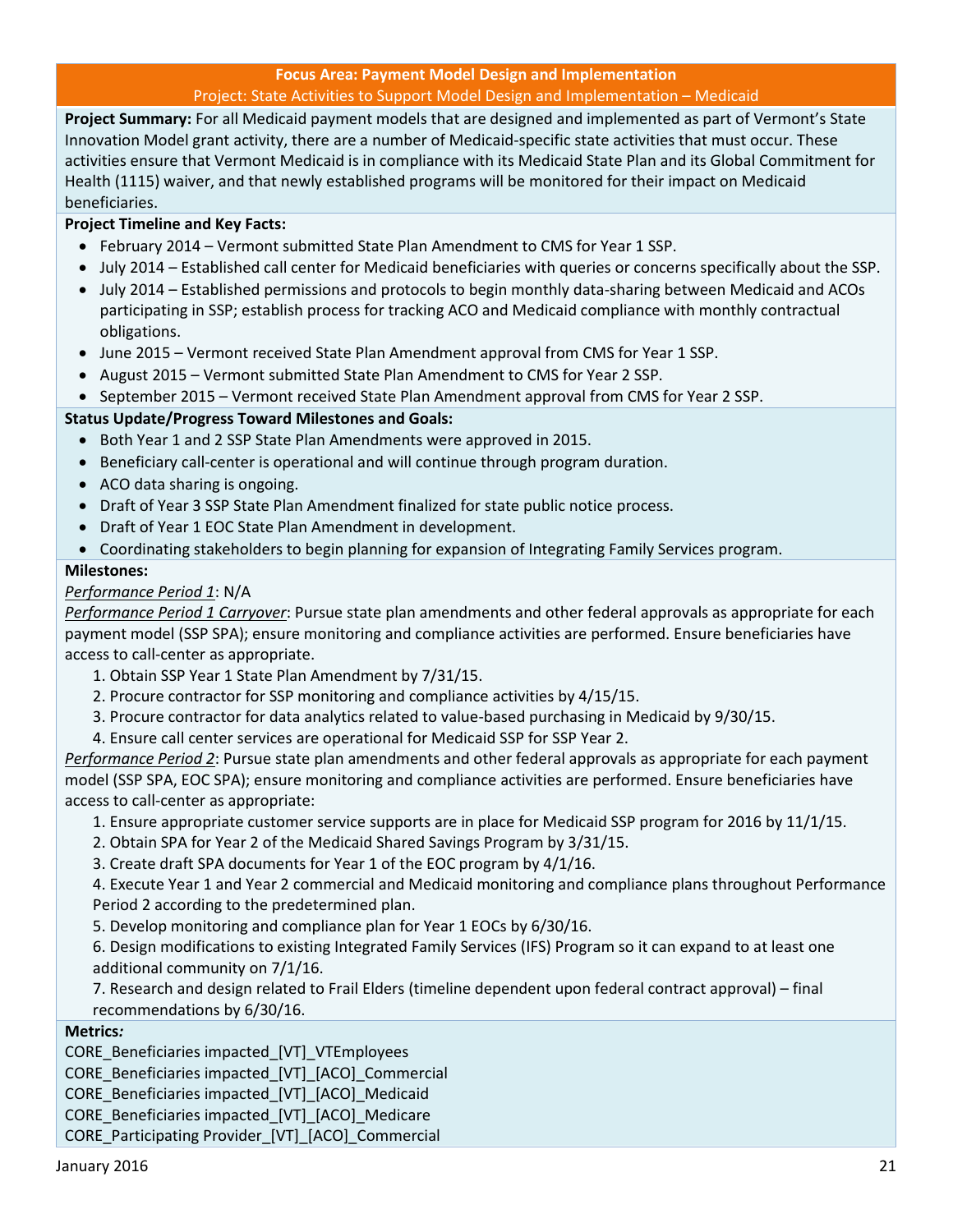**Focus Area: Payment Model Design and Implementation**

Project: State Activities to Support Model Design and Implementation – Medicaid

**Project Summary:** For all Medicaid payment models that are designed and implemented as part of Vermont's State Innovation Model grant activity, there are a number of Medicaid-specific state activities that must occur. These activities ensure that Vermont Medicaid is in compliance with its Medicaid State Plan and its Global Commitment for Health (1115) waiver, and that newly established programs will be monitored for their impact on Medicaid beneficiaries.

**Project Timeline and Key Facts:**

- February 2014 – Vermont submitted State Plan Amendment to CMS for Year 1 SSP.
- July 2014 – Established call center for Medicaid beneficiaries with queries or concerns specifically about the SSP.
- July 2014 – Established permissions and protocols to begin monthly data-sharing between Medicaid and ACOs participating in SSP; establish process for tracking ACO and Medicaid compliance with monthly contractual obligations.
- June 2015 – Vermont received State Plan Amendment approval from CMS for Year 1 SSP.
- August 2015 – Vermont submitted State Plan Amendment to CMS for Year 2 SSP.
- September 2015 – Vermont received State Plan Amendment approval from CMS for Year 2 SSP.

**Status Update/Progress Toward Milestones and Goals:**

- Both Year 1 and 2 SSP State Plan Amendments were approved in 2015.
- Beneficiary call-center is operational and will continue through program duration.
- ACO data sharing is ongoing.
- Draft of Year 3 SSP State Plan Amendment finalized for state public notice process.
- Draft of Year 1 EOC State Plan Amendment in development.
- Coordinating stakeholders to begin planning for expansion of Integrating Family Services program.

**Milestones:**

*Performance Period 1*: N/A

*Performance Period 1 Carryover*: Pursue state plan amendments and other federal approvals as appropriate for each payment model (SSP SPA); ensure monitoring and compliance activities are performed. Ensure beneficiaries have access to call-center as appropriate.

1. Obtain SSP Year 1 State Plan Amendment by 7/31/15.
2. Procure contractor for SSP monitoring and compliance activities by 4/15/15.
3. Procure contractor for data analytics related to value-based purchasing in Medicaid by 9/30/15.
4. Ensure call center services are operational for Medicaid SSP for SSP Year 2.

*Performance Period 2*: Pursue state plan amendments and other federal approvals as appropriate for each payment model (SSP SPA, EOC SPA); ensure monitoring and compliance activities are performed. Ensure beneficiaries have access to call-center as appropriate:

1. Ensure appropriate customer service supports are in place for Medicaid SSP program for 2016 by 11/1/15.
2. Obtain SPA for Year 2 of the Medicaid Shared Savings Program by 3/31/15.
3. Create draft SPA documents for Year 1 of the EOC program by 4/1/16.
4. Execute Year 1 and Year 2 commercial and Medicaid monitoring and compliance plans throughout Performance Period 2 according to the predetermined plan.
5. Develop monitoring and compliance plan for Year 1 EOCs by 6/30/16.
6. Design modifications to existing Integrated Family Services (IFS) Program so it can expand to at least one additional community on 7/1/16.
7. Research and design related to Frail Elders (timeline dependent upon federal contract approval) – final recommendations by 6/30/16.

**Metrics:**

CORE_Beneficiaries impacted_[VT]_VTEmployees
CORE_Beneficiaries impacted_[VT]_[ACO]_Commercial
CORE_Beneficiaries impacted_[VT]_[ACO]_Medicaid
CORE_Beneficiaries impacted_[VT]_[ACO]_Medicare
CORE_Participating Provider_[VT]_[ACO]_Commercial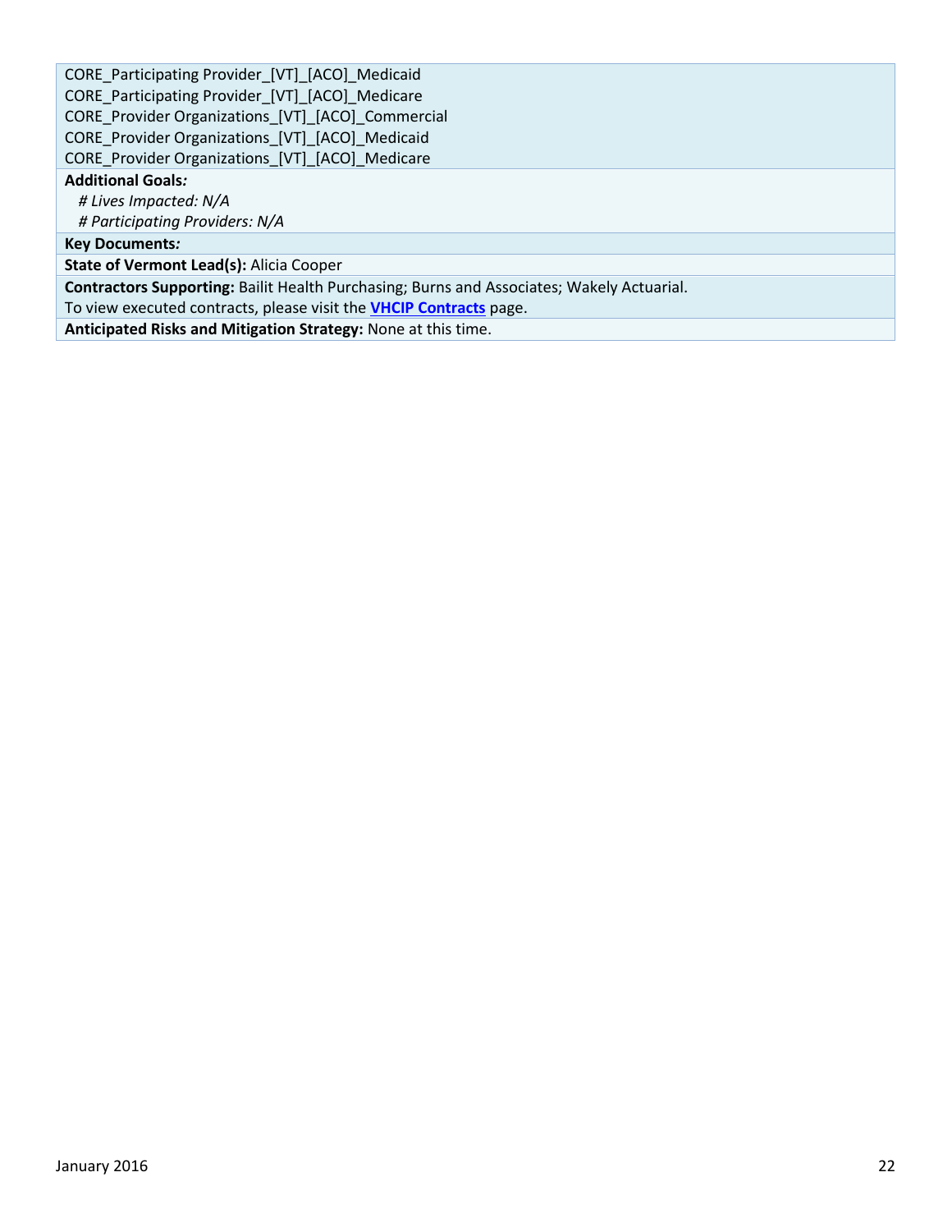CORE_Participating Provider_[VT]_[ACO]_Medicaid
CORE_Participating Provider_[VT]_[ACO]_Medicare
CORE_Provider Organizations_[VT]_[ACO]_Commercial
CORE_Provider Organizations_[VT]_[ACO]_Medicaid
CORE_Provider Organizations_[VT]_[ACO]_Medicare

**Additional Goals:**
*# Lives Impacted: N/A*
*# Participating Providers: N/A*

**Key Documents:**

**State of Vermont Lead(s):** Alicia Cooper

**Contractors Supporting:** Bailit Health Purchasing; Burns and Associates; Wakely Actuarial.
To view executed contracts, please visit the **VHCIP Contracts** page.

**Anticipated Risks and Mitigation Strategy:** None at this time.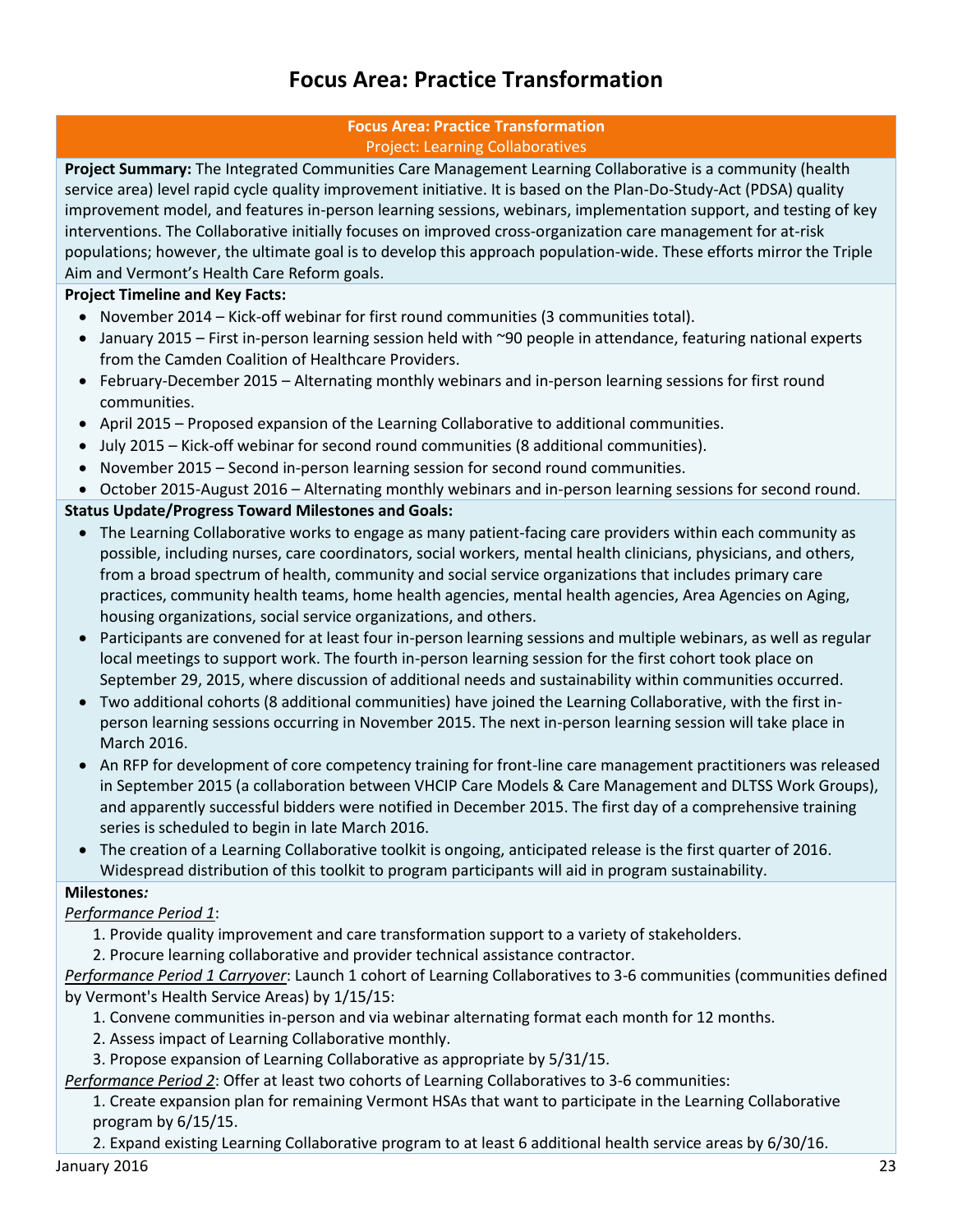# Focus Area: Practice Transformation

**Focus Area: Practice Transformation**

Project: Learning Collaboratives

**Project Summary:** The Integrated Communities Care Management Learning Collaborative is a community (health service area) level rapid cycle quality improvement initiative. It is based on the Plan-Do-Study-Act (PDSA) quality improvement model, and features in-person learning sessions, webinars, implementation support, and testing of key interventions. The Collaborative initially focuses on improved cross-organization care management for at-risk populations; however, the ultimate goal is to develop this approach population-wide. These efforts mirror the Triple Aim and Vermont's Health Care Reform goals.

**Project Timeline and Key Facts:**

- November 2014 – Kick-off webinar for first round communities (3 communities total).
- January 2015 – First in-person learning session held with ~90 people in attendance, featuring national experts from the Camden Coalition of Healthcare Providers.
- February-December 2015 – Alternating monthly webinars and in-person learning sessions for first round communities.
- April 2015 – Proposed expansion of the Learning Collaborative to additional communities.
- July 2015 – Kick-off webinar for second round communities (8 additional communities).
- November 2015 – Second in-person learning session for second round communities.
- October 2015-August 2016 – Alternating monthly webinars and in-person learning sessions for second round.

**Status Update/Progress Toward Milestones and Goals:**

- The Learning Collaborative works to engage as many patient-facing care providers within each community as possible, including nurses, care coordinators, social workers, mental health clinicians, physicians, and others, from a broad spectrum of health, community and social service organizations that includes primary care practices, community health teams, home health agencies, mental health agencies, Area Agencies on Aging, housing organizations, social service organizations, and others.
- Participants are convened for at least four in-person learning sessions and multiple webinars, as well as regular local meetings to support work. The fourth in-person learning session for the first cohort took place on September 29, 2015, where discussion of additional needs and sustainability within communities occurred.
- Two additional cohorts (8 additional communities) have joined the Learning Collaborative, with the first in-person learning sessions occurring in November 2015. The next in-person learning session will take place in March 2016.
- An RFP for development of core competency training for front-line care management practitioners was released in September 2015 (a collaboration between VHCIP Care Models & Care Management and DLTSS Work Groups), and apparently successful bidders were notified in December 2015. The first day of a comprehensive training series is scheduled to begin in late March 2016.
- The creation of a Learning Collaborative toolkit is ongoing, anticipated release is the first quarter of 2016. Widespread distribution of this toolkit to program participants will aid in program sustainability.

**Milestones*:***

<u>*Performance Period 1*</u>:

1. Provide quality improvement and care transformation support to a variety of stakeholders.
2. Procure learning collaborative and provider technical assistance contractor.

<u>*Performance Period 1 Carryover*</u>: Launch 1 cohort of Learning Collaboratives to 3-6 communities (communities defined by Vermont's Health Service Areas) by 1/15/15:

1. Convene communities in-person and via webinar alternating format each month for 12 months.
2. Assess impact of Learning Collaborative monthly.
3. Propose expansion of Learning Collaborative as appropriate by 5/31/15.

<u>*Performance Period 2*</u>: Offer at least two cohorts of Learning Collaboratives to 3-6 communities:

1. Create expansion plan for remaining Vermont HSAs that want to participate in the Learning Collaborative program by 6/15/15.
2. Expand existing Learning Collaborative program to at least 6 additional health service areas by 6/30/16.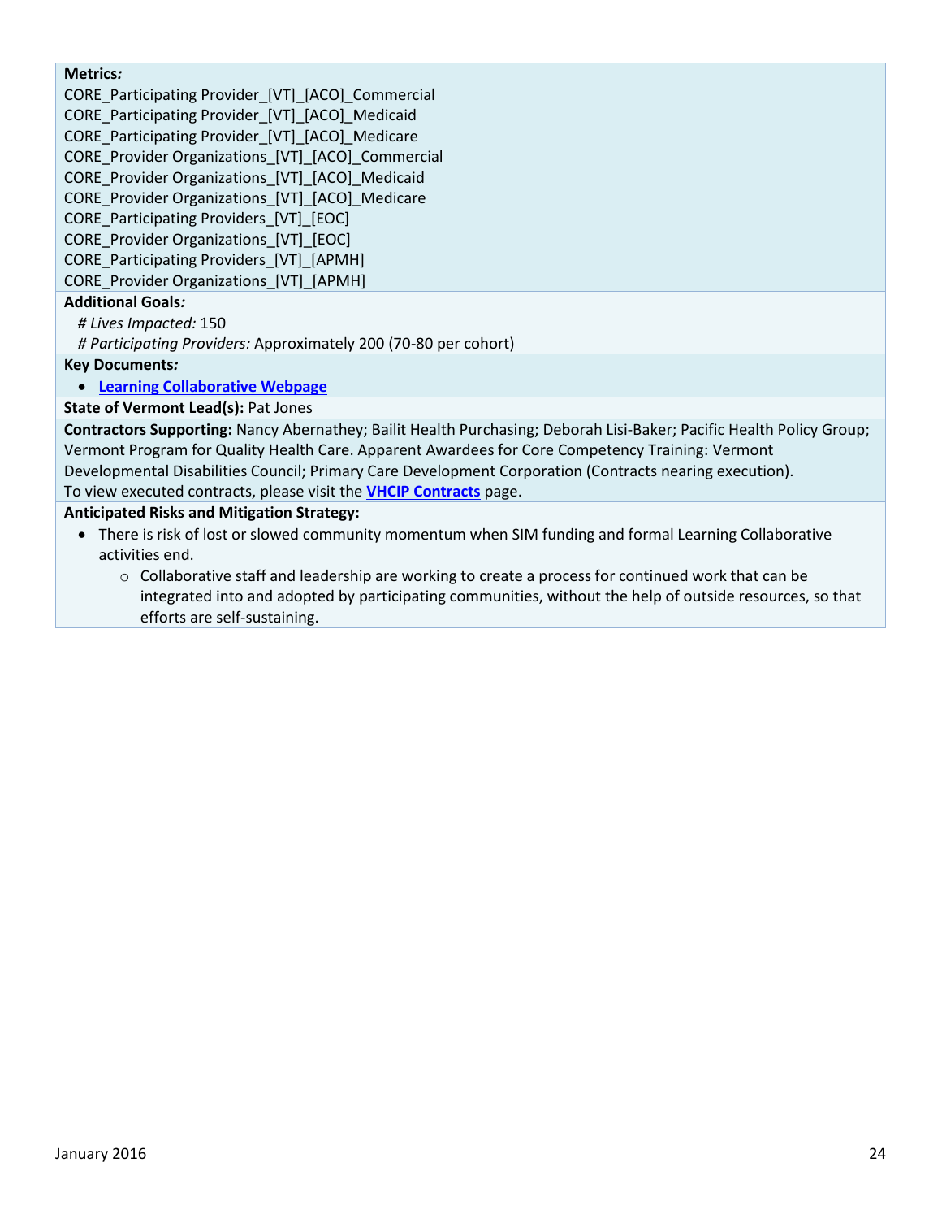**Metrics:**

CORE_Participating Provider_[VT]_[ACO]_Commercial
CORE_Participating Provider_[VT]_[ACO]_Medicaid
CORE_Participating Provider_[VT]_[ACO]_Medicare
CORE_Provider Organizations_[VT]_[ACO]_Commercial
CORE_Provider Organizations_[VT]_[ACO]_Medicaid
CORE_Provider Organizations_[VT]_[ACO]_Medicare
CORE_Participating Providers_[VT]_[EOC]
CORE_Provider Organizations_[VT]_[EOC]
CORE_Participating Providers_[VT]_[APMH]
CORE_Provider Organizations_[VT]_[APMH]

**Additional Goals:**

*# Lives Impacted:* 150
*# Participating Providers:* Approximately 200 (70-80 per cohort)

**Key Documents:**

- **Learning Collaborative Webpage**

**State of Vermont Lead(s):** Pat Jones

**Contractors Supporting:** Nancy Abernathey; Bailit Health Purchasing; Deborah Lisi-Baker; Pacific Health Policy Group; Vermont Program for Quality Health Care. Apparent Awardees for Core Competency Training: Vermont Developmental Disabilities Council; Primary Care Development Corporation (Contracts nearing execution).
To view executed contracts, please visit the **VHCIP Contracts** page.

**Anticipated Risks and Mitigation Strategy:**

- There is risk of lost or slowed community momentum when SIM funding and formal Learning Collaborative activities end.
  - Collaborative staff and leadership are working to create a process for continued work that can be integrated into and adopted by participating communities, without the help of outside resources, so that efforts are self-sustaining.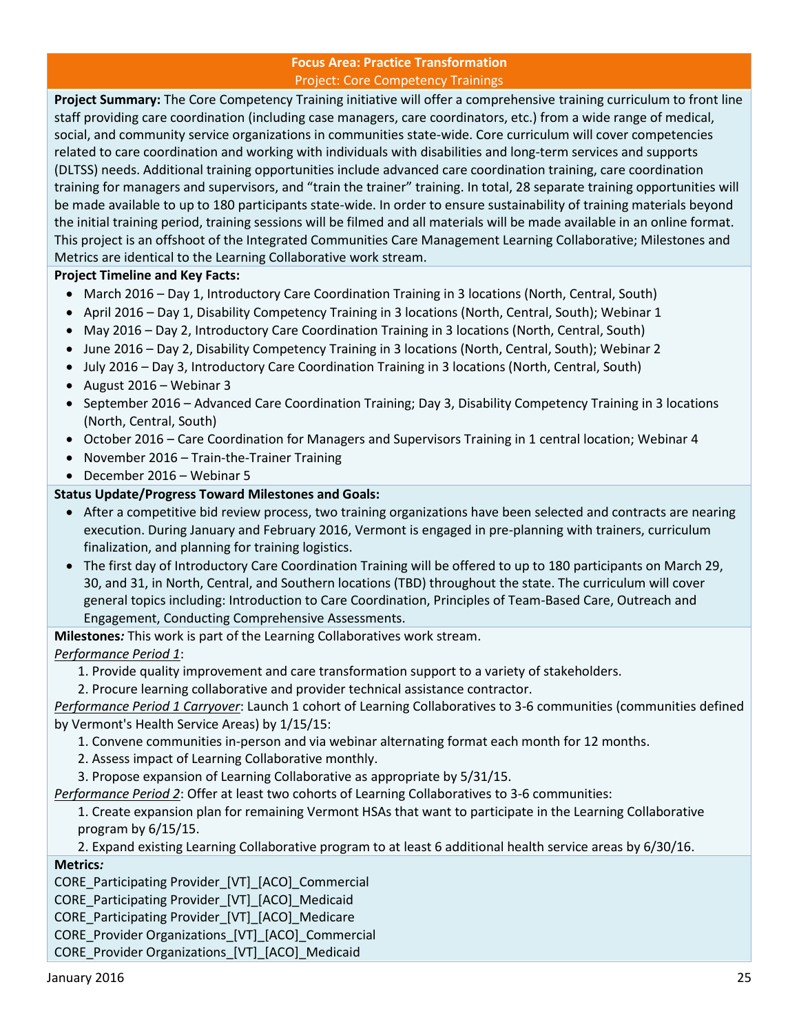## Focus Area: Practice Transformation

### Project: Core Competency Trainings

**Project Summary:** The Core Competency Training initiative will offer a comprehensive training curriculum to front line staff providing care coordination (including case managers, care coordinators, etc.) from a wide range of medical, social, and community service organizations in communities state-wide. Core curriculum will cover competencies related to care coordination and working with individuals with disabilities and long-term services and supports (DLTSS) needs. Additional training opportunities include advanced care coordination training, care coordination training for managers and supervisors, and "train the trainer" training. In total, 28 separate training opportunities will be made available to up to 180 participants state-wide. In order to ensure sustainability of training materials beyond the initial training period, training sessions will be filmed and all materials will be made available in an online format. This project is an offshoot of the Integrated Communities Care Management Learning Collaborative; Milestones and Metrics are identical to the Learning Collaborative work stream.

**Project Timeline and Key Facts:**

- March 2016 – Day 1, Introductory Care Coordination Training in 3 locations (North, Central, South)
- April 2016 – Day 1, Disability Competency Training in 3 locations (North, Central, South); Webinar 1
- May 2016 – Day 2, Introductory Care Coordination Training in 3 locations (North, Central, South)
- June 2016 – Day 2, Disability Competency Training in 3 locations (North, Central, South); Webinar 2
- July 2016 – Day 3, Introductory Care Coordination Training in 3 locations (North, Central, South)
- August 2016 – Webinar 3
- September 2016 – Advanced Care Coordination Training; Day 3, Disability Competency Training in 3 locations (North, Central, South)
- October 2016 – Care Coordination for Managers and Supervisors Training in 1 central location; Webinar 4
- November 2016 – Train-the-Trainer Training
- December 2016 – Webinar 5

**Status Update/Progress Toward Milestones and Goals:**

- After a competitive bid review process, two training organizations have been selected and contracts are nearing execution. During January and February 2016, Vermont is engaged in pre-planning with trainers, curriculum finalization, and planning for training logistics.
- The first day of Introductory Care Coordination Training will be offered to up to 180 participants on March 29, 30, and 31, in North, Central, and Southern locations (TBD) throughout the state. The curriculum will cover general topics including: Introduction to Care Coordination, Principles of Team-Based Care, Outreach and Engagement, Conducting Comprehensive Assessments.

**Milestones*:*** This work is part of the Learning Collaboratives work stream.

*Performance Period 1*:

1. Provide quality improvement and care transformation support to a variety of stakeholders.
2. Procure learning collaborative and provider technical assistance contractor.

*Performance Period 1 Carryover*: Launch 1 cohort of Learning Collaboratives to 3-6 communities (communities defined by Vermont's Health Service Areas) by 1/15/15:

1. Convene communities in-person and via webinar alternating format each month for 12 months.
2. Assess impact of Learning Collaborative monthly.
3. Propose expansion of Learning Collaborative as appropriate by 5/31/15.

*Performance Period 2*: Offer at least two cohorts of Learning Collaboratives to 3-6 communities:

1. Create expansion plan for remaining Vermont HSAs that want to participate in the Learning Collaborative program by 6/15/15.
2. Expand existing Learning Collaborative program to at least 6 additional health service areas by 6/30/16.

**Metrics*:***

CORE_Participating Provider_[VT]_[ACO]_Commercial
CORE_Participating Provider_[VT]_[ACO]_Medicaid
CORE_Participating Provider_[VT]_[ACO]_Medicare
CORE_Provider Organizations_[VT]_[ACO]_Commercial
CORE_Provider Organizations_[VT]_[ACO]_Medicaid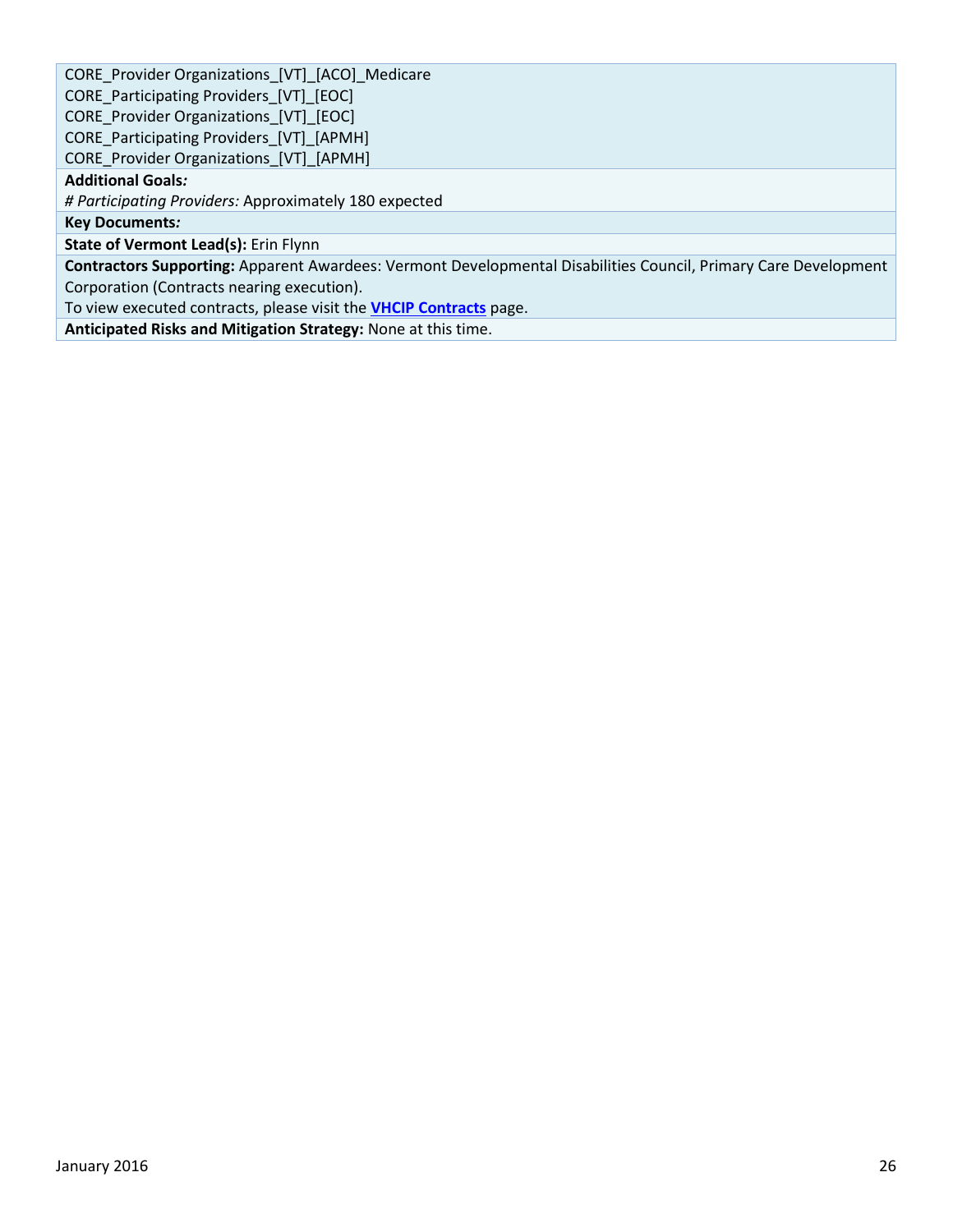CORE_Provider Organizations_[VT]_[ACO]_Medicare
CORE_Participating Providers_[VT]_[EOC]
CORE_Provider Organizations_[VT]_[EOC]
CORE_Participating Providers_[VT]_[APMH]
CORE_Provider Organizations_[VT]_[APMH]

**Additional Goals*:***

*# Participating Providers:* Approximately 180 expected

**Key Documents*:***

**State of Vermont Lead(s):** Erin Flynn

**Contractors Supporting:** Apparent Awardees: Vermont Developmental Disabilities Council, Primary Care Development Corporation (Contracts nearing execution).
To view executed contracts, please visit the **VHCIP Contracts** page.

**Anticipated Risks and Mitigation Strategy:** None at this time.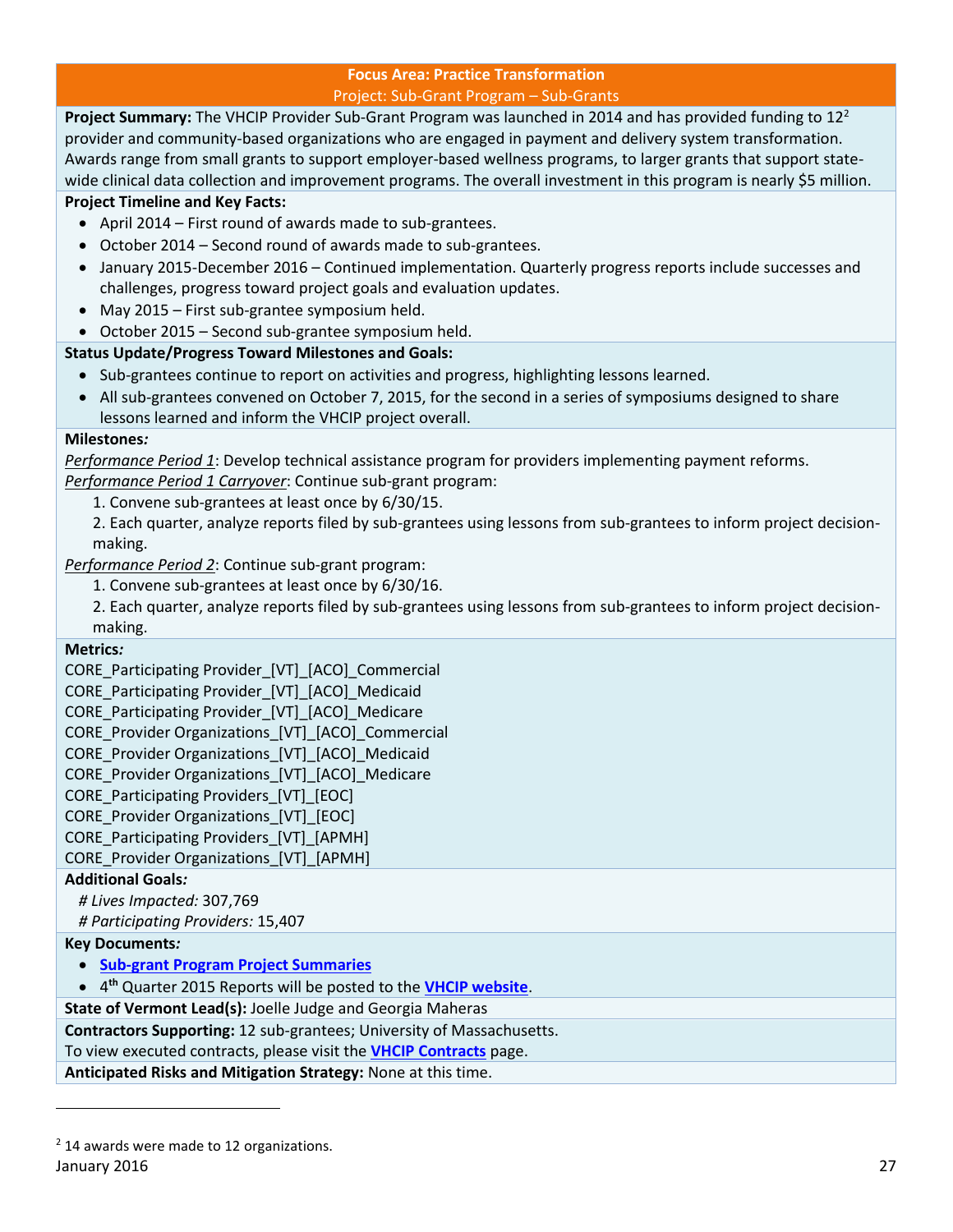## Focus Area: Practice Transformation

### Project: Sub-Grant Program – Sub-Grants

**Project Summary:** The VHCIP Provider Sub-Grant Program was launched in 2014 and has provided funding to 12[2] provider and community-based organizations who are engaged in payment and delivery system transformation. Awards range from small grants to support employer-based wellness programs, to larger grants that support state-wide clinical data collection and improvement programs. The overall investment in this program is nearly $5 million.

**Project Timeline and Key Facts:**

- April 2014 – First round of awards made to sub-grantees.
- October 2014 – Second round of awards made to sub-grantees.
- January 2015-December 2016 – Continued implementation. Quarterly progress reports include successes and challenges, progress toward project goals and evaluation updates.
- May 2015 – First sub-grantee symposium held.
- October 2015 – Second sub-grantee symposium held.

**Status Update/Progress Toward Milestones and Goals:**

- Sub-grantees continue to report on activities and progress, highlighting lessons learned.
- All sub-grantees convened on October 7, 2015, for the second in a series of symposiums designed to share lessons learned and inform the VHCIP project overall.

**Milestones:**

*Performance Period 1*: Develop technical assistance program for providers implementing payment reforms.

*Performance Period 1 Carryover*: Continue sub-grant program:

1. Convene sub-grantees at least once by 6/30/15.
2. Each quarter, analyze reports filed by sub-grantees using lessons from sub-grantees to inform project decision-making.

*Performance Period 2*: Continue sub-grant program:

1. Convene sub-grantees at least once by 6/30/16.
2. Each quarter, analyze reports filed by sub-grantees using lessons from sub-grantees to inform project decision-making.

**Metrics:**

CORE_Participating Provider_[VT]_[ACO]_Commercial
CORE_Participating Provider_[VT]_[ACO]_Medicaid
CORE_Participating Provider_[VT]_[ACO]_Medicare
CORE_Provider Organizations_[VT]_[ACO]_Commercial
CORE_Provider Organizations_[VT]_[ACO]_Medicaid
CORE_Provider Organizations_[VT]_[ACO]_Medicare
CORE_Participating Providers_[VT]_[EOC]
CORE_Provider Organizations_[VT]_[EOC]
CORE_Participating Providers_[VT]_[APMH]
CORE_Provider Organizations_[VT]_[APMH]

**Additional Goals:**

*# Lives Impacted:* 307,769
*# Participating Providers:* 15,407

**Key Documents:**

- **Sub-grant Program Project Summaries**
- 4th Quarter 2015 Reports will be posted to the **VHCIP website**.

**State of Vermont Lead(s):** Joelle Judge and Georgia Maheras

**Contractors Supporting:** 12 sub-grantees; University of Massachusetts.
To view executed contracts, please visit the **VHCIP Contracts** page.

**Anticipated Risks and Mitigation Strategy:** None at this time.

---

[2] 14 awards were made to 12 organizations.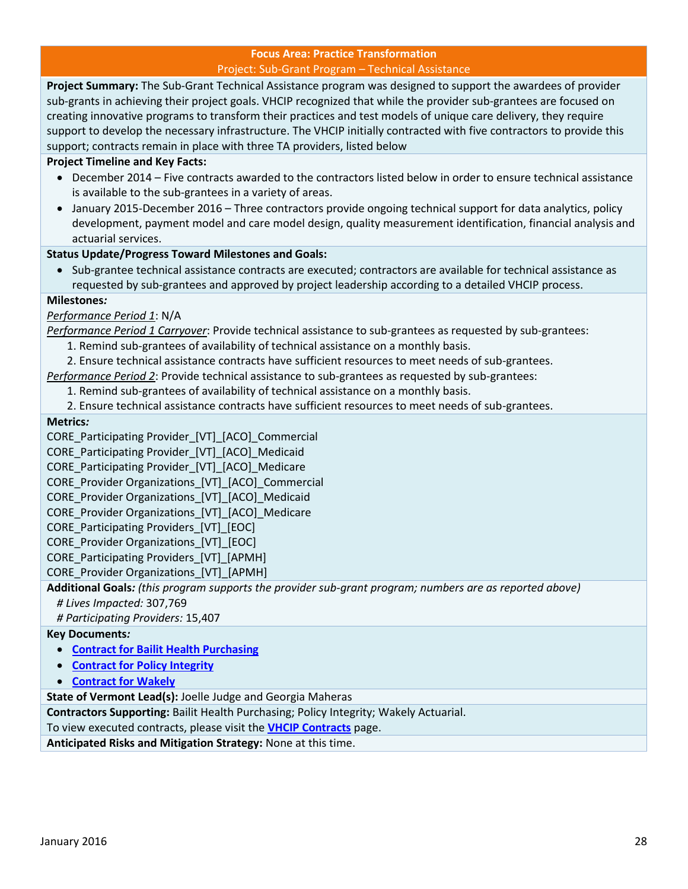## Focus Area: Practice Transformation

### Project: Sub-Grant Program – Technical Assistance

**Project Summary:** The Sub-Grant Technical Assistance program was designed to support the awardees of provider sub-grants in achieving their project goals. VHCIP recognized that while the provider sub-grantees are focused on creating innovative programs to transform their practices and test models of unique care delivery, they require support to develop the necessary infrastructure. The VHCIP initially contracted with five contractors to provide this support; contracts remain in place with three TA providers, listed below

**Project Timeline and Key Facts:**

- December 2014 – Five contracts awarded to the contractors listed below in order to ensure technical assistance is available to the sub-grantees in a variety of areas.
- January 2015-December 2016 – Three contractors provide ongoing technical support for data analytics, policy development, payment model and care model design, quality measurement identification, financial analysis and actuarial services.

**Status Update/Progress Toward Milestones and Goals:**

- Sub-grantee technical assistance contracts are executed; contractors are available for technical assistance as requested by sub-grantees and approved by project leadership according to a detailed VHCIP process.

**Milestones*:***

*Performance Period 1*: N/A

*Performance Period 1 Carryover*: Provide technical assistance to sub-grantees as requested by sub-grantees:

1. Remind sub-grantees of availability of technical assistance on a monthly basis.
2. Ensure technical assistance contracts have sufficient resources to meet needs of sub-grantees.

*Performance Period 2*: Provide technical assistance to sub-grantees as requested by sub-grantees:

1. Remind sub-grantees of availability of technical assistance on a monthly basis.
2. Ensure technical assistance contracts have sufficient resources to meet needs of sub-grantees.

**Metrics*:***

CORE_Participating Provider_[VT]_[ACO]_Commercial
CORE_Participating Provider_[VT]_[ACO]_Medicaid
CORE_Participating Provider_[VT]_[ACO]_Medicare
CORE_Provider Organizations_[VT]_[ACO]_Commercial
CORE_Provider Organizations_[VT]_[ACO]_Medicaid
CORE_Provider Organizations_[VT]_[ACO]_Medicare
CORE_Participating Providers_[VT]_[EOC]
CORE_Provider Organizations_[VT]_[EOC]
CORE_Participating Providers_[VT]_[APMH]
CORE_Provider Organizations_[VT]_[APMH]

**Additional Goals*:*** *(this program supports the provider sub-grant program; numbers are as reported above)*

*# Lives Impacted:* 307,769
*# Participating Providers:* 15,407

**Key Documents*:***

- **Contract for Bailit Health Purchasing**
- **Contract for Policy Integrity**
- **Contract for Wakely**

**State of Vermont Lead(s):** Joelle Judge and Georgia Maheras

**Contractors Supporting:** Bailit Health Purchasing; Policy Integrity; Wakely Actuarial.
To view executed contracts, please visit the **VHCIP Contracts** page.

**Anticipated Risks and Mitigation Strategy:** None at this time.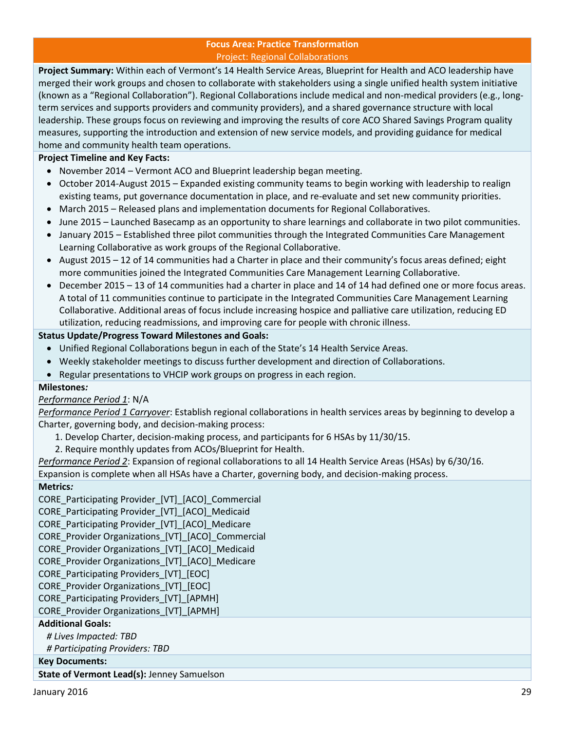**Focus Area: Practice Transformation**

Project: Regional Collaborations

**Project Summary:** Within each of Vermont's 14 Health Service Areas, Blueprint for Health and ACO leadership have merged their work groups and chosen to collaborate with stakeholders using a single unified health system initiative (known as a "Regional Collaboration"). Regional Collaborations include medical and non-medical providers (e.g., long-term services and supports providers and community providers), and a shared governance structure with local leadership. These groups focus on reviewing and improving the results of core ACO Shared Savings Program quality measures, supporting the introduction and extension of new service models, and providing guidance for medical home and community health team operations.

**Project Timeline and Key Facts:**

- November 2014 – Vermont ACO and Blueprint leadership began meeting.
- October 2014-August 2015 – Expanded existing community teams to begin working with leadership to realign existing teams, put governance documentation in place, and re-evaluate and set new community priorities.
- March 2015 – Released plans and implementation documents for Regional Collaboratives.
- June 2015 – Launched Basecamp as an opportunity to share learnings and collaborate in two pilot communities.
- January 2015 – Established three pilot communities through the Integrated Communities Care Management Learning Collaborative as work groups of the Regional Collaborative.
- August 2015 – 12 of 14 communities had a Charter in place and their community's focus areas defined; eight more communities joined the Integrated Communities Care Management Learning Collaborative.
- December 2015 – 13 of 14 communities had a charter in place and 14 of 14 had defined one or more focus areas. A total of 11 communities continue to participate in the Integrated Communities Care Management Learning Collaborative. Additional areas of focus include increasing hospice and palliative care utilization, reducing ED utilization, reducing readmissions, and improving care for people with chronic illness.

**Status Update/Progress Toward Milestones and Goals:**

- Unified Regional Collaborations begun in each of the State's 14 Health Service Areas.
- Weekly stakeholder meetings to discuss further development and direction of Collaborations.
- Regular presentations to VHCIP work groups on progress in each region.

**Milestones*:***

*Performance Period 1*: N/A

*Performance Period 1 Carryover*: Establish regional collaborations in health services areas by beginning to develop a Charter, governing body, and decision-making process:

1. Develop Charter, decision-making process, and participants for 6 HSAs by 11/30/15.
2. Require monthly updates from ACOs/Blueprint for Health.

*Performance Period 2*: Expansion of regional collaborations to all 14 Health Service Areas (HSAs) by 6/30/16. Expansion is complete when all HSAs have a Charter, governing body, and decision-making process.

**Metrics*:***

CORE_Participating Provider_[VT]_[ACO]_Commercial
CORE_Participating Provider_[VT]_[ACO]_Medicaid
CORE_Participating Provider_[VT]_[ACO]_Medicare
CORE_Provider Organizations_[VT]_[ACO]_Commercial
CORE_Provider Organizations_[VT]_[ACO]_Medicaid
CORE_Provider Organizations_[VT]_[ACO]_Medicare
CORE_Participating Providers_[VT]_[EOC]
CORE_Provider Organizations_[VT]_[EOC]
CORE_Participating Providers_[VT]_[APMH]
CORE_Provider Organizations_[VT]_[APMH]

**Additional Goals:**

*# Lives Impacted: TBD*
*# Participating Providers: TBD*

**Key Documents:**

**State of Vermont Lead(s):** Jenney Samuelson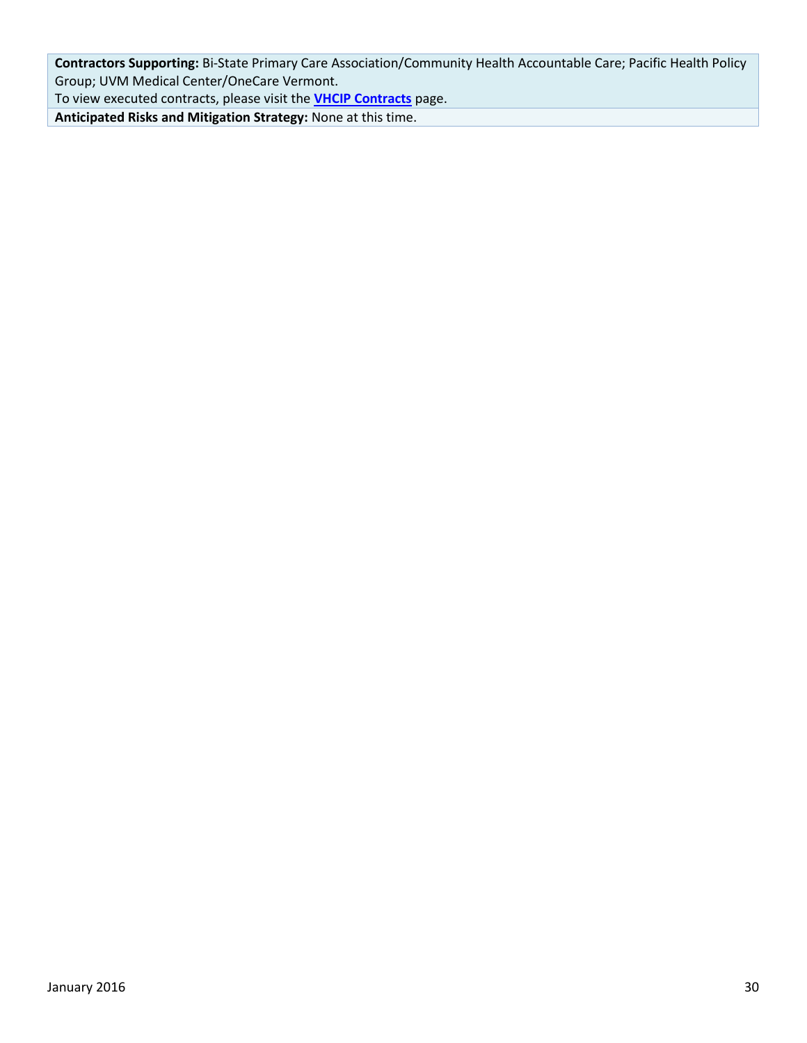**Contractors Supporting:** Bi-State Primary Care Association/Community Health Accountable Care; Pacific Health Policy Group; UVM Medical Center/OneCare Vermont.
To view executed contracts, please visit the **VHCIP Contracts** page.

**Anticipated Risks and Mitigation Strategy:** None at this time.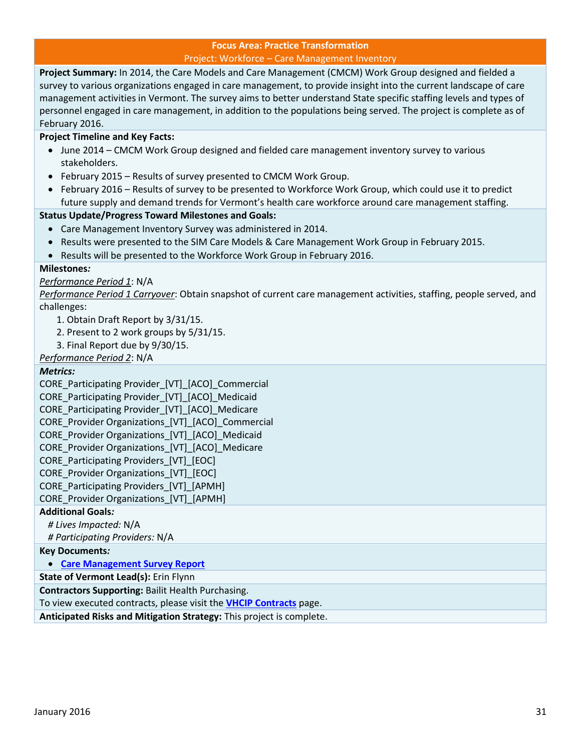## Focus Area: Practice Transformation

### Project: Workforce – Care Management Inventory

**Project Summary:** In 2014, the Care Models and Care Management (CMCM) Work Group designed and fielded a survey to various organizations engaged in care management, to provide insight into the current landscape of care management activities in Vermont. The survey aims to better understand State specific staffing levels and types of personnel engaged in care management, in addition to the populations being served. The project is complete as of February 2016.

**Project Timeline and Key Facts:**

- June 2014 – CMCM Work Group designed and fielded care management inventory survey to various stakeholders.
- February 2015 – Results of survey presented to CMCM Work Group.
- February 2016 – Results of survey to be presented to Workforce Work Group, which could use it to predict future supply and demand trends for Vermont's health care workforce around care management staffing.

**Status Update/Progress Toward Milestones and Goals:**

- Care Management Inventory Survey was administered in 2014.
- Results were presented to the SIM Care Models & Care Management Work Group in February 2015.
- Results will be presented to the Workforce Work Group in February 2016.

**Milestones*:***

*Performance Period 1*: N/A

*Performance Period 1 Carryover*: Obtain snapshot of current care management activities, staffing, people served, and challenges:

1. Obtain Draft Report by 3/31/15.
2. Present to 2 work groups by 5/31/15.
3. Final Report due by 9/30/15.

*Performance Period 2*: N/A

***Metrics:***

CORE_Participating Provider_[VT]_[ACO]_Commercial
CORE_Participating Provider_[VT]_[ACO]_Medicaid
CORE_Participating Provider_[VT]_[ACO]_Medicare
CORE_Provider Organizations_[VT]_[ACO]_Commercial
CORE_Provider Organizations_[VT]_[ACO]_Medicaid
CORE_Provider Organizations_[VT]_[ACO]_Medicare
CORE_Participating Providers_[VT]_[EOC]
CORE_Provider Organizations_[VT]_[EOC]
CORE_Participating Providers_[VT]_[APMH]
CORE_Provider Organizations_[VT]_[APMH]

**Additional Goals*:***

*# Lives Impacted:* N/A
*# Participating Providers:* N/A

**Key Documents*:***

- **Care Management Survey Report**

**State of Vermont Lead(s):** Erin Flynn

**Contractors Supporting:** Bailit Health Purchasing.
To view executed contracts, please visit the **VHCIP Contracts** page.

**Anticipated Risks and Mitigation Strategy:** This project is complete.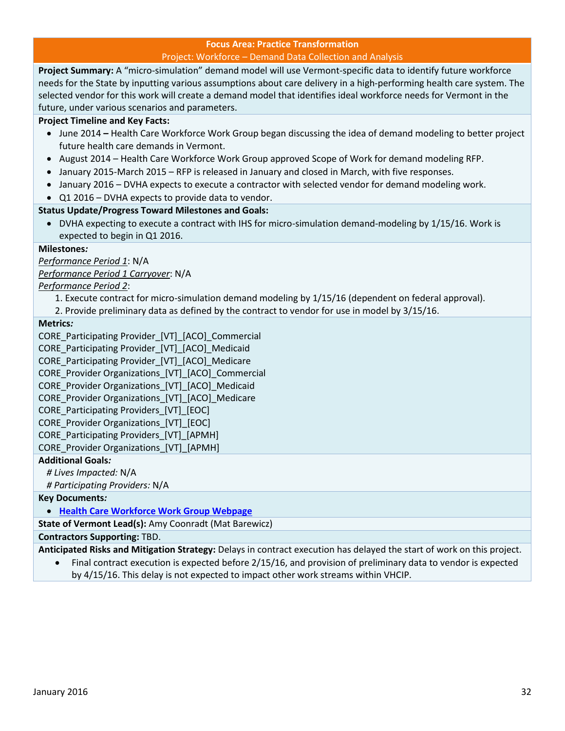## Focus Area: Practice Transformation

### Project: Workforce – Demand Data Collection and Analysis

**Project Summary:** A "micro-simulation" demand model will use Vermont-specific data to identify future workforce needs for the State by inputting various assumptions about care delivery in a high-performing health care system. The selected vendor for this work will create a demand model that identifies ideal workforce needs for Vermont in the future, under various scenarios and parameters.

**Project Timeline and Key Facts:**

- June 2014 **–** Health Care Workforce Work Group began discussing the idea of demand modeling to better project future health care demands in Vermont.
- August 2014 – Health Care Workforce Work Group approved Scope of Work for demand modeling RFP.
- January 2015-March 2015 – RFP is released in January and closed in March, with five responses.
- January 2016 – DVHA expects to execute a contractor with selected vendor for demand modeling work.
- Q1 2016 – DVHA expects to provide data to vendor.

**Status Update/Progress Toward Milestones and Goals:**

- DVHA expecting to execute a contract with IHS for micro-simulation demand-modeling by 1/15/16. Work is expected to begin in Q1 2016.

**Milestones***:*

*Performance Period 1*: N/A

*Performance Period 1 Carryover*: N/A

*Performance Period 2*:

1. Execute contract for micro-simulation demand modeling by 1/15/16 (dependent on federal approval).
2. Provide preliminary data as defined by the contract to vendor for use in model by 3/15/16.

**Metrics***:*

CORE_Participating Provider_[VT]_[ACO]_Commercial
CORE_Participating Provider_[VT]_[ACO]_Medicaid
CORE_Participating Provider_[VT]_[ACO]_Medicare
CORE_Provider Organizations_[VT]_[ACO]_Commercial
CORE_Provider Organizations_[VT]_[ACO]_Medicaid
CORE_Provider Organizations_[VT]_[ACO]_Medicare
CORE_Participating Providers_[VT]_[EOC]
CORE_Provider Organizations_[VT]_[EOC]
CORE_Participating Providers_[VT]_[APMH]
CORE_Provider Organizations_[VT]_[APMH]

**Additional Goals***:*

*# Lives Impacted:* N/A
*# Participating Providers:* N/A

**Key Documents***:*

- **Health Care Workforce Work Group Webpage**

**State of Vermont Lead(s):** Amy Coonradt (Mat Barewicz)

**Contractors Supporting:** TBD.

**Anticipated Risks and Mitigation Strategy:** Delays in contract execution has delayed the start of work on this project.

- Final contract execution is expected before 2/15/16, and provision of preliminary data to vendor is expected by 4/15/16. This delay is not expected to impact other work streams within VHCIP.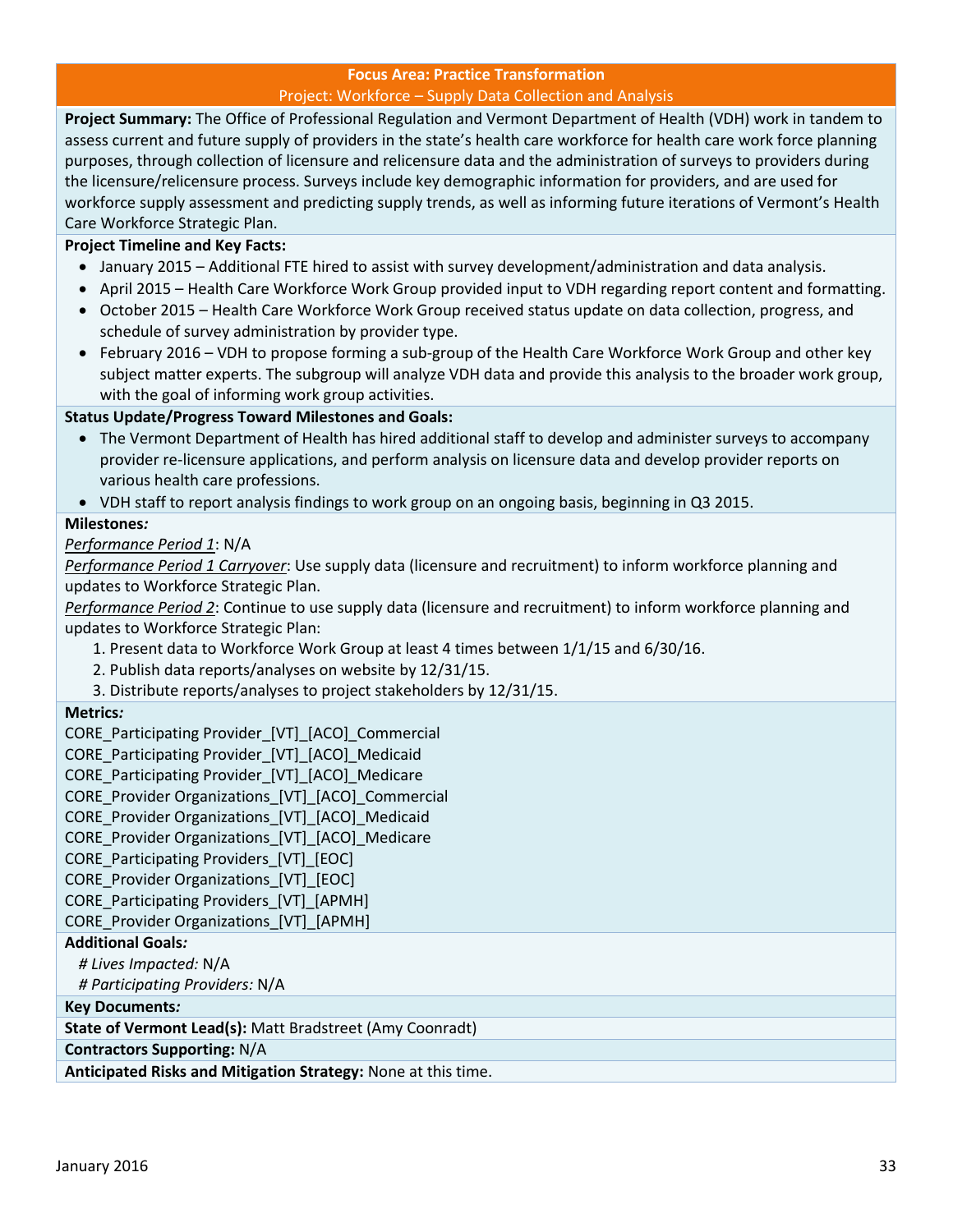## Focus Area: Practice Transformation

### Project: Workforce – Supply Data Collection and Analysis

**Project Summary:** The Office of Professional Regulation and Vermont Department of Health (VDH) work in tandem to assess current and future supply of providers in the state's health care workforce for health care work force planning purposes, through collection of licensure and relicensure data and the administration of surveys to providers during the licensure/relicensure process. Surveys include key demographic information for providers, and are used for workforce supply assessment and predicting supply trends, as well as informing future iterations of Vermont's Health Care Workforce Strategic Plan.

**Project Timeline and Key Facts:**

- January 2015 – Additional FTE hired to assist with survey development/administration and data analysis.
- April 2015 – Health Care Workforce Work Group provided input to VDH regarding report content and formatting.
- October 2015 – Health Care Workforce Work Group received status update on data collection, progress, and schedule of survey administration by provider type.
- February 2016 – VDH to propose forming a sub-group of the Health Care Workforce Work Group and other key subject matter experts. The subgroup will analyze VDH data and provide this analysis to the broader work group, with the goal of informing work group activities.

**Status Update/Progress Toward Milestones and Goals:**

- The Vermont Department of Health has hired additional staff to develop and administer surveys to accompany provider re-licensure applications, and perform analysis on licensure data and develop provider reports on various health care professions.
- VDH staff to report analysis findings to work group on an ongoing basis, beginning in Q3 2015.

**Milestones*:***

*Performance Period 1*: N/A

*Performance Period 1 Carryover*: Use supply data (licensure and recruitment) to inform workforce planning and updates to Workforce Strategic Plan.

*Performance Period 2*: Continue to use supply data (licensure and recruitment) to inform workforce planning and updates to Workforce Strategic Plan:

1. Present data to Workforce Work Group at least 4 times between 1/1/15 and 6/30/16.
2. Publish data reports/analyses on website by 12/31/15.
3. Distribute reports/analyses to project stakeholders by 12/31/15.

**Metrics*:***

CORE_Participating Provider_[VT]_[ACO]_Commercial
CORE_Participating Provider_[VT]_[ACO]_Medicaid
CORE_Participating Provider_[VT]_[ACO]_Medicare
CORE_Provider Organizations_[VT]_[ACO]_Commercial
CORE_Provider Organizations_[VT]_[ACO]_Medicaid
CORE_Provider Organizations_[VT]_[ACO]_Medicare
CORE_Participating Providers_[VT]_[EOC]
CORE_Provider Organizations_[VT]_[EOC]
CORE_Participating Providers_[VT]_[APMH]
CORE_Provider Organizations_[VT]_[APMH]

**Additional Goals*:***

*# Lives Impacted:* N/A
*# Participating Providers:* N/A

**Key Documents*:***

**State of Vermont Lead(s):** Matt Bradstreet (Amy Coonradt)

**Contractors Supporting:** N/A

**Anticipated Risks and Mitigation Strategy:** None at this time.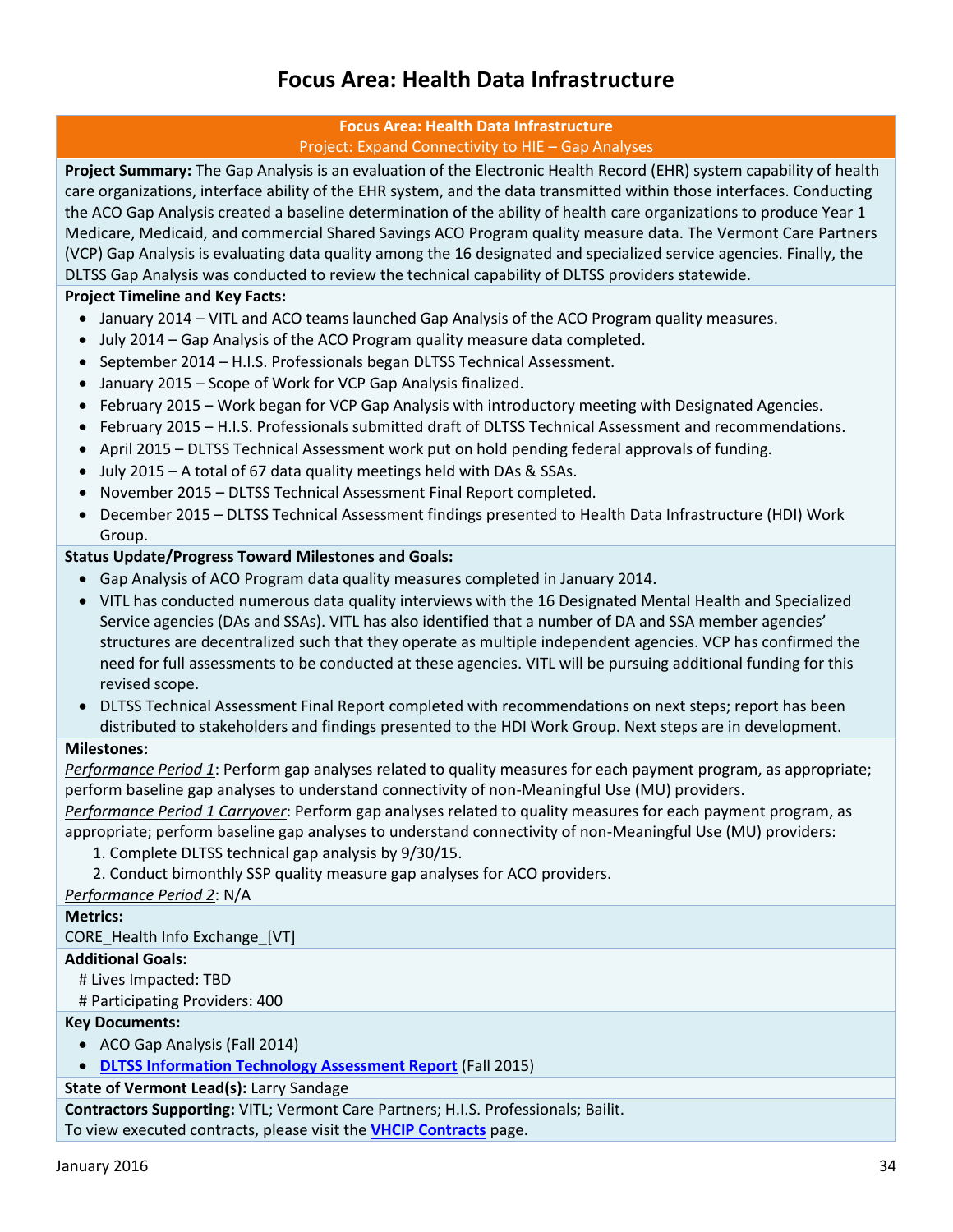# Focus Area: Health Data Infrastructure

**Focus Area: Health Data Infrastructure**

Project: Expand Connectivity to HIE – Gap Analyses

**Project Summary:** The Gap Analysis is an evaluation of the Electronic Health Record (EHR) system capability of health care organizations, interface ability of the EHR system, and the data transmitted within those interfaces. Conducting the ACO Gap Analysis created a baseline determination of the ability of health care organizations to produce Year 1 Medicare, Medicaid, and commercial Shared Savings ACO Program quality measure data. The Vermont Care Partners (VCP) Gap Analysis is evaluating data quality among the 16 designated and specialized service agencies. Finally, the DLTSS Gap Analysis was conducted to review the technical capability of DLTSS providers statewide.

**Project Timeline and Key Facts:**

- January 2014 – VITL and ACO teams launched Gap Analysis of the ACO Program quality measures.
- July 2014 – Gap Analysis of the ACO Program quality measure data completed.
- September 2014 – H.I.S. Professionals began DLTSS Technical Assessment.
- January 2015 – Scope of Work for VCP Gap Analysis finalized.
- February 2015 – Work began for VCP Gap Analysis with introductory meeting with Designated Agencies.
- February 2015 – H.I.S. Professionals submitted draft of DLTSS Technical Assessment and recommendations.
- April 2015 – DLTSS Technical Assessment work put on hold pending federal approvals of funding.
- July 2015 – A total of 67 data quality meetings held with DAs & SSAs.
- November 2015 – DLTSS Technical Assessment Final Report completed.
- December 2015 – DLTSS Technical Assessment findings presented to Health Data Infrastructure (HDI) Work Group.

**Status Update/Progress Toward Milestones and Goals:**

- Gap Analysis of ACO Program data quality measures completed in January 2014.
- VITL has conducted numerous data quality interviews with the 16 Designated Mental Health and Specialized Service agencies (DAs and SSAs). VITL has also identified that a number of DA and SSA member agencies' structures are decentralized such that they operate as multiple independent agencies. VCP has confirmed the need for full assessments to be conducted at these agencies. VITL will be pursuing additional funding for this revised scope.
- DLTSS Technical Assessment Final Report completed with recommendations on next steps; report has been distributed to stakeholders and findings presented to the HDI Work Group. Next steps are in development.

**Milestones:**

*Performance Period 1*: Perform gap analyses related to quality measures for each payment program, as appropriate; perform baseline gap analyses to understand connectivity of non-Meaningful Use (MU) providers.

*Performance Period 1 Carryover*: Perform gap analyses related to quality measures for each payment program, as appropriate; perform baseline gap analyses to understand connectivity of non-Meaningful Use (MU) providers:

1. Complete DLTSS technical gap analysis by 9/30/15.
2. Conduct bimonthly SSP quality measure gap analyses for ACO providers.

*Performance Period 2*: N/A

**Metrics:**

CORE_Health Info Exchange_[VT]

**Additional Goals:**

# Lives Impacted: TBD

# Participating Providers: 400

**Key Documents:**

- ACO Gap Analysis (Fall 2014)
- **DLTSS Information Technology Assessment Report** (Fall 2015)

**State of Vermont Lead(s):** Larry Sandage

**Contractors Supporting:** VITL; Vermont Care Partners; H.I.S. Professionals; Bailit.

To view executed contracts, please visit the **VHCIP Contracts** page.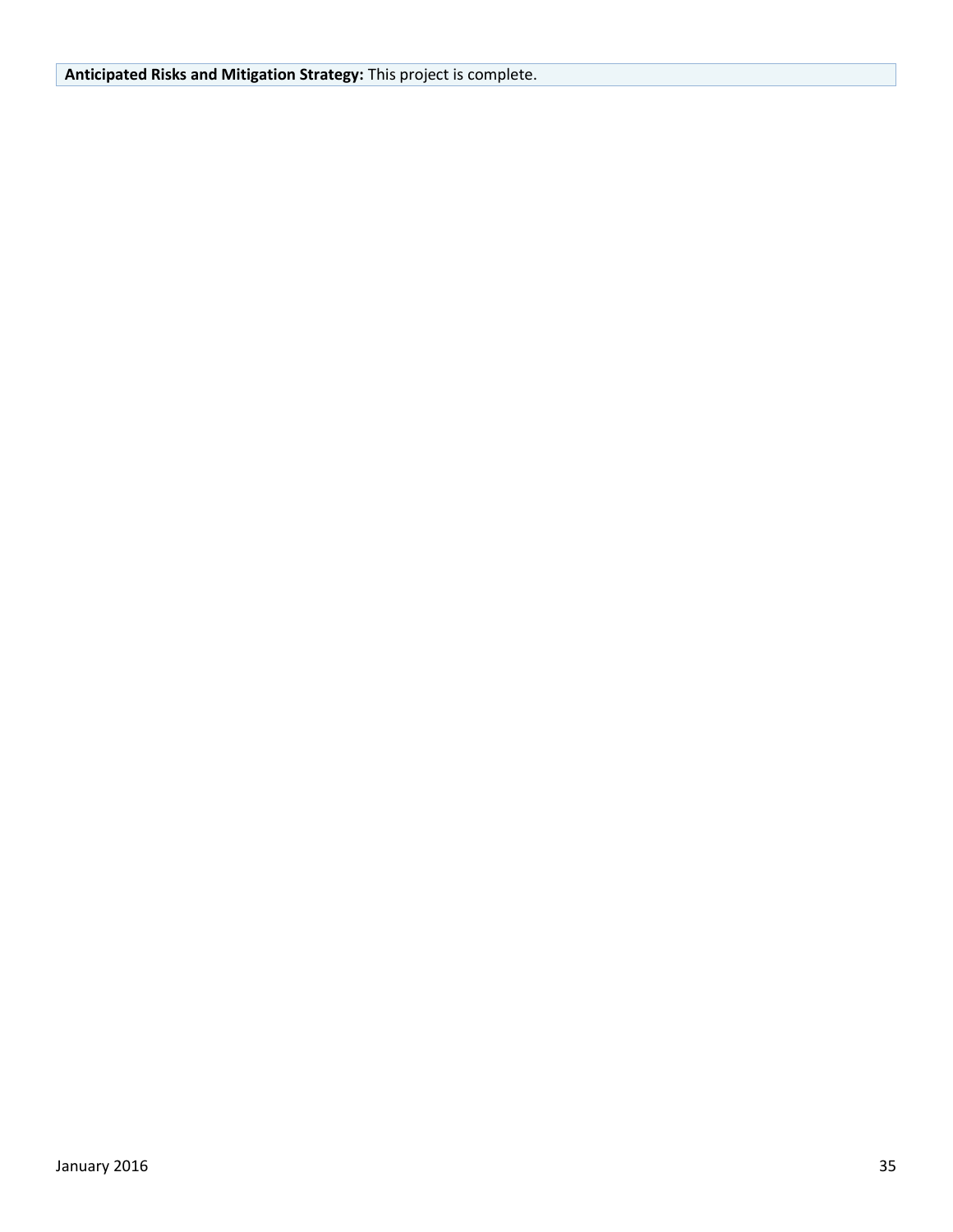**Anticipated Risks and Mitigation Strategy:** This project is complete.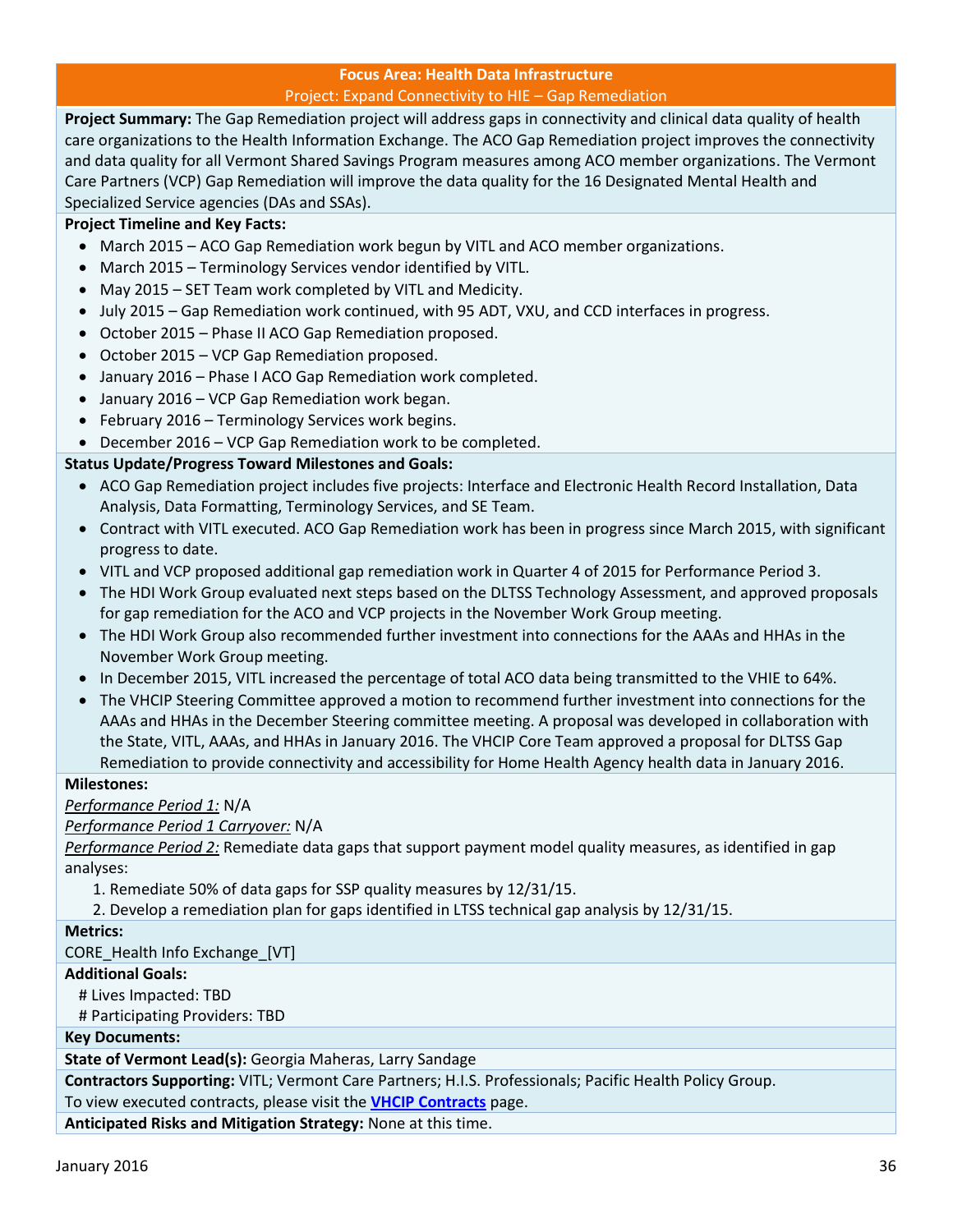## Focus Area: Health Data Infrastructure

### Project: Expand Connectivity to HIE – Gap Remediation

**Project Summary:** The Gap Remediation project will address gaps in connectivity and clinical data quality of health care organizations to the Health Information Exchange. The ACO Gap Remediation project improves the connectivity and data quality for all Vermont Shared Savings Program measures among ACO member organizations. The Vermont Care Partners (VCP) Gap Remediation will improve the data quality for the 16 Designated Mental Health and Specialized Service agencies (DAs and SSAs).

**Project Timeline and Key Facts:**

- March 2015 – ACO Gap Remediation work begun by VITL and ACO member organizations.
- March 2015 – Terminology Services vendor identified by VITL.
- May 2015 – SET Team work completed by VITL and Medicity.
- July 2015 – Gap Remediation work continued, with 95 ADT, VXU, and CCD interfaces in progress.
- October 2015 – Phase II ACO Gap Remediation proposed.
- October 2015 – VCP Gap Remediation proposed.
- January 2016 – Phase I ACO Gap Remediation work completed.
- January 2016 – VCP Gap Remediation work began.
- February 2016 – Terminology Services work begins.
- December 2016 – VCP Gap Remediation work to be completed.

**Status Update/Progress Toward Milestones and Goals:**

- ACO Gap Remediation project includes five projects: Interface and Electronic Health Record Installation, Data Analysis, Data Formatting, Terminology Services, and SE Team.
- Contract with VITL executed. ACO Gap Remediation work has been in progress since March 2015, with significant progress to date.
- VITL and VCP proposed additional gap remediation work in Quarter 4 of 2015 for Performance Period 3.
- The HDI Work Group evaluated next steps based on the DLTSS Technology Assessment, and approved proposals for gap remediation for the ACO and VCP projects in the November Work Group meeting.
- The HDI Work Group also recommended further investment into connections for the AAAs and HHAs in the November Work Group meeting.
- In December 2015, VITL increased the percentage of total ACO data being transmitted to the VHIE to 64%.
- The VHCIP Steering Committee approved a motion to recommend further investment into connections for the AAAs and HHAs in the December Steering committee meeting. A proposal was developed in collaboration with the State, VITL, AAAs, and HHAs in January 2016. The VHCIP Core Team approved a proposal for DLTSS Gap Remediation to provide connectivity and accessibility for Home Health Agency health data in January 2016.

**Milestones:**

*Performance Period 1:* N/A

*Performance Period 1 Carryover:* N/A

*Performance Period 2:* Remediate data gaps that support payment model quality measures, as identified in gap analyses:

1. Remediate 50% of data gaps for SSP quality measures by 12/31/15.
2. Develop a remediation plan for gaps identified in LTSS technical gap analysis by 12/31/15.

**Metrics:**

CORE_Health Info Exchange_[VT]

**Additional Goals:**

# Lives Impacted: TBD

# Participating Providers: TBD

**Key Documents:**

**State of Vermont Lead(s):** Georgia Maheras, Larry Sandage

**Contractors Supporting:** VITL; Vermont Care Partners; H.I.S. Professionals; Pacific Health Policy Group.

To view executed contracts, please visit the **VHCIP Contracts** page.

**Anticipated Risks and Mitigation Strategy:** None at this time.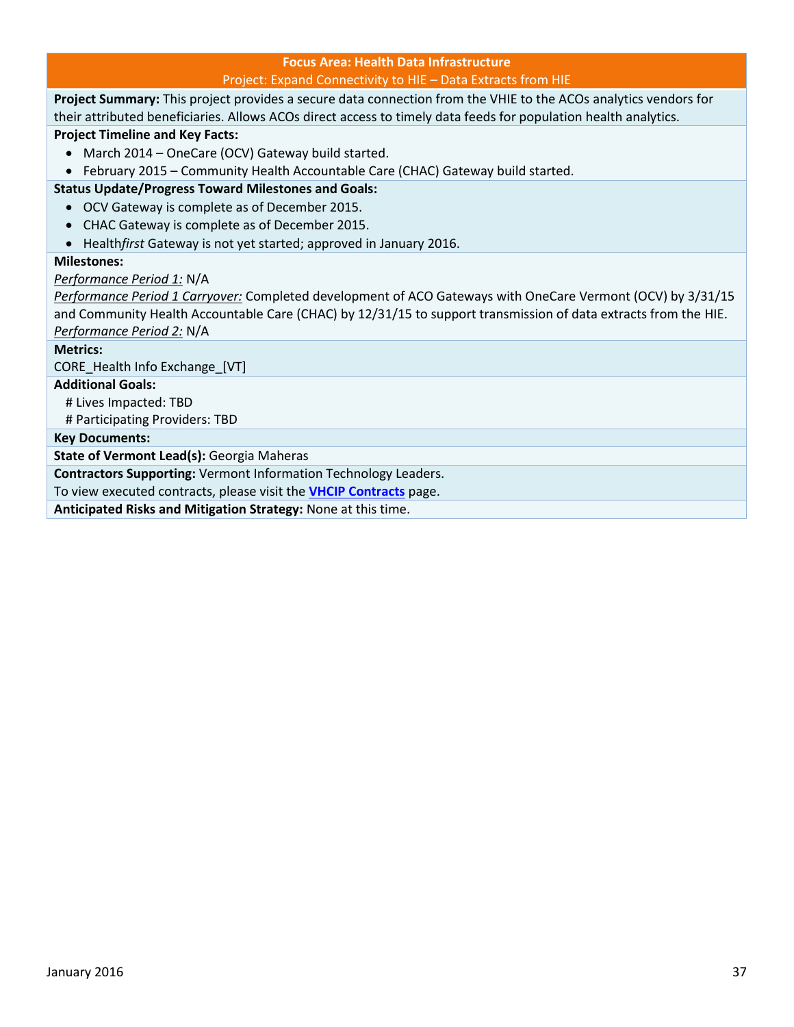## Focus Area: Health Data Infrastructure

### Project: Expand Connectivity to HIE – Data Extracts from HIE

**Project Summary:** This project provides a secure data connection from the VHIE to the ACOs analytics vendors for their attributed beneficiaries. Allows ACOs direct access to timely data feeds for population health analytics.

**Project Timeline and Key Facts:**

- March 2014 – OneCare (OCV) Gateway build started.
- February 2015 – Community Health Accountable Care (CHAC) Gateway build started.

**Status Update/Progress Toward Milestones and Goals:**

- OCV Gateway is complete as of December 2015.
- CHAC Gateway is complete as of December 2015.
- Health*first* Gateway is not yet started; approved in January 2016.

**Milestones:**

*Performance Period 1:* N/A

*Performance Period 1 Carryover:* Completed development of ACO Gateways with OneCare Vermont (OCV) by 3/31/15 and Community Health Accountable Care (CHAC) by 12/31/15 to support transmission of data extracts from the HIE.

*Performance Period 2:* N/A

**Metrics:**

CORE_Health Info Exchange_[VT]

**Additional Goals:**

# Lives Impacted: TBD

# Participating Providers: TBD

**Key Documents:**

**State of Vermont Lead(s):** Georgia Maheras

**Contractors Supporting:** Vermont Information Technology Leaders.

To view executed contracts, please visit the **VHCIP Contracts** page.

**Anticipated Risks and Mitigation Strategy:** None at this time.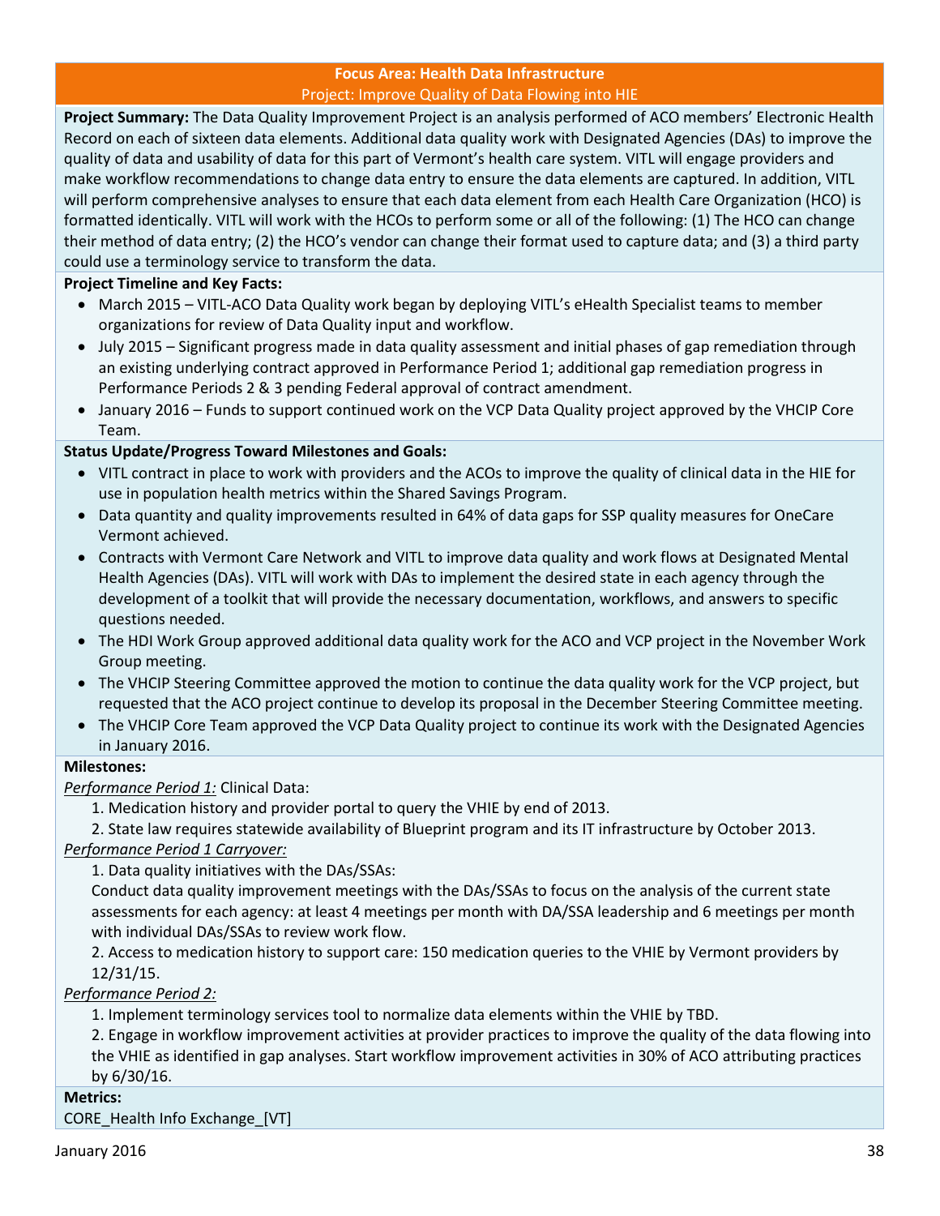## Focus Area: Health Data Infrastructure

### Project: Improve Quality of Data Flowing into HIE

**Project Summary:** The Data Quality Improvement Project is an analysis performed of ACO members' Electronic Health Record on each of sixteen data elements. Additional data quality work with Designated Agencies (DAs) to improve the quality of data and usability of data for this part of Vermont's health care system. VITL will engage providers and make workflow recommendations to change data entry to ensure the data elements are captured. In addition, VITL will perform comprehensive analyses to ensure that each data element from each Health Care Organization (HCO) is formatted identically. VITL will work with the HCOs to perform some or all of the following: (1) The HCO can change their method of data entry; (2) the HCO's vendor can change their format used to capture data; and (3) a third party could use a terminology service to transform the data.

**Project Timeline and Key Facts:**

- March 2015 – VITL-ACO Data Quality work began by deploying VITL's eHealth Specialist teams to member organizations for review of Data Quality input and workflow.
- July 2015 – Significant progress made in data quality assessment and initial phases of gap remediation through an existing underlying contract approved in Performance Period 1; additional gap remediation progress in Performance Periods 2 & 3 pending Federal approval of contract amendment.
- January 2016 – Funds to support continued work on the VCP Data Quality project approved by the VHCIP Core Team.

**Status Update/Progress Toward Milestones and Goals:**

- VITL contract in place to work with providers and the ACOs to improve the quality of clinical data in the HIE for use in population health metrics within the Shared Savings Program.
- Data quantity and quality improvements resulted in 64% of data gaps for SSP quality measures for OneCare Vermont achieved.
- Contracts with Vermont Care Network and VITL to improve data quality and work flows at Designated Mental Health Agencies (DAs). VITL will work with DAs to implement the desired state in each agency through the development of a toolkit that will provide the necessary documentation, workflows, and answers to specific questions needed.
- The HDI Work Group approved additional data quality work for the ACO and VCP project in the November Work Group meeting.
- The VHCIP Steering Committee approved the motion to continue the data quality work for the VCP project, but requested that the ACO project continue to develop its proposal in the December Steering Committee meeting.
- The VHCIP Core Team approved the VCP Data Quality project to continue its work with the Designated Agencies in January 2016.

**Milestones:**

*Performance Period 1:* Clinical Data:

1. Medication history and provider portal to query the VHIE by end of 2013.
2. State law requires statewide availability of Blueprint program and its IT infrastructure by October 2013.

*Performance Period 1 Carryover:*

1. Data quality initiatives with the DAs/SSAs:
   Conduct data quality improvement meetings with the DAs/SSAs to focus on the analysis of the current state assessments for each agency: at least 4 meetings per month with DA/SSA leadership and 6 meetings per month with individual DAs/SSAs to review work flow.
2. Access to medication history to support care: 150 medication queries to the VHIE by Vermont providers by 12/31/15.

*Performance Period 2:*

1. Implement terminology services tool to normalize data elements within the VHIE by TBD.
2. Engage in workflow improvement activities at provider practices to improve the quality of the data flowing into the VHIE as identified in gap analyses. Start workflow improvement activities in 30% of ACO attributing practices by 6/30/16.

**Metrics:**

CORE_Health Info Exchange_[VT]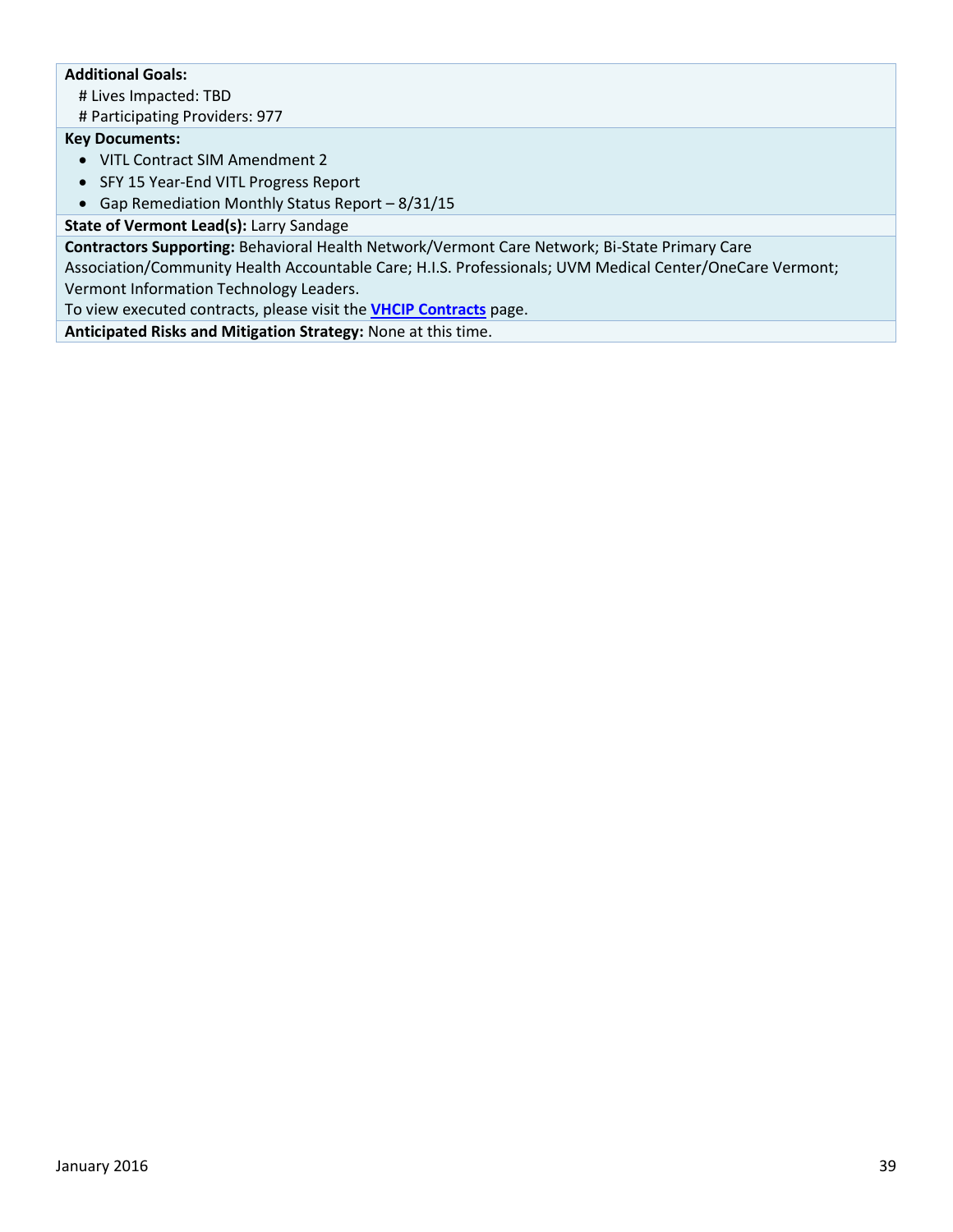**Additional Goals:**

# Lives Impacted: TBD

# Participating Providers: 977

**Key Documents:**

- VITL Contract SIM Amendment 2
- SFY 15 Year-End VITL Progress Report
- Gap Remediation Monthly Status Report – 8/31/15

**State of Vermont Lead(s):** Larry Sandage

**Contractors Supporting:** Behavioral Health Network/Vermont Care Network; Bi-State Primary Care Association/Community Health Accountable Care; H.I.S. Professionals; UVM Medical Center/OneCare Vermont; Vermont Information Technology Leaders.

To view executed contracts, please visit the **VHCIP Contracts** page.

**Anticipated Risks and Mitigation Strategy:** None at this time.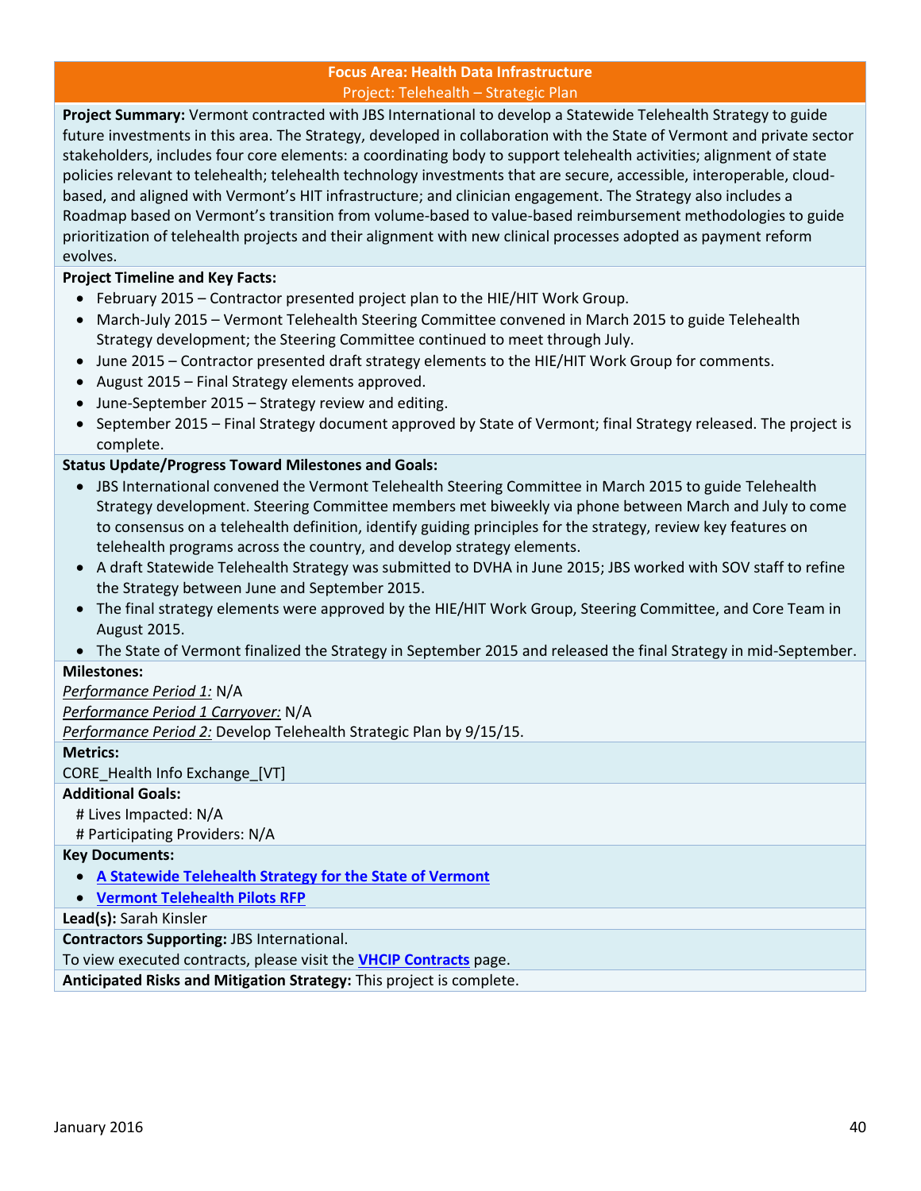## Focus Area: Health Data Infrastructure

### Project: Telehealth – Strategic Plan

**Project Summary:** Vermont contracted with JBS International to develop a Statewide Telehealth Strategy to guide future investments in this area. The Strategy, developed in collaboration with the State of Vermont and private sector stakeholders, includes four core elements: a coordinating body to support telehealth activities; alignment of state policies relevant to telehealth; telehealth technology investments that are secure, accessible, interoperable, cloud-based, and aligned with Vermont's HIT infrastructure; and clinician engagement. The Strategy also includes a Roadmap based on Vermont's transition from volume-based to value-based reimbursement methodologies to guide prioritization of telehealth projects and their alignment with new clinical processes adopted as payment reform evolves.

**Project Timeline and Key Facts:**

- February 2015 – Contractor presented project plan to the HIE/HIT Work Group.
- March-July 2015 – Vermont Telehealth Steering Committee convened in March 2015 to guide Telehealth Strategy development; the Steering Committee continued to meet through July.
- June 2015 – Contractor presented draft strategy elements to the HIE/HIT Work Group for comments.
- August 2015 – Final Strategy elements approved.
- June-September 2015 – Strategy review and editing.
- September 2015 – Final Strategy document approved by State of Vermont; final Strategy released. The project is complete.

**Status Update/Progress Toward Milestones and Goals:**

- JBS International convened the Vermont Telehealth Steering Committee in March 2015 to guide Telehealth Strategy development. Steering Committee members met biweekly via phone between March and July to come to consensus on a telehealth definition, identify guiding principles for the strategy, review key features on telehealth programs across the country, and develop strategy elements.
- A draft Statewide Telehealth Strategy was submitted to DVHA in June 2015; JBS worked with SOV staff to refine the Strategy between June and September 2015.
- The final strategy elements were approved by the HIE/HIT Work Group, Steering Committee, and Core Team in August 2015.
- The State of Vermont finalized the Strategy in September 2015 and released the final Strategy in mid-September.

**Milestones:**

*Performance Period 1:* N/A

*Performance Period 1 Carryover:* N/A

*Performance Period 2:* Develop Telehealth Strategic Plan by 9/15/15.

**Metrics:**

CORE_Health Info Exchange_[VT]

**Additional Goals:**

# Lives Impacted: N/A

# Participating Providers: N/A

**Key Documents:**

- **A Statewide Telehealth Strategy for the State of Vermont**
- **Vermont Telehealth Pilots RFP**

**Lead(s):** Sarah Kinsler

**Contractors Supporting:** JBS International.

To view executed contracts, please visit the **VHCIP Contracts** page.

**Anticipated Risks and Mitigation Strategy:** This project is complete.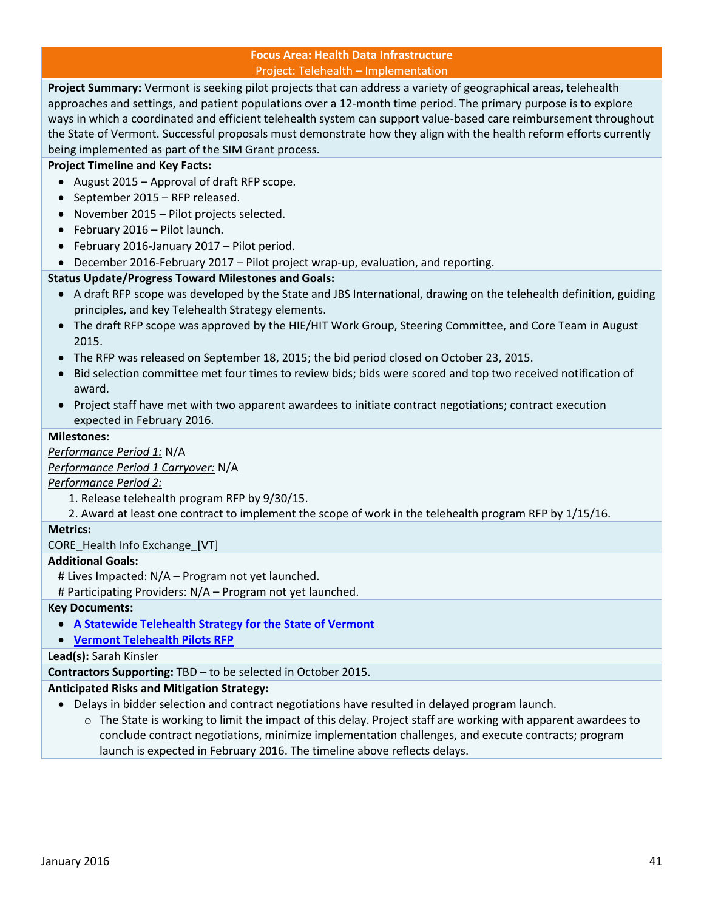**Focus Area: Health Data Infrastructure**

Project: Telehealth – Implementation

**Project Summary:** Vermont is seeking pilot projects that can address a variety of geographical areas, telehealth approaches and settings, and patient populations over a 12-month time period. The primary purpose is to explore ways in which a coordinated and efficient telehealth system can support value-based care reimbursement throughout the State of Vermont. Successful proposals must demonstrate how they align with the health reform efforts currently being implemented as part of the SIM Grant process.

**Project Timeline and Key Facts:**

- August 2015 – Approval of draft RFP scope.
- September 2015 – RFP released.
- November 2015 – Pilot projects selected.
- February 2016 – Pilot launch.
- February 2016-January 2017 – Pilot period.
- December 2016-February 2017 – Pilot project wrap-up, evaluation, and reporting.

**Status Update/Progress Toward Milestones and Goals:**

- A draft RFP scope was developed by the State and JBS International, drawing on the telehealth definition, guiding principles, and key Telehealth Strategy elements.
- The draft RFP scope was approved by the HIE/HIT Work Group, Steering Committee, and Core Team in August 2015.
- The RFP was released on September 18, 2015; the bid period closed on October 23, 2015.
- Bid selection committee met four times to review bids; bids were scored and top two received notification of award.
- Project staff have met with two apparent awardees to initiate contract negotiations; contract execution expected in February 2016.

**Milestones:**

*Performance Period 1:* N/A

*Performance Period 1 Carryover:* N/A

*Performance Period 2:*

1. Release telehealth program RFP by 9/30/15.
2. Award at least one contract to implement the scope of work in the telehealth program RFP by 1/15/16.

**Metrics:**

CORE_Health Info Exchange_[VT]

**Additional Goals:**

# Lives Impacted: N/A – Program not yet launched.

# Participating Providers: N/A – Program not yet launched.

**Key Documents:**

- **A Statewide Telehealth Strategy for the State of Vermont**
- **Vermont Telehealth Pilots RFP**

**Lead(s):** Sarah Kinsler

**Contractors Supporting:** TBD – to be selected in October 2015.

**Anticipated Risks and Mitigation Strategy:**

- Delays in bidder selection and contract negotiations have resulted in delayed program launch.
  - The State is working to limit the impact of this delay. Project staff are working with apparent awardees to conclude contract negotiations, minimize implementation challenges, and execute contracts; program launch is expected in February 2016. The timeline above reflects delays.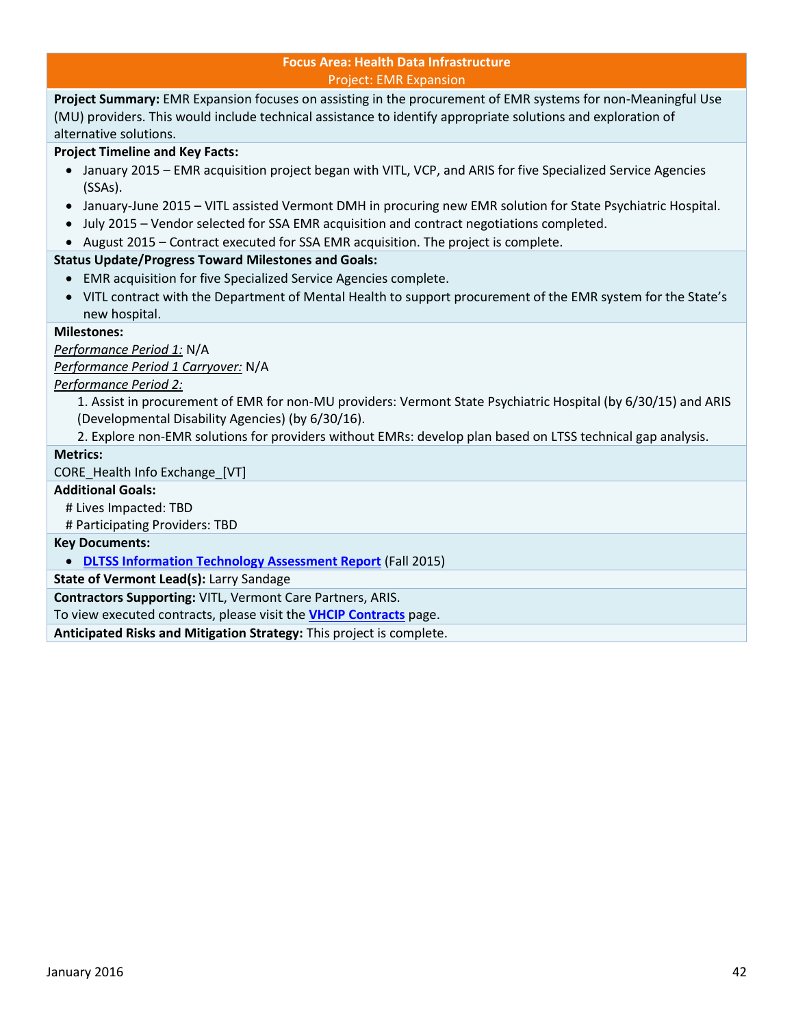## Focus Area: Health Data Infrastructure

### Project: EMR Expansion

**Project Summary:** EMR Expansion focuses on assisting in the procurement of EMR systems for non-Meaningful Use (MU) providers. This would include technical assistance to identify appropriate solutions and exploration of alternative solutions.

**Project Timeline and Key Facts:**

- January 2015 – EMR acquisition project began with VITL, VCP, and ARIS for five Specialized Service Agencies (SSAs).
- January-June 2015 – VITL assisted Vermont DMH in procuring new EMR solution for State Psychiatric Hospital.
- July 2015 – Vendor selected for SSA EMR acquisition and contract negotiations completed.
- August 2015 – Contract executed for SSA EMR acquisition. The project is complete.

**Status Update/Progress Toward Milestones and Goals:**

- EMR acquisition for five Specialized Service Agencies complete.
- VITL contract with the Department of Mental Health to support procurement of the EMR system for the State's new hospital.

**Milestones:**

*Performance Period 1:* N/A

*Performance Period 1 Carryover:* N/A

*Performance Period 2:*

1. Assist in procurement of EMR for non-MU providers: Vermont State Psychiatric Hospital (by 6/30/15) and ARIS (Developmental Disability Agencies) (by 6/30/16).
2. Explore non-EMR solutions for providers without EMRs: develop plan based on LTSS technical gap analysis.

**Metrics:**

CORE_Health Info Exchange_[VT]

**Additional Goals:**

# Lives Impacted: TBD

# Participating Providers: TBD

**Key Documents:**

- **DLTSS Information Technology Assessment Report** (Fall 2015)

**State of Vermont Lead(s):** Larry Sandage

**Contractors Supporting:** VITL, Vermont Care Partners, ARIS.

To view executed contracts, please visit the **VHCIP Contracts** page.

**Anticipated Risks and Mitigation Strategy:** This project is complete.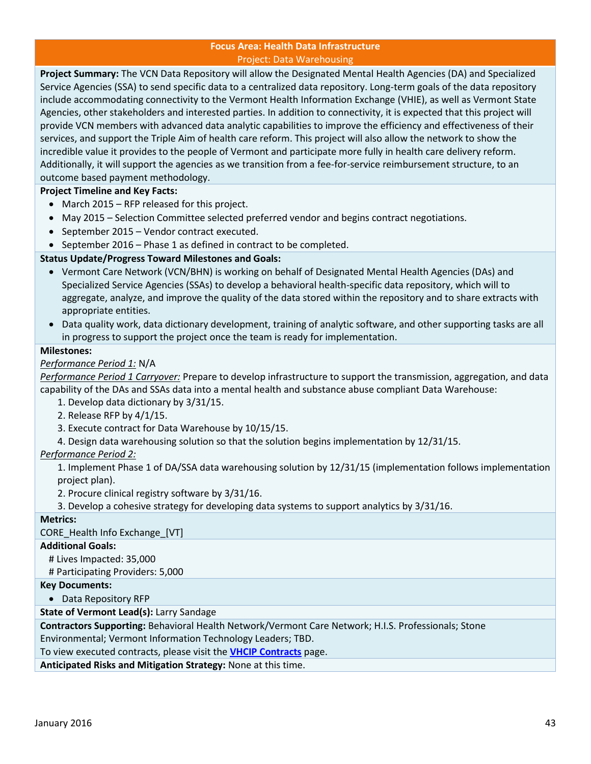## Focus Area: Health Data Infrastructure

### Project: Data Warehousing

**Project Summary:** The VCN Data Repository will allow the Designated Mental Health Agencies (DA) and Specialized Service Agencies (SSA) to send specific data to a centralized data repository. Long-term goals of the data repository include accommodating connectivity to the Vermont Health Information Exchange (VHIE), as well as Vermont State Agencies, other stakeholders and interested parties. In addition to connectivity, it is expected that this project will provide VCN members with advanced data analytic capabilities to improve the efficiency and effectiveness of their services, and support the Triple Aim of health care reform. This project will also allow the network to show the incredible value it provides to the people of Vermont and participate more fully in health care delivery reform. Additionally, it will support the agencies as we transition from a fee-for-service reimbursement structure, to an outcome based payment methodology.

**Project Timeline and Key Facts:**

- March 2015 – RFP released for this project.
- May 2015 – Selection Committee selected preferred vendor and begins contract negotiations.
- September 2015 – Vendor contract executed.
- September 2016 – Phase 1 as defined in contract to be completed.

**Status Update/Progress Toward Milestones and Goals:**

- Vermont Care Network (VCN/BHN) is working on behalf of Designated Mental Health Agencies (DAs) and Specialized Service Agencies (SSAs) to develop a behavioral health-specific data repository, which will to aggregate, analyze, and improve the quality of the data stored within the repository and to share extracts with appropriate entities.
- Data quality work, data dictionary development, training of analytic software, and other supporting tasks are all in progress to support the project once the team is ready for implementation.

**Milestones:**

*Performance Period 1:* N/A

*Performance Period 1 Carryover:* Prepare to develop infrastructure to support the transmission, aggregation, and data capability of the DAs and SSAs data into a mental health and substance abuse compliant Data Warehouse:

1. Develop data dictionary by 3/31/15.
2. Release RFP by 4/1/15.
3. Execute contract for Data Warehouse by 10/15/15.
4. Design data warehousing solution so that the solution begins implementation by 12/31/15.

*Performance Period 2:*

1. Implement Phase 1 of DA/SSA data warehousing solution by 12/31/15 (implementation follows implementation project plan).
2. Procure clinical registry software by 3/31/16.
3. Develop a cohesive strategy for developing data systems to support analytics by 3/31/16.

**Metrics:**

CORE_Health Info Exchange_[VT]

**Additional Goals:**

# Lives Impacted: 35,000

# Participating Providers: 5,000

**Key Documents:**

- Data Repository RFP

**State of Vermont Lead(s):** Larry Sandage

**Contractors Supporting:** Behavioral Health Network/Vermont Care Network; H.I.S. Professionals; Stone Environmental; Vermont Information Technology Leaders; TBD.

To view executed contracts, please visit the **VHCIP Contracts** page.

**Anticipated Risks and Mitigation Strategy:** None at this time.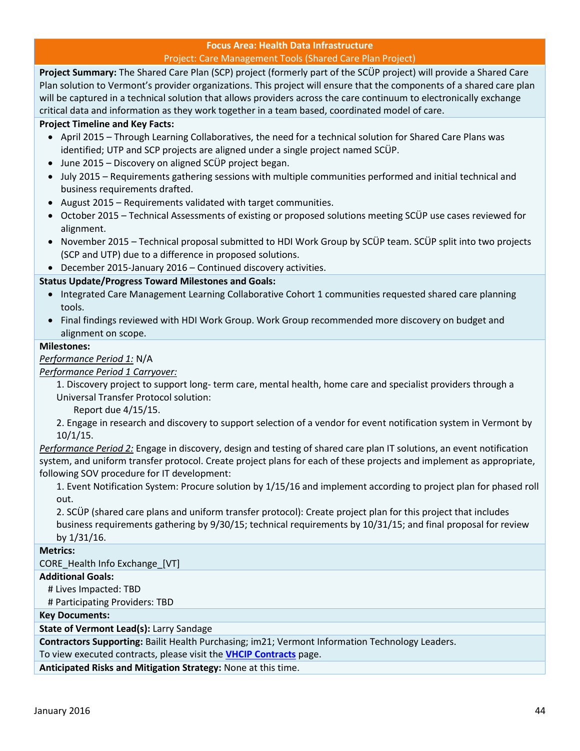**Focus Area: Health Data Infrastructure**

Project: Care Management Tools (Shared Care Plan Project)

**Project Summary:** The Shared Care Plan (SCP) project (formerly part of the SCÜP project) will provide a Shared Care Plan solution to Vermont's provider organizations. This project will ensure that the components of a shared care plan will be captured in a technical solution that allows providers across the care continuum to electronically exchange critical data and information as they work together in a team based, coordinated model of care.

**Project Timeline and Key Facts:**

- April 2015 – Through Learning Collaboratives, the need for a technical solution for Shared Care Plans was identified; UTP and SCP projects are aligned under a single project named SCÜP.
- June 2015 – Discovery on aligned SCÜP project began.
- July 2015 – Requirements gathering sessions with multiple communities performed and initial technical and business requirements drafted.
- August 2015 – Requirements validated with target communities.
- October 2015 – Technical Assessments of existing or proposed solutions meeting SCÜP use cases reviewed for alignment.
- November 2015 – Technical proposal submitted to HDI Work Group by SCÜP team. SCÜP split into two projects (SCP and UTP) due to a difference in proposed solutions.
- December 2015-January 2016 – Continued discovery activities.

**Status Update/Progress Toward Milestones and Goals:**

- Integrated Care Management Learning Collaborative Cohort 1 communities requested shared care planning tools.
- Final findings reviewed with HDI Work Group. Work Group recommended more discovery on budget and alignment on scope.

**Milestones:**

*Performance Period 1:* N/A

*Performance Period 1 Carryover:*

1. Discovery project to support long- term care, mental health, home care and specialist providers through a Universal Transfer Protocol solution:
   Report due 4/15/15.
2. Engage in research and discovery to support selection of a vendor for event notification system in Vermont by 10/1/15.

*Performance Period 2:* Engage in discovery, design and testing of shared care plan IT solutions, an event notification system, and uniform transfer protocol. Create project plans for each of these projects and implement as appropriate, following SOV procedure for IT development:

1. Event Notification System: Procure solution by 1/15/16 and implement according to project plan for phased roll out.
2. SCÜP (shared care plans and uniform transfer protocol): Create project plan for this project that includes business requirements gathering by 9/30/15; technical requirements by 10/31/15; and final proposal for review by 1/31/16.

**Metrics:**

CORE_Health Info Exchange_[VT]

**Additional Goals:**

\# Lives Impacted: TBD
\# Participating Providers: TBD

**Key Documents:**

**State of Vermont Lead(s):** Larry Sandage

**Contractors Supporting:** Bailit Health Purchasing; im21; Vermont Information Technology Leaders.
To view executed contracts, please visit the **VHCIP Contracts** page.

**Anticipated Risks and Mitigation Strategy:** None at this time.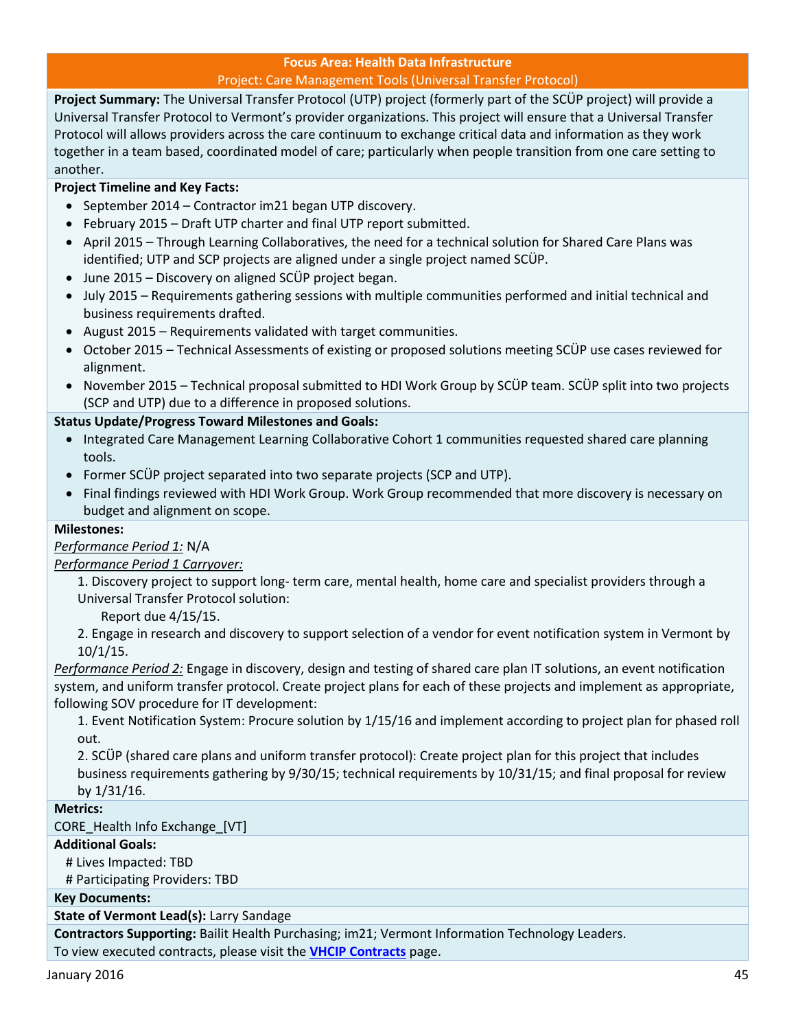## Focus Area: Health Data Infrastructure

### Project: Care Management Tools (Universal Transfer Protocol)

**Project Summary:** The Universal Transfer Protocol (UTP) project (formerly part of the SCÜP project) will provide a Universal Transfer Protocol to Vermont's provider organizations. This project will ensure that a Universal Transfer Protocol will allows providers across the care continuum to exchange critical data and information as they work together in a team based, coordinated model of care; particularly when people transition from one care setting to another.

**Project Timeline and Key Facts:**

- September 2014 – Contractor im21 began UTP discovery.
- February 2015 – Draft UTP charter and final UTP report submitted.
- April 2015 – Through Learning Collaboratives, the need for a technical solution for Shared Care Plans was identified; UTP and SCP projects are aligned under a single project named SCÜP.
- June 2015 – Discovery on aligned SCÜP project began.
- July 2015 – Requirements gathering sessions with multiple communities performed and initial technical and business requirements drafted.
- August 2015 – Requirements validated with target communities.
- October 2015 – Technical Assessments of existing or proposed solutions meeting SCÜP use cases reviewed for alignment.
- November 2015 – Technical proposal submitted to HDI Work Group by SCÜP team. SCÜP split into two projects (SCP and UTP) due to a difference in proposed solutions.

**Status Update/Progress Toward Milestones and Goals:**

- Integrated Care Management Learning Collaborative Cohort 1 communities requested shared care planning tools.
- Former SCÜP project separated into two separate projects (SCP and UTP).
- Final findings reviewed with HDI Work Group. Work Group recommended that more discovery is necessary on budget and alignment on scope.

**Milestones:**

*Performance Period 1:* N/A

*Performance Period 1 Carryover:*

1. Discovery project to support long- term care, mental health, home care and specialist providers through a Universal Transfer Protocol solution:
   Report due 4/15/15.
2. Engage in research and discovery to support selection of a vendor for event notification system in Vermont by 10/1/15.

*Performance Period 2:* Engage in discovery, design and testing of shared care plan IT solutions, an event notification system, and uniform transfer protocol. Create project plans for each of these projects and implement as appropriate, following SOV procedure for IT development:

1. Event Notification System: Procure solution by 1/15/16 and implement according to project plan for phased roll out.
2. SCÜP (shared care plans and uniform transfer protocol): Create project plan for this project that includes business requirements gathering by 9/30/15; technical requirements by 10/31/15; and final proposal for review by 1/31/16.

**Metrics:**

CORE_Health Info Exchange_[VT]

**Additional Goals:**

# Lives Impacted: TBD
# Participating Providers: TBD

**Key Documents:**

**State of Vermont Lead(s):** Larry Sandage

**Contractors Supporting:** Bailit Health Purchasing; im21; Vermont Information Technology Leaders.
To view executed contracts, please visit the **VHCIP Contracts** page.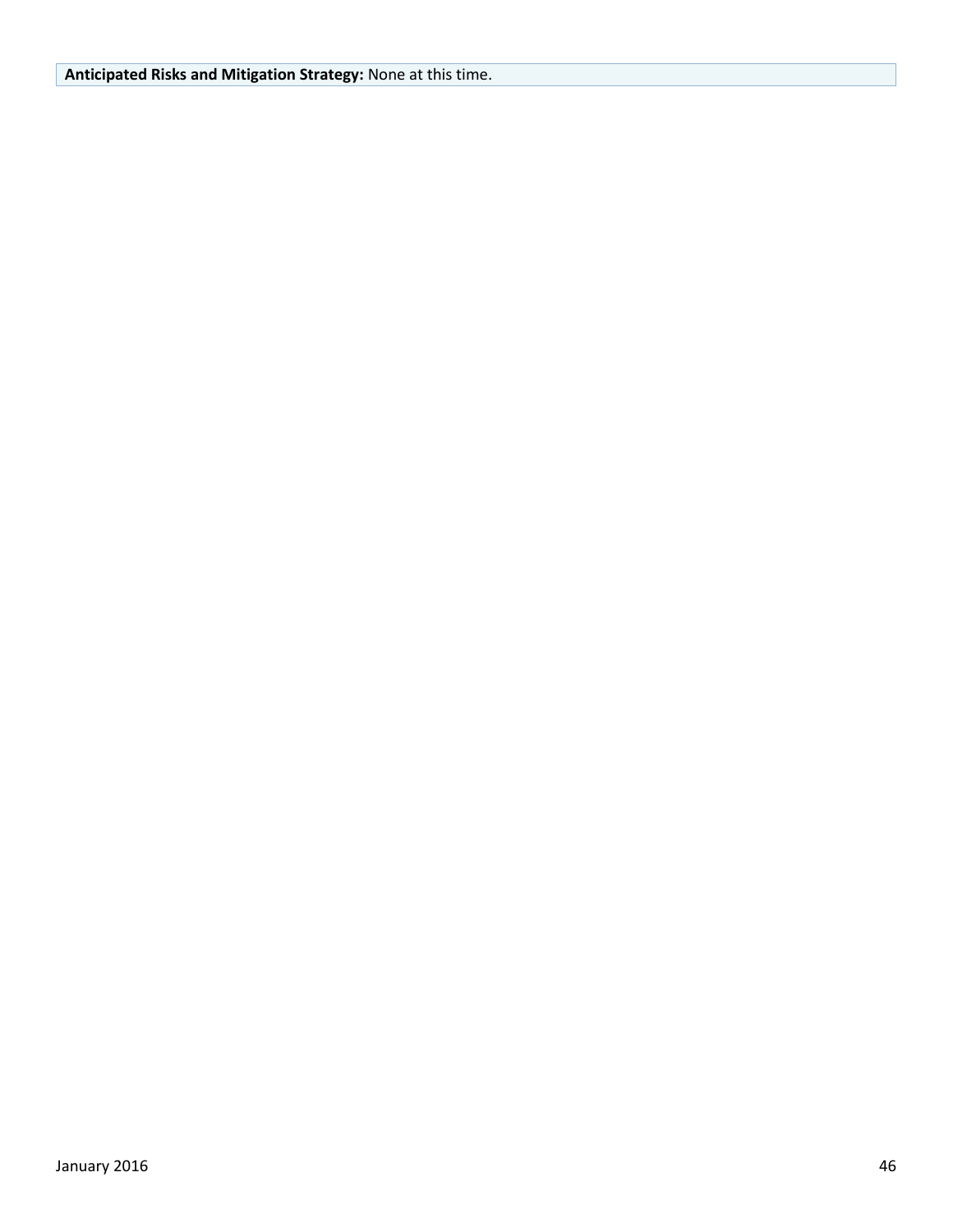**Anticipated Risks and Mitigation Strategy:** None at this time.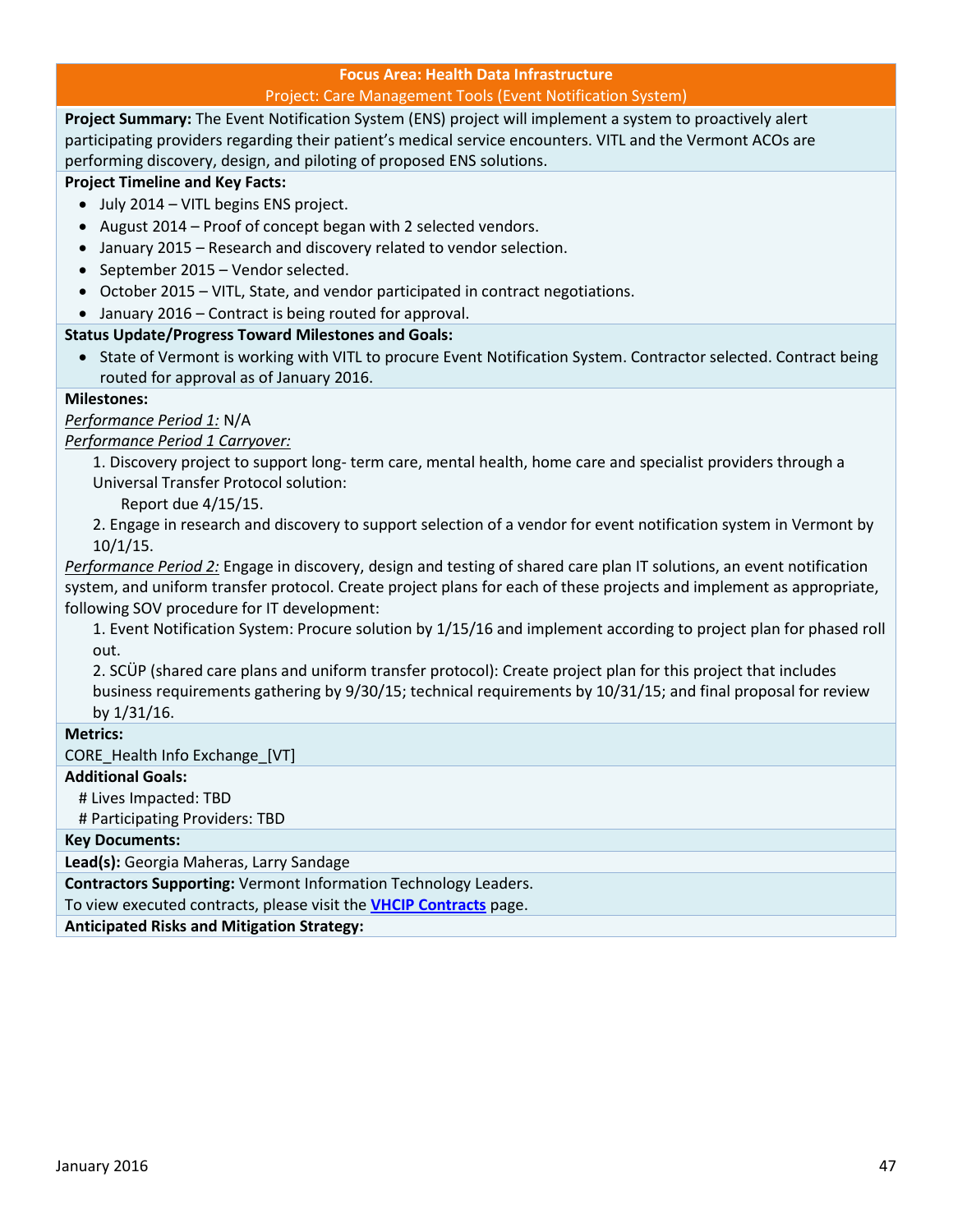## Focus Area: Health Data Infrastructure

### Project: Care Management Tools (Event Notification System)

**Project Summary:** The Event Notification System (ENS) project will implement a system to proactively alert participating providers regarding their patient's medical service encounters. VITL and the Vermont ACOs are performing discovery, design, and piloting of proposed ENS solutions.

**Project Timeline and Key Facts:**

- July 2014 – VITL begins ENS project.
- August 2014 – Proof of concept began with 2 selected vendors.
- January 2015 – Research and discovery related to vendor selection.
- September 2015 – Vendor selected.
- October 2015 – VITL, State, and vendor participated in contract negotiations.
- January 2016 – Contract is being routed for approval.

**Status Update/Progress Toward Milestones and Goals:**

- State of Vermont is working with VITL to procure Event Notification System. Contractor selected. Contract being routed for approval as of January 2016.

**Milestones:**

*Performance Period 1:* N/A

*Performance Period 1 Carryover:*

1. Discovery project to support long- term care, mental health, home care and specialist providers through a Universal Transfer Protocol solution:
   Report due 4/15/15.
2. Engage in research and discovery to support selection of a vendor for event notification system in Vermont by 10/1/15.

*Performance Period 2:* Engage in discovery, design and testing of shared care plan IT solutions, an event notification system, and uniform transfer protocol. Create project plans for each of these projects and implement as appropriate, following SOV procedure for IT development:

1. Event Notification System: Procure solution by 1/15/16 and implement according to project plan for phased roll out.
2. SCÜP (shared care plans and uniform transfer protocol): Create project plan for this project that includes business requirements gathering by 9/30/15; technical requirements by 10/31/15; and final proposal for review by 1/31/16.

**Metrics:**

CORE_Health Info Exchange_[VT]

**Additional Goals:**

\# Lives Impacted: TBD
\# Participating Providers: TBD

**Key Documents:**

**Lead(s):** Georgia Maheras, Larry Sandage

**Contractors Supporting:** Vermont Information Technology Leaders.
To view executed contracts, please visit the **VHCIP Contracts** page.

**Anticipated Risks and Mitigation Strategy:**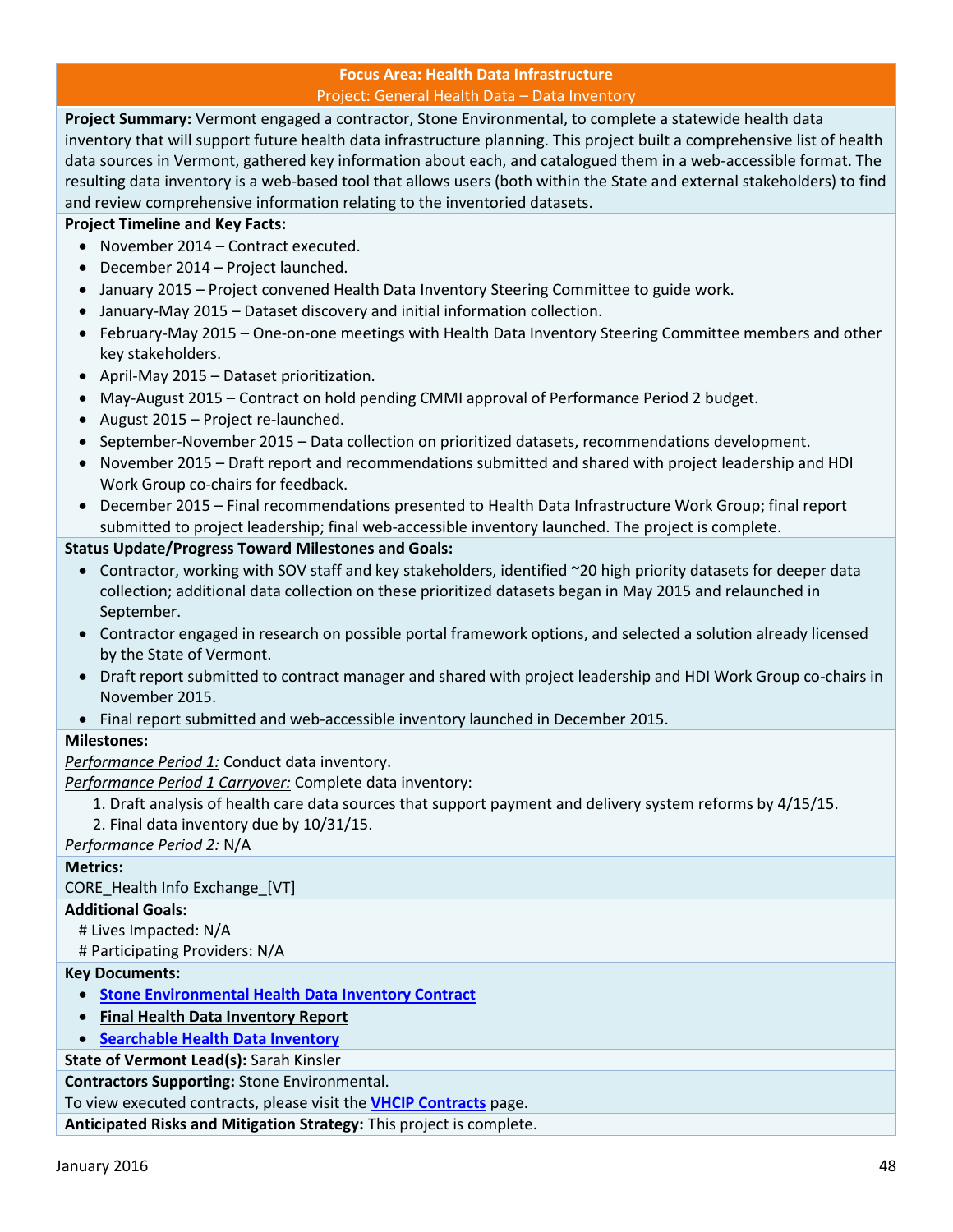## Focus Area: Health Data Infrastructure

### Project: General Health Data – Data Inventory

**Project Summary:** Vermont engaged a contractor, Stone Environmental, to complete a statewide health data inventory that will support future health data infrastructure planning. This project built a comprehensive list of health data sources in Vermont, gathered key information about each, and catalogued them in a web-accessible format. The resulting data inventory is a web-based tool that allows users (both within the State and external stakeholders) to find and review comprehensive information relating to the inventoried datasets.

**Project Timeline and Key Facts:**

- November 2014 – Contract executed.
- December 2014 – Project launched.
- January 2015 – Project convened Health Data Inventory Steering Committee to guide work.
- January-May 2015 – Dataset discovery and initial information collection.
- February-May 2015 – One-on-one meetings with Health Data Inventory Steering Committee members and other key stakeholders.
- April-May 2015 – Dataset prioritization.
- May-August 2015 – Contract on hold pending CMMI approval of Performance Period 2 budget.
- August 2015 – Project re-launched.
- September-November 2015 – Data collection on prioritized datasets, recommendations development.
- November 2015 – Draft report and recommendations submitted and shared with project leadership and HDI Work Group co-chairs for feedback.
- December 2015 – Final recommendations presented to Health Data Infrastructure Work Group; final report submitted to project leadership; final web-accessible inventory launched. The project is complete.

**Status Update/Progress Toward Milestones and Goals:**

- Contractor, working with SOV staff and key stakeholders, identified ~20 high priority datasets for deeper data collection; additional data collection on these prioritized datasets began in May 2015 and relaunched in September.
- Contractor engaged in research on possible portal framework options, and selected a solution already licensed by the State of Vermont.
- Draft report submitted to contract manager and shared with project leadership and HDI Work Group co-chairs in November 2015.
- Final report submitted and web-accessible inventory launched in December 2015.

**Milestones:**

*Performance Period 1:* Conduct data inventory.

*Performance Period 1 Carryover:* Complete data inventory:

1. Draft analysis of health care data sources that support payment and delivery system reforms by 4/15/15.
2. Final data inventory due by 10/31/15.

*Performance Period 2:* N/A

**Metrics:**

CORE_Health Info Exchange_[VT]

**Additional Goals:**

# Lives Impacted: N/A

# Participating Providers: N/A

**Key Documents:**

- **Stone Environmental Health Data Inventory Contract**
- **Final Health Data Inventory Report**
- **Searchable Health Data Inventory**

**State of Vermont Lead(s):** Sarah Kinsler

**Contractors Supporting:** Stone Environmental.

To view executed contracts, please visit the **VHCIP Contracts** page.

**Anticipated Risks and Mitigation Strategy:** This project is complete.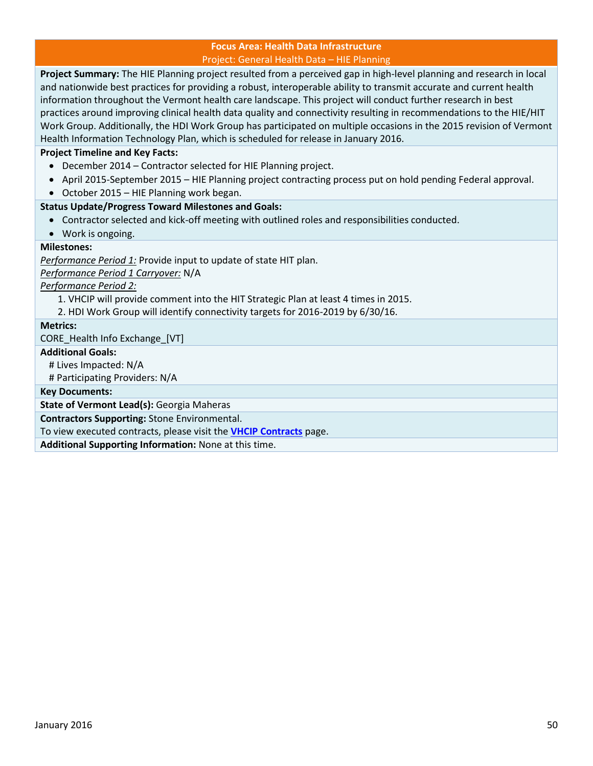## Focus Area: Health Data Infrastructure

### Project: General Health Data – HIE Planning

**Project Summary:** The HIE Planning project resulted from a perceived gap in high-level planning and research in local and nationwide best practices for providing a robust, interoperable ability to transmit accurate and current health information throughout the Vermont health care landscape. This project will conduct further research in best practices around improving clinical health data quality and connectivity resulting in recommendations to the HIE/HIT Work Group. Additionally, the HDI Work Group has participated on multiple occasions in the 2015 revision of Vermont Health Information Technology Plan, which is scheduled for release in January 2016.

**Project Timeline and Key Facts:**

- December 2014 – Contractor selected for HIE Planning project.
- April 2015-September 2015 – HIE Planning project contracting process put on hold pending Federal approval.
- October 2015 – HIE Planning work began.

**Status Update/Progress Toward Milestones and Goals:**

- Contractor selected and kick-off meeting with outlined roles and responsibilities conducted.
- Work is ongoing.

**Milestones:**

*Performance Period 1:* Provide input to update of state HIT plan.

*Performance Period 1 Carryover:* N/A

*Performance Period 2:*

1. VHCIP will provide comment into the HIT Strategic Plan at least 4 times in 2015.
2. HDI Work Group will identify connectivity targets for 2016-2019 by 6/30/16.

**Metrics:**

CORE_Health Info Exchange_[VT]

**Additional Goals:**

# Lives Impacted: N/A

# Participating Providers: N/A

**Key Documents:**

**State of Vermont Lead(s):** Georgia Maheras

**Contractors Supporting:** Stone Environmental.

To view executed contracts, please visit the **VHCIP Contracts** page.

**Additional Supporting Information:** None at this time.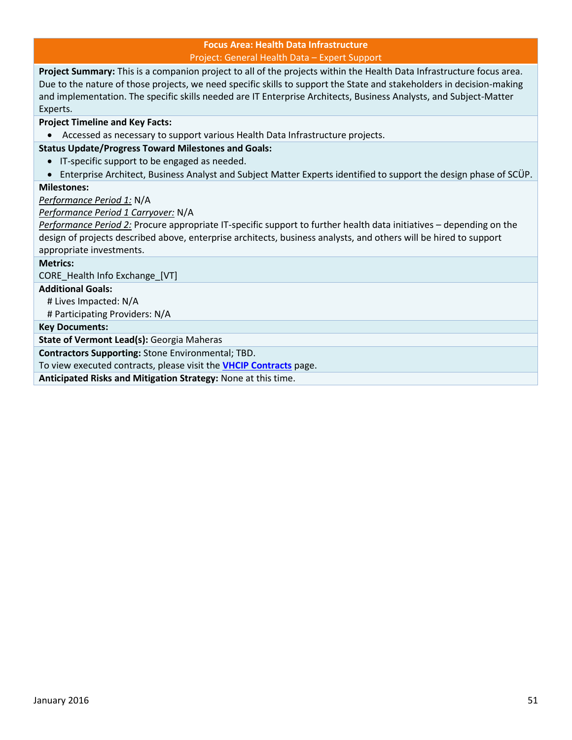**Focus Area: Health Data Infrastructure**

Project: General Health Data – Expert Support

**Project Summary:** This is a companion project to all of the projects within the Health Data Infrastructure focus area. Due to the nature of those projects, we need specific skills to support the State and stakeholders in decision-making and implementation. The specific skills needed are IT Enterprise Architects, Business Analysts, and Subject-Matter Experts.

**Project Timeline and Key Facts:**

- Accessed as necessary to support various Health Data Infrastructure projects.

**Status Update/Progress Toward Milestones and Goals:**

- IT-specific support to be engaged as needed.
- Enterprise Architect, Business Analyst and Subject Matter Experts identified to support the design phase of SCÜP.

**Milestones:**

*Performance Period 1:* N/A

*Performance Period 1 Carryover:* N/A

*Performance Period 2:* Procure appropriate IT-specific support to further health data initiatives – depending on the design of projects described above, enterprise architects, business analysts, and others will be hired to support appropriate investments.

**Metrics:**

CORE_Health Info Exchange_[VT]

**Additional Goals:**

# Lives Impacted: N/A

# Participating Providers: N/A

**Key Documents:**

**State of Vermont Lead(s):** Georgia Maheras

**Contractors Supporting:** Stone Environmental; TBD.

To view executed contracts, please visit the **VHCIP Contracts** page.

**Anticipated Risks and Mitigation Strategy:** None at this time.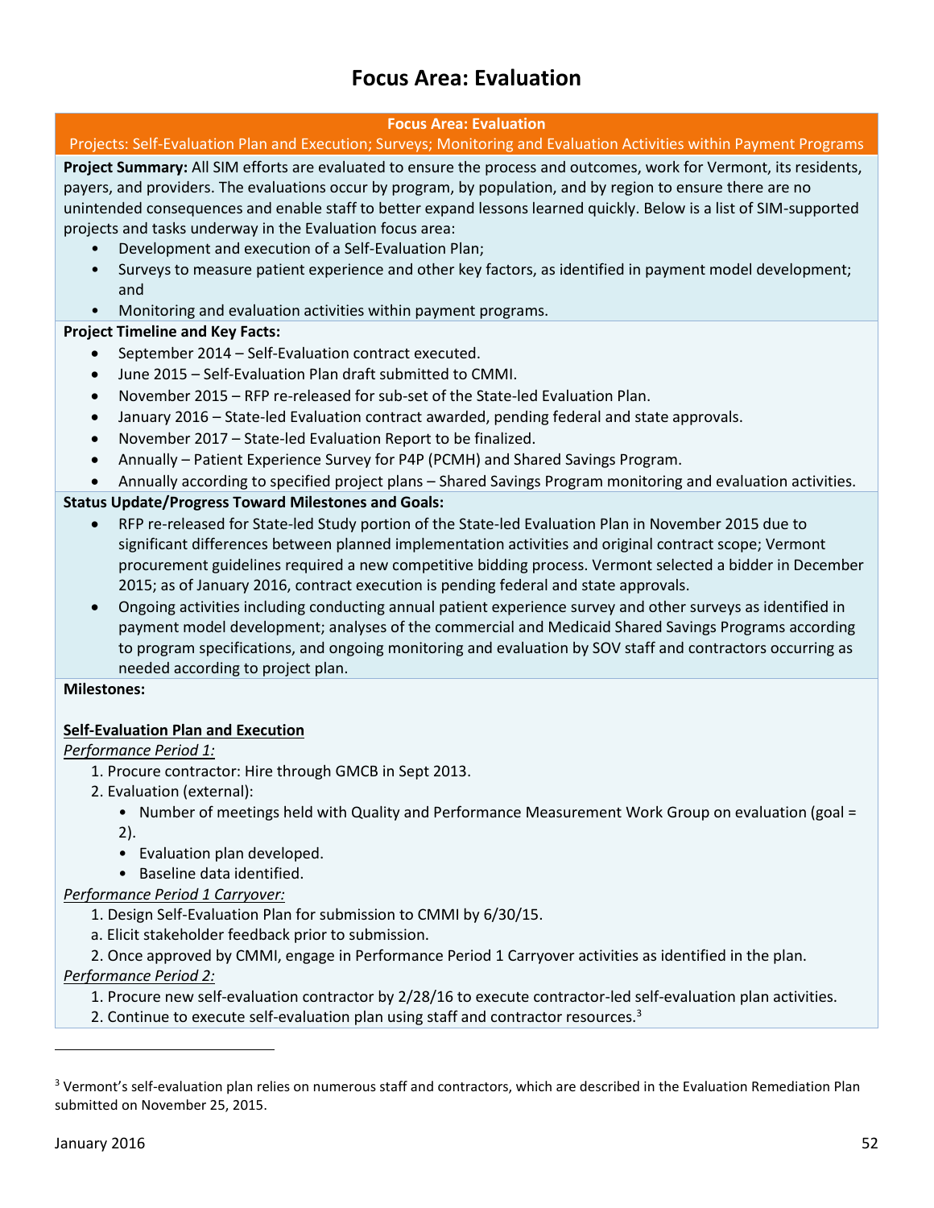# Focus Area: Evaluation

**Focus Area: Evaluation**

Projects: Self-Evaluation Plan and Execution; Surveys; Monitoring and Evaluation Activities within Payment Programs

**Project Summary:** All SIM efforts are evaluated to ensure the process and outcomes, work for Vermont, its residents, payers, and providers. The evaluations occur by program, by population, and by region to ensure there are no unintended consequences and enable staff to better expand lessons learned quickly. Below is a list of SIM-supported projects and tasks underway in the Evaluation focus area:

- Development and execution of a Self-Evaluation Plan;
- Surveys to measure patient experience and other key factors, as identified in payment model development; and
- Monitoring and evaluation activities within payment programs.

**Project Timeline and Key Facts:**

- September 2014 – Self-Evaluation contract executed.
- June 2015 – Self-Evaluation Plan draft submitted to CMMI.
- November 2015 – RFP re-released for sub-set of the State-led Evaluation Plan.
- January 2016 – State-led Evaluation contract awarded, pending federal and state approvals.
- November 2017 – State-led Evaluation Report to be finalized.
- Annually – Patient Experience Survey for P4P (PCMH) and Shared Savings Program.
- Annually according to specified project plans – Shared Savings Program monitoring and evaluation activities.

**Status Update/Progress Toward Milestones and Goals:**

- RFP re-released for State-led Study portion of the State-led Evaluation Plan in November 2015 due to significant differences between planned implementation activities and original contract scope; Vermont procurement guidelines required a new competitive bidding process. Vermont selected a bidder in December 2015; as of January 2016, contract execution is pending federal and state approvals.
- Ongoing activities including conducting annual patient experience survey and other surveys as identified in payment model development; analyses of the commercial and Medicaid Shared Savings Programs according to program specifications, and ongoing monitoring and evaluation by SOV staff and contractors occurring as needed according to project plan.

**Milestones:**

**Self-Evaluation Plan and Execution**

*Performance Period 1:*

1. Procure contractor: Hire through GMCB in Sept 2013.
2. Evaluation (external):
   - Number of meetings held with Quality and Performance Measurement Work Group on evaluation (goal = 2).
   - Evaluation plan developed.
   - Baseline data identified.

*Performance Period 1 Carryover:*

1. Design Self-Evaluation Plan for submission to CMMI by 6/30/15.

   a. Elicit stakeholder feedback prior to submission.

2. Once approved by CMMI, engage in Performance Period 1 Carryover activities as identified in the plan.

*Performance Period 2:*

1. Procure new self-evaluation contractor by 2/28/16 to execute contractor-led self-evaluation plan activities.
2. Continue to execute self-evaluation plan using staff and contractor resources.[3]

[3] Vermont's self-evaluation plan relies on numerous staff and contractors, which are described in the Evaluation Remediation Plan submitted on November 25, 2015.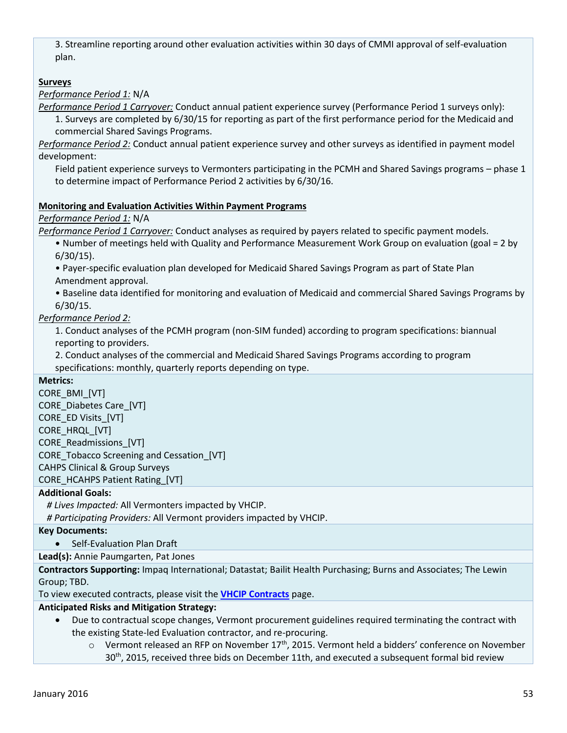3. Streamline reporting around other evaluation activities within 30 days of CMMI approval of self-evaluation plan.

**Surveys**

*Performance Period 1:* N/A

*Performance Period 1 Carryover:* Conduct annual patient experience survey (Performance Period 1 surveys only):

1. Surveys are completed by 6/30/15 for reporting as part of the first performance period for the Medicaid and commercial Shared Savings Programs.

*Performance Period 2:* Conduct annual patient experience survey and other surveys as identified in payment model development:

Field patient experience surveys to Vermonters participating in the PCMH and Shared Savings programs – phase 1 to determine impact of Performance Period 2 activities by 6/30/16.

**Monitoring and Evaluation Activities Within Payment Programs**

*Performance Period 1:* N/A

*Performance Period 1 Carryover:* Conduct analyses as required by payers related to specific payment models.

- Number of meetings held with Quality and Performance Measurement Work Group on evaluation (goal = 2 by 6/30/15).
- Payer-specific evaluation plan developed for Medicaid Shared Savings Program as part of State Plan Amendment approval.
- Baseline data identified for monitoring and evaluation of Medicaid and commercial Shared Savings Programs by 6/30/15.

*Performance Period 2:*

1. Conduct analyses of the PCMH program (non-SIM funded) according to program specifications: biannual reporting to providers.
2. Conduct analyses of the commercial and Medicaid Shared Savings Programs according to program specifications: monthly, quarterly reports depending on type.

**Metrics:**

CORE_BMI_[VT]
CORE_Diabetes Care_[VT]
CORE_ED Visits_[VT]
CORE_HRQL_[VT]
CORE_Readmissions_[VT]
CORE_Tobacco Screening and Cessation_[VT]
CAHPS Clinical & Group Surveys
CORE_HCAHPS Patient Rating_[VT]

**Additional Goals:**

*# Lives Impacted:* All Vermonters impacted by VHCIP.
*# Participating Providers:* All Vermont providers impacted by VHCIP.

**Key Documents:**

- Self-Evaluation Plan Draft

**Lead(s):** Annie Paumgarten, Pat Jones

**Contractors Supporting:** Impaq International; Datastat; Bailit Health Purchasing; Burns and Associates; The Lewin Group; TBD.
To view executed contracts, please visit the **VHCIP Contracts** page.

**Anticipated Risks and Mitigation Strategy:**

- Due to contractual scope changes, Vermont procurement guidelines required terminating the contract with the existing State-led Evaluation contractor, and re-procuring.
  - Vermont released an RFP on November 17th, 2015. Vermont held a bidders' conference on November 30th, 2015, received three bids on December 11th, and executed a subsequent formal bid review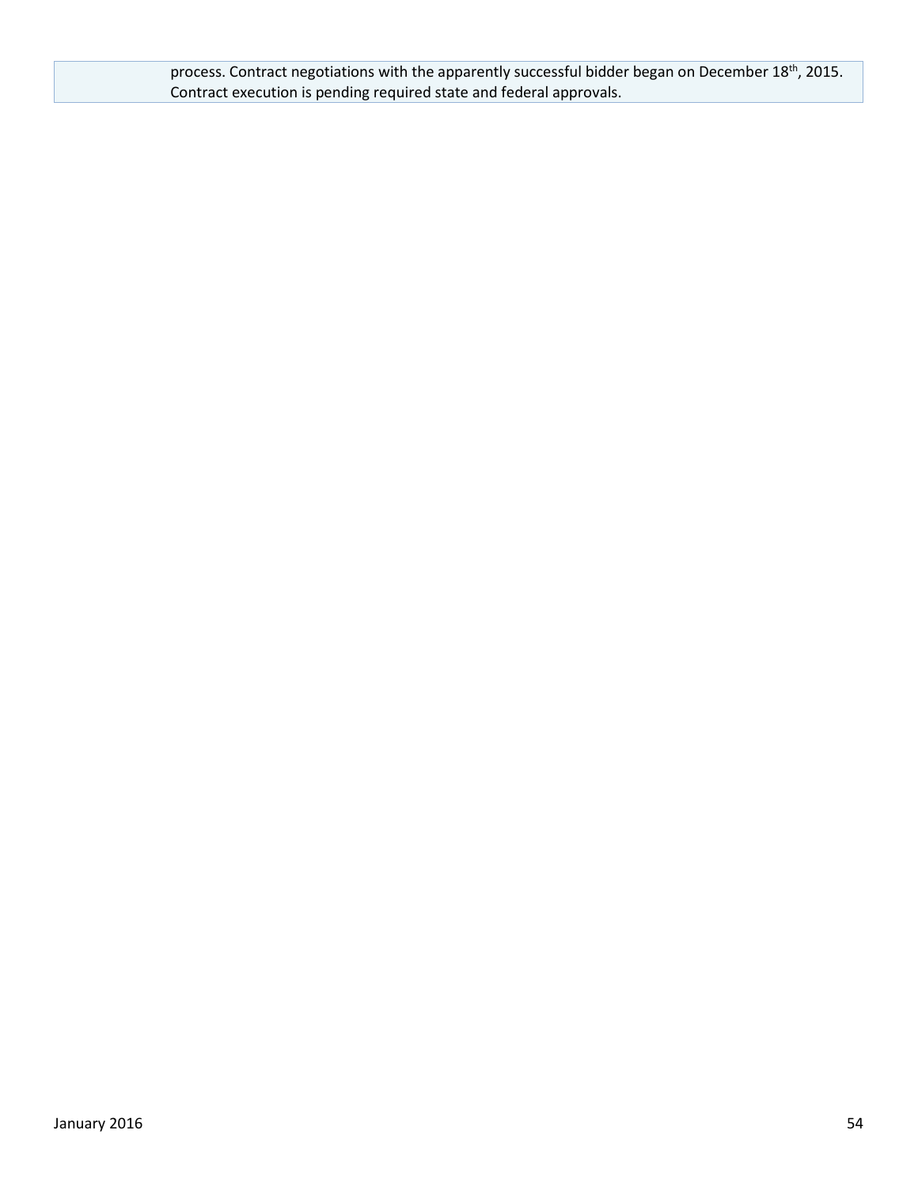process. Contract negotiations with the apparently successful bidder began on December 18th, 2015. Contract execution is pending required state and federal approvals.